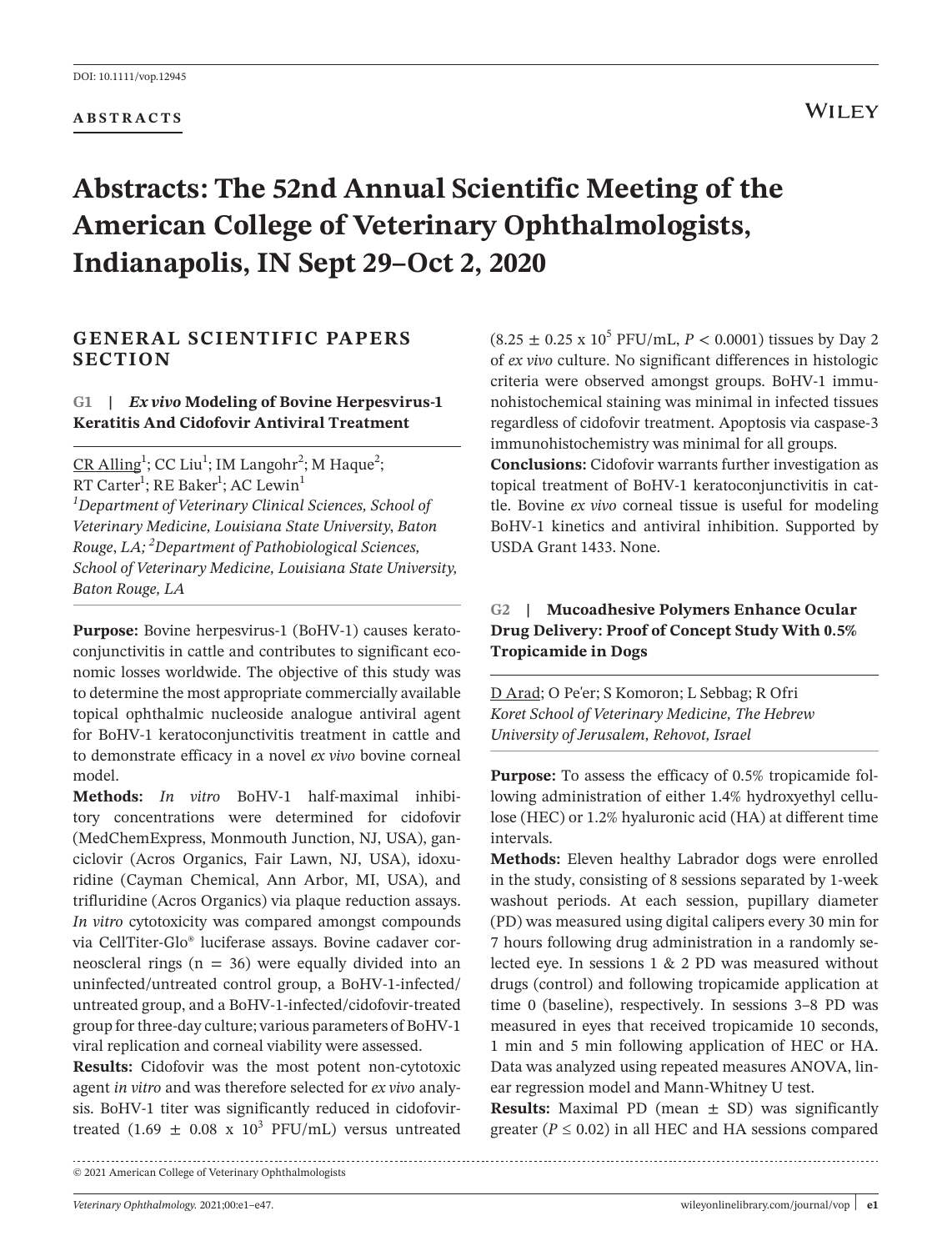DOI: 10.1111/vop.12945

**ABSTRACTS**

# Abstracts: The 52nd Annual Scientific Meeting of the American College of Veterinary Ophthalmologists, Indianapolis, IN Sept 29–Oct 2, 2020

## GENERAL SCIENTIFIC PAPERS SECTION

### G1 | *Ex vivo* Modeling of Bovine Herpesvirus-1 Keratitis And Cidofovir Antiviral Treatment

CR Alling[1]; CC Liu[1]; IM Langohr[2]; M Haque[2]; RT Carter[1]; RE Baker[1]; AC Lewin[1]

*[1]Department of Veterinary Clinical Sciences, School of Veterinary Medicine, Louisiana State University, Baton Rouge, LA; [2]Department of Pathobiological Sciences, School of Veterinary Medicine, Louisiana State University, Baton Rouge, LA*

**Purpose:** Bovine herpesvirus-1 (BoHV-1) causes keratoconjunctivitis in cattle and contributes to significant economic losses worldwide. The objective of this study was to determine the most appropriate commercially available topical ophthalmic nucleoside analogue antiviral agent for BoHV-1 keratoconjunctivitis treatment in cattle and to demonstrate efficacy in a novel *ex vivo* bovine corneal model.

**Methods:** *In vitro* BoHV-1 half-maximal inhibitory concentrations were determined for cidofovir (MedChemExpress, Monmouth Junction, NJ, USA), ganciclovir (Acros Organics, Fair Lawn, NJ, USA), idoxuridine (Cayman Chemical, Ann Arbor, MI, USA), and trifluridine (Acros Organics) via plaque reduction assays. *In vitro* cytotoxicity was compared amongst compounds via CellTiter-Glo® luciferase assays. Bovine cadaver corneoscleral rings ($n = 36$) were equally divided into an uninfected/untreated control group, a BoHV-1-infected/untreated group, and a BoHV-1-infected/cidofovir-treated group for three-day culture; various parameters of BoHV-1 viral replication and corneal viability were assessed.

**Results:** Cidofovir was the most potent non-cytotoxic agent *in vitro* and was therefore selected for *ex vivo* analysis. BoHV-1 titer was significantly reduced in cidofovir-treated ($1.69 \pm 0.08 \times 10^3$ PFU/mL) versus untreated ($8.25 \pm 0.25 \times 10^5$ PFU/mL, $P < 0.0001$) tissues by Day 2 of *ex vivo* culture. No significant differences in histologic criteria were observed amongst groups. BoHV-1 immunohistochemical staining was minimal in infected tissues regardless of cidofovir treatment. Apoptosis via caspase-3 immunohistochemistry was minimal for all groups.

**Conclusions:** Cidofovir warrants further investigation as topical treatment of BoHV-1 keratoconjunctivitis in cattle. Bovine *ex vivo* corneal tissue is useful for modeling BoHV-1 kinetics and antiviral inhibition. Supported by USDA Grant 1433. None.

### G2 | Mucoadhesive Polymers Enhance Ocular Drug Delivery: Proof of Concept Study With 0.5% Tropicamide in Dogs

D Arad; O Pe'er; S Komoron; L Sebbag; R Ofri

*Koret School of Veterinary Medicine, The Hebrew University of Jerusalem, Rehovot, Israel*

**Purpose:** To assess the efficacy of 0.5% tropicamide following administration of either 1.4% hydroxyethyl cellulose (HEC) or 1.2% hyaluronic acid (HA) at different time intervals.

**Methods:** Eleven healthy Labrador dogs were enrolled in the study, consisting of 8 sessions separated by 1-week washout periods. At each session, pupillary diameter (PD) was measured using digital calipers every 30 min for 7 hours following drug administration in a randomly selected eye. In sessions 1 & 2 PD was measured without drugs (control) and following tropicamide application at time 0 (baseline), respectively. In sessions 3–8 PD was measured in eyes that received tropicamide 10 seconds, 1 min and 5 min following application of HEC or HA. Data was analyzed using repeated measures ANOVA, linear regression model and Mann-Whitney U test.

**Results:** Maximal PD (mean ± SD) was significantly greater ($P \leq 0.02$) in all HEC and HA sessions compared

© 2021 American College of Veterinary Ophthalmologists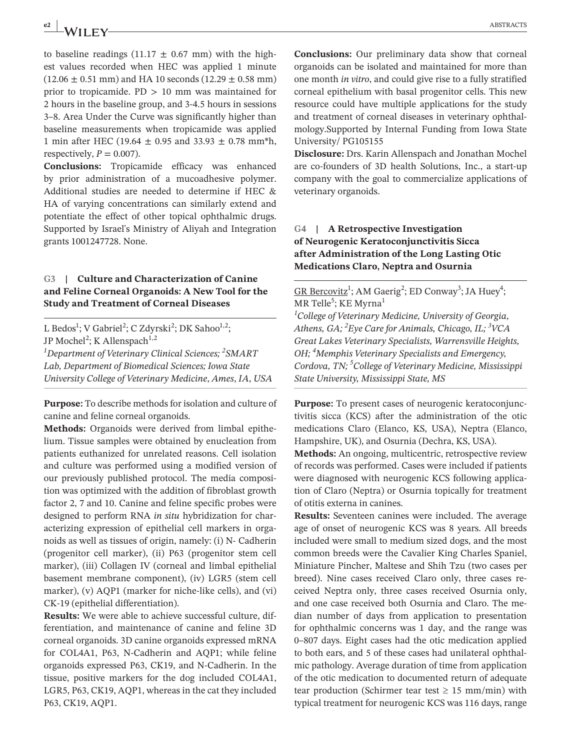to baseline readings (11.17 ± 0.67 mm) with the highest values recorded when HEC was applied 1 minute (12.06 ± 0.51 mm) and HA 10 seconds (12.29 ± 0.58 mm) prior to tropicamide. PD > 10 mm was maintained for 2 hours in the baseline group, and 3-4.5 hours in sessions 3–8. Area Under the Curve was significantly higher than baseline measurements when tropicamide was applied 1 min after HEC (19.64 ± 0.95 and 33.93 ± 0.78 mm*h, respectively, $P = 0.007$).

**Conclusions:** Tropicamide efficacy was enhanced by prior administration of a mucoadhesive polymer. Additional studies are needed to determine if HEC & HA of varying concentrations can similarly extend and potentiate the effect of other topical ophthalmic drugs. Supported by Israel's Ministry of Aliyah and Integration grants 1001247728. None.

## G3 | Culture and Characterization of Canine and Feline Corneal Organoids: A New Tool for the Study and Treatment of Corneal Diseases

L Bedos[1]; V Gabriel[2]; C Zdyrski[2]; DK Sahoo[1,2]; JP Mochel[2]; K Allenspach[1,2]

*[1]Department of Veterinary Clinical Sciences; [2]SMART Lab, Department of Biomedical Sciences; Iowa State University College of Veterinary Medicine, Ames, IA, USA*

**Purpose:** To describe methods for isolation and culture of canine and feline corneal organoids.

**Methods:** Organoids were derived from limbal epithelium. Tissue samples were obtained by enucleation from patients euthanized for unrelated reasons. Cell isolation and culture was performed using a modified version of our previously published protocol. The media composition was optimized with the addition of fibroblast growth factor 2, 7 and 10. Canine and feline specific probes were designed to perform RNA *in situ* hybridization for characterizing expression of epithelial cell markers in organoids as well as tissues of origin, namely: (i) N- Cadherin (progenitor cell marker), (ii) P63 (progenitor stem cell marker), (iii) Collagen IV (corneal and limbal epithelial basement membrane component), (iv) LGR5 (stem cell marker), (v) AQP1 (marker for niche-like cells), and (vi) CK-19 (epithelial differentiation).

**Results:** We were able to achieve successful culture, differentiation, and maintenance of canine and feline 3D corneal organoids. 3D canine organoids expressed mRNA for COL4A1, P63, N-Cadherin and AQP1; while feline organoids expressed P63, CK19, and N-Cadherin. In the tissue, positive markers for the dog included COL4A1, LGR5, P63, CK19, AQP1, whereas in the cat they included P63, CK19, AQP1.

**Conclusions:** Our preliminary data show that corneal organoids can be isolated and maintained for more than one month *in vitro*, and could give rise to a fully stratified corneal epithelium with basal progenitor cells. This new resource could have multiple applications for the study and treatment of corneal diseases in veterinary ophthalmology.Supported by Internal Funding from Iowa State University/ PG105155

**Disclosure:** Drs. Karin Allenspach and Jonathan Mochel are co-founders of 3D health Solutions, Inc., a start-up company with the goal to commercialize applications of veterinary organoids.

## G4 | A Retrospective Investigation of Neurogenic Keratoconjunctivitis Sicca after Administration of the Long Lasting Otic Medications Claro, Neptra and Osurnia

GR Bercovitz[1]; AM Gaerig[2]; ED Conway[3]; JA Huey[4]; MR Telle[5]; KE Myrna[1]

*[1]College of Veterinary Medicine, University of Georgia, Athens, GA; [2]Eye Care for Animals, Chicago, IL; [3]VCA Great Lakes Veterinary Specialists, Warrensville Heights, OH; [4]Memphis Veterinary Specialists and Emergency, Cordova, TN; [5]College of Veterinary Medicine, Mississippi State University, Mississippi State, MS*

**Purpose:** To present cases of neurogenic keratoconjunctivitis sicca (KCS) after the administration of the otic medications Claro (Elanco, KS, USA), Neptra (Elanco, Hampshire, UK), and Osurnia (Dechra, KS, USA).

**Methods:** An ongoing, multicentric, retrospective review of records was performed. Cases were included if patients were diagnosed with neurogenic KCS following application of Claro (Neptra) or Osurnia topically for treatment of otitis externa in canines.

**Results:** Seventeen canines were included. The average age of onset of neurogenic KCS was 8 years. All breeds included were small to medium sized dogs, and the most common breeds were the Cavalier King Charles Spaniel, Miniature Pincher, Maltese and Shih Tzu (two cases per breed). Nine cases received Claro only, three cases received Neptra only, three cases received Osurnia only, and one case received both Osurnia and Claro. The median number of days from application to presentation for ophthalmic concerns was 1 day, and the range was 0–807 days. Eight cases had the otic medication applied to both ears, and 5 of these cases had unilateral ophthalmic pathology. Average duration of time from application of the otic medication to documented return of adequate tear production (Schirmer tear test ≥ 15 mm/min) with typical treatment for neurogenic KCS was 116 days, range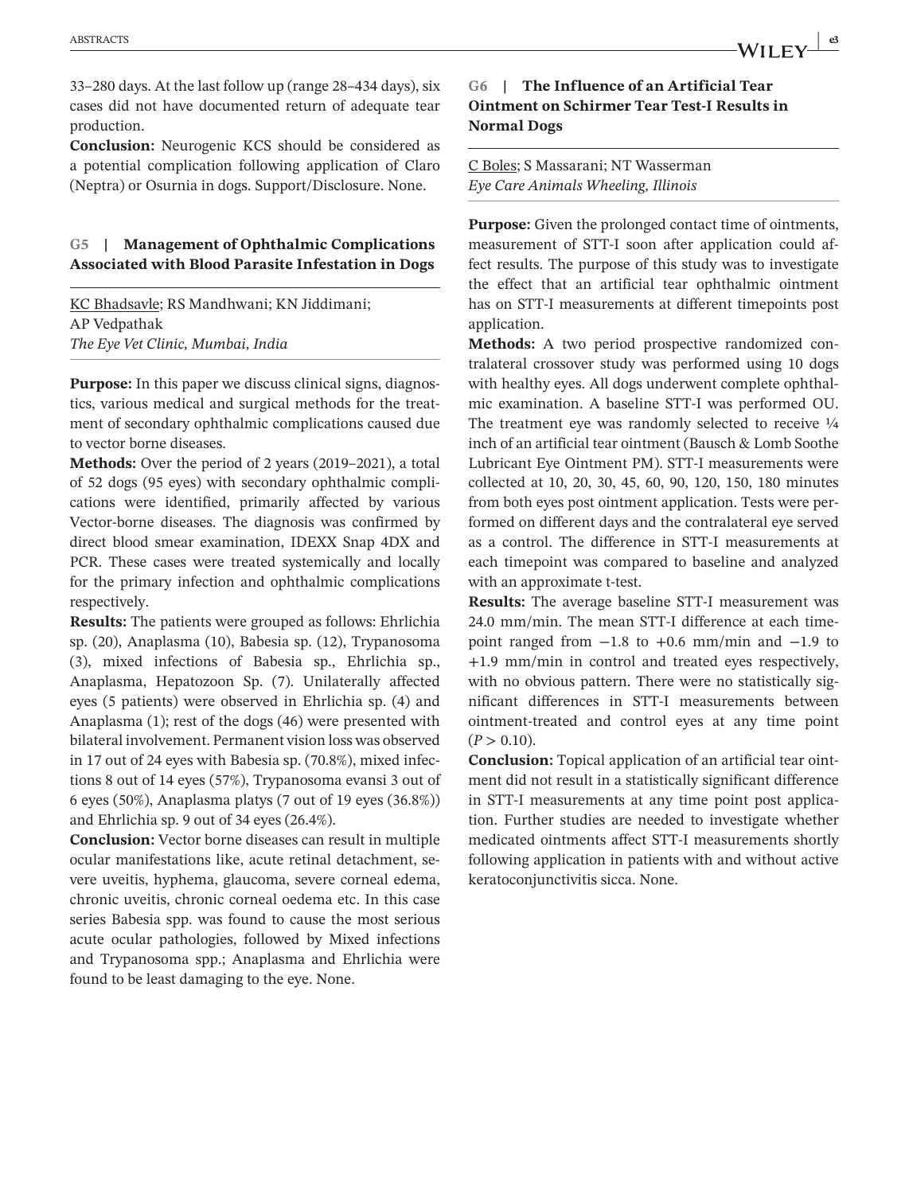33–280 days. At the last follow up (range 28–434 days), six cases did not have documented return of adequate tear production.

**Conclusion:** Neurogenic KCS should be considered as a potential complication following application of Claro (Neptra) or Osurnia in dogs. Support/Disclosure. None.

## G5 | Management of Ophthalmic Complications Associated with Blood Parasite Infestation in Dogs

KC Bhadsavle; RS Mandhwani; KN Jiddimani; AP Vedpathak
*The Eye Vet Clinic, Mumbai, India*

**Purpose:** In this paper we discuss clinical signs, diagnostics, various medical and surgical methods for the treatment of secondary ophthalmic complications caused due to vector borne diseases.

**Methods:** Over the period of 2 years (2019–2021), a total of 52 dogs (95 eyes) with secondary ophthalmic complications were identified, primarily affected by various Vector-borne diseases. The diagnosis was confirmed by direct blood smear examination, IDEXX Snap 4DX and PCR. These cases were treated systemically and locally for the primary infection and ophthalmic complications respectively.

**Results:** The patients were grouped as follows: Ehrlichia sp. (20), Anaplasma (10), Babesia sp. (12), Trypanosoma (3), mixed infections of Babesia sp., Ehrlichia sp., Anaplasma, Hepatozoon Sp. (7). Unilaterally affected eyes (5 patients) were observed in Ehrlichia sp. (4) and Anaplasma (1); rest of the dogs (46) were presented with bilateral involvement. Permanent vision loss was observed in 17 out of 24 eyes with Babesia sp. (70.8%), mixed infections 8 out of 14 eyes (57%), Trypanosoma evansi 3 out of 6 eyes (50%), Anaplasma platys (7 out of 19 eyes (36.8%)) and Ehrlichia sp. 9 out of 34 eyes (26.4%).

**Conclusion:** Vector borne diseases can result in multiple ocular manifestations like, acute retinal detachment, severe uveitis, hyphema, glaucoma, severe corneal edema, chronic uveitis, chronic corneal oedema etc. In this case series Babesia spp. was found to cause the most serious acute ocular pathologies, followed by Mixed infections and Trypanosoma spp.; Anaplasma and Ehrlichia were found to be least damaging to the eye. None.

## G6 | The Influence of an Artificial Tear Ointment on Schirmer Tear Test-I Results in Normal Dogs

C Boles; S Massarani; NT Wasserman
*Eye Care Animals Wheeling, Illinois*

**Purpose:** Given the prolonged contact time of ointments, measurement of STT-I soon after application could affect results. The purpose of this study was to investigate the effect that an artificial tear ophthalmic ointment has on STT-I measurements at different timepoints post application.

**Methods:** A two period prospective randomized contralateral crossover study was performed using 10 dogs with healthy eyes. All dogs underwent complete ophthalmic examination. A baseline STT-I was performed OU. The treatment eye was randomly selected to receive ¼ inch of an artificial tear ointment (Bausch & Lomb Soothe Lubricant Eye Ointment PM). STT-I measurements were collected at 10, 20, 30, 45, 60, 90, 120, 150, 180 minutes from both eyes post ointment application. Tests were performed on different days and the contralateral eye served as a control. The difference in STT-I measurements at each timepoint was compared to baseline and analyzed with an approximate t-test.

**Results:** The average baseline STT-I measurement was 24.0 mm/min. The mean STT-I difference at each timepoint ranged from −1.8 to +0.6 mm/min and −1.9 to +1.9 mm/min in control and treated eyes respectively, with no obvious pattern. There were no statistically significant differences in STT-I measurements between ointment-treated and control eyes at any time point ($P > 0.10$).

**Conclusion:** Topical application of an artificial tear ointment did not result in a statistically significant difference in STT-I measurements at any time point post application. Further studies are needed to investigate whether medicated ointments affect STT-I measurements shortly following application in patients with and without active keratoconjunctivitis sicca. None.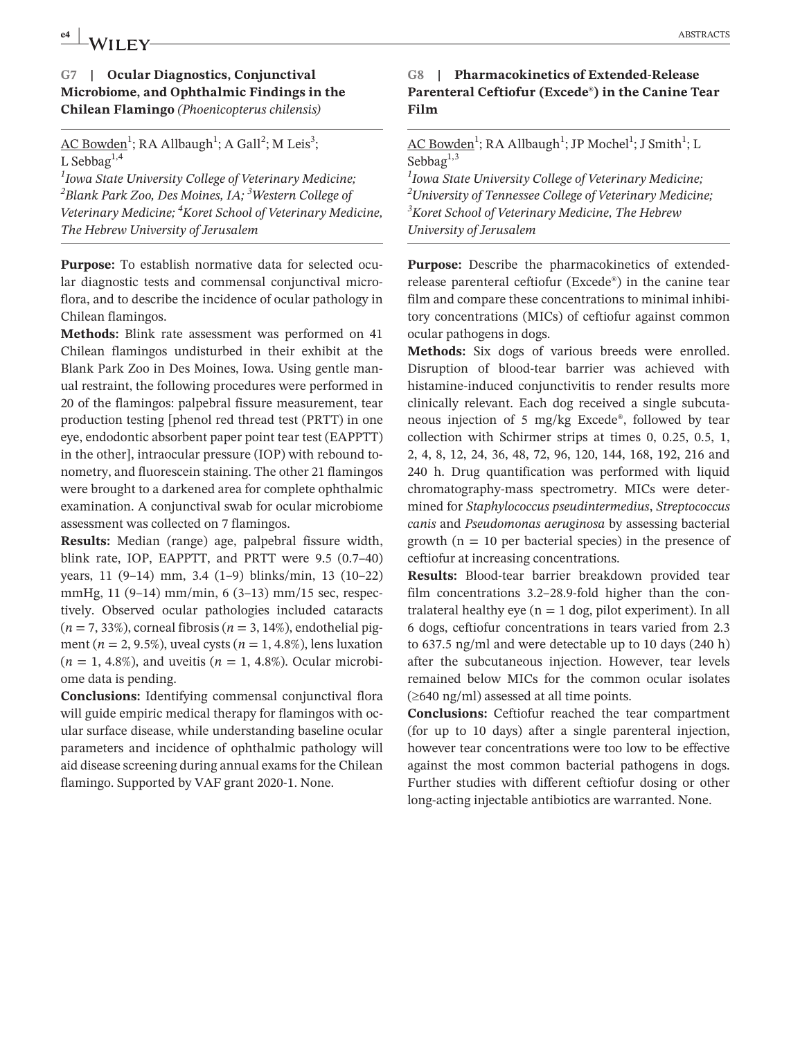## G7 | Ocular Diagnostics, Conjunctival Microbiome, and Ophthalmic Findings in the Chilean Flamingo *(Phoenicopterus chilensis)*

AC Bowden[1]; RA Allbaugh[1]; A Gall[2]; M Leis[3]; L Sebbag[1,4]

*[1]Iowa State University College of Veterinary Medicine; [2]Blank Park Zoo, Des Moines, IA; [3]Western College of Veterinary Medicine; [4]Koret School of Veterinary Medicine, The Hebrew University of Jerusalem*

**Purpose:** To establish normative data for selected ocular diagnostic tests and commensal conjunctival microflora, and to describe the incidence of ocular pathology in Chilean flamingos.

**Methods:** Blink rate assessment was performed on 41 Chilean flamingos undisturbed in their exhibit at the Blank Park Zoo in Des Moines, Iowa. Using gentle manual restraint, the following procedures were performed in 20 of the flamingos: palpebral fissure measurement, tear production testing [phenol red thread test (PRTT) in one eye, endodontic absorbent paper point tear test (EAPPTT) in the other], intraocular pressure (IOP) with rebound tonometry, and fluorescein staining. The other 21 flamingos were brought to a darkened area for complete ophthalmic examination. A conjunctival swab for ocular microbiome assessment was collected on 7 flamingos.

**Results:** Median (range) age, palpebral fissure width, blink rate, IOP, EAPPTT, and PRTT were 9.5 (0.7–40) years, 11 (9–14) mm, 3.4 (1–9) blinks/min, 13 (10–22) mmHg, 11 (9–14) mm/min, 6 (3–13) mm/15 sec, respectively. Observed ocular pathologies included cataracts (*n* = 7, 33%), corneal fibrosis (*n* = 3, 14%), endothelial pigment (*n* = 2, 9.5%), uveal cysts (*n* = 1, 4.8%), lens luxation (*n* = 1, 4.8%), and uveitis (*n* = 1, 4.8%). Ocular microbiome data is pending.

**Conclusions:** Identifying commensal conjunctival flora will guide empiric medical therapy for flamingos with ocular surface disease, while understanding baseline ocular parameters and incidence of ophthalmic pathology will aid disease screening during annual exams for the Chilean flamingo. Supported by VAF grant 2020-1. None.

## G8 | Pharmacokinetics of Extended-Release Parenteral Ceftiofur (Excede®) in the Canine Tear Film

AC Bowden[1]; RA Allbaugh[1]; JP Mochel[1]; J Smith[1]; L Sebbag[1,3]

*[1]Iowa State University College of Veterinary Medicine; [2]University of Tennessee College of Veterinary Medicine; [3]Koret School of Veterinary Medicine, The Hebrew University of Jerusalem*

**Purpose:** Describe the pharmacokinetics of extended-release parenteral ceftiofur (Excede®) in the canine tear film and compare these concentrations to minimal inhibitory concentrations (MICs) of ceftiofur against common ocular pathogens in dogs.

**Methods:** Six dogs of various breeds were enrolled. Disruption of blood-tear barrier was achieved with histamine-induced conjunctivitis to render results more clinically relevant. Each dog received a single subcutaneous injection of 5 mg/kg Excede®, followed by tear collection with Schirmer strips at times 0, 0.25, 0.5, 1, 2, 4, 8, 12, 24, 36, 48, 72, 96, 120, 144, 168, 192, 216 and 240 h. Drug quantification was performed with liquid chromatography-mass spectrometry. MICs were determined for *Staphylococcus pseudintermedius*, *Streptococcus canis* and *Pseudomonas aeruginosa* by assessing bacterial growth (n = 10 per bacterial species) in the presence of ceftiofur at increasing concentrations.

**Results:** Blood-tear barrier breakdown provided tear film concentrations 3.2–28.9-fold higher than the contralateral healthy eye (n = 1 dog, pilot experiment). In all 6 dogs, ceftiofur concentrations in tears varied from 2.3 to 637.5 ng/ml and were detectable up to 10 days (240 h) after the subcutaneous injection. However, tear levels remained below MICs for the common ocular isolates (≥640 ng/ml) assessed at all time points.

**Conclusions:** Ceftiofur reached the tear compartment (for up to 10 days) after a single parenteral injection, however tear concentrations were too low to be effective against the most common bacterial pathogens in dogs. Further studies with different ceftiofur dosing or other long-acting injectable antibiotics are warranted. None.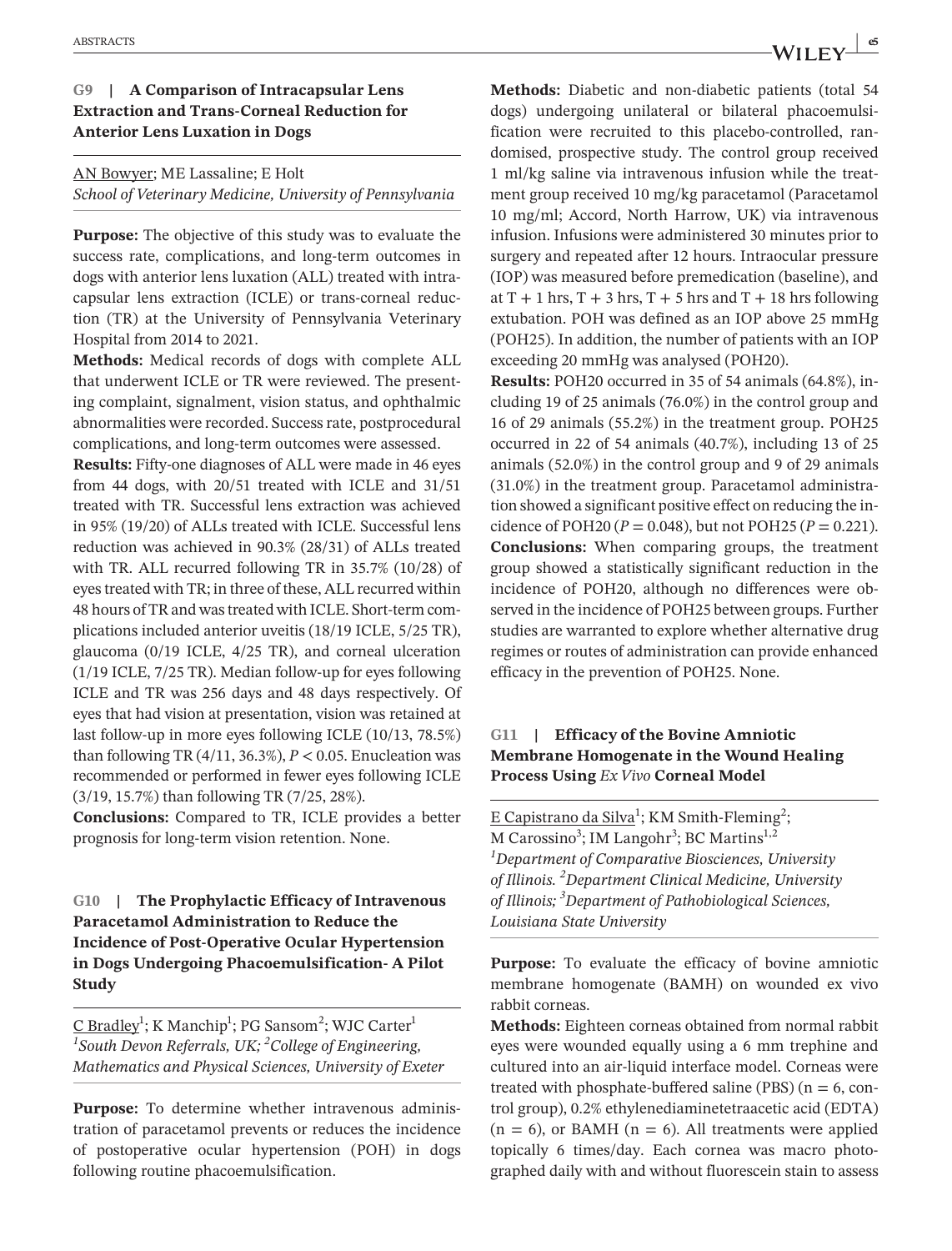## G9 | A Comparison of Intracapsular Lens Extraction and Trans-Corneal Reduction for Anterior Lens Luxation in Dogs

AN Bowyer; ME Lassaline; E Holt
*School of Veterinary Medicine, University of Pennsylvania*

**Purpose:** The objective of this study was to evaluate the success rate, complications, and long-term outcomes in dogs with anterior lens luxation (ALL) treated with intracapsular lens extraction (ICLE) or trans-corneal reduction (TR) at the University of Pennsylvania Veterinary Hospital from 2014 to 2021.

**Methods:** Medical records of dogs with complete ALL that underwent ICLE or TR were reviewed. The presenting complaint, signalment, vision status, and ophthalmic abnormalities were recorded. Success rate, postprocedural complications, and long-term outcomes were assessed.

**Results:** Fifty-one diagnoses of ALL were made in 46 eyes from 44 dogs, with 20/51 treated with ICLE and 31/51 treated with TR. Successful lens extraction was achieved in 95% (19/20) of ALLs treated with ICLE. Successful lens reduction was achieved in 90.3% (28/31) of ALLs treated with TR. ALL recurred following TR in 35.7% (10/28) of eyes treated with TR; in three of these, ALL recurred within 48 hours of TR and was treated with ICLE. Short-term complications included anterior uveitis (18/19 ICLE, 5/25 TR), glaucoma (0/19 ICLE, 4/25 TR), and corneal ulceration (1/19 ICLE, 7/25 TR). Median follow-up for eyes following ICLE and TR was 256 days and 48 days respectively. Of eyes that had vision at presentation, vision was retained at last follow-up in more eyes following ICLE (10/13, 78.5%) than following TR (4/11, 36.3%), $P < 0.05$. Enucleation was recommended or performed in fewer eyes following ICLE (3/19, 15.7%) than following TR (7/25, 28%).

**Conclusions:** Compared to TR, ICLE provides a better prognosis for long-term vision retention. None.

## G10 | The Prophylactic Efficacy of Intravenous Paracetamol Administration to Reduce the Incidence of Post-Operative Ocular Hypertension in Dogs Undergoing Phacoemulsification- A Pilot Study

C Bradley[1]; K Manchip[1]; PG Sansom[2]; WJC Carter[1]
[1]*South Devon Referrals, UK;* [2]*College of Engineering, Mathematics and Physical Sciences, University of Exeter*

**Purpose:** To determine whether intravenous administration of paracetamol prevents or reduces the incidence of postoperative ocular hypertension (POH) in dogs following routine phacoemulsification.

**Methods:** Diabetic and non-diabetic patients (total 54 dogs) undergoing unilateral or bilateral phacoemulsification were recruited to this placebo-controlled, randomised, prospective study. The control group received 1 ml/kg saline via intravenous infusion while the treatment group received 10 mg/kg paracetamol (Paracetamol 10 mg/ml; Accord, North Harrow, UK) via intravenous infusion. Infusions were administered 30 minutes prior to surgery and repeated after 12 hours. Intraocular pressure (IOP) was measured before premedication (baseline), and at T + 1 hrs, T + 3 hrs, T + 5 hrs and T + 18 hrs following extubation. POH was defined as an IOP above 25 mmHg (POH25). In addition, the number of patients with an IOP exceeding 20 mmHg was analysed (POH20).

**Results:** POH20 occurred in 35 of 54 animals (64.8%), including 19 of 25 animals (76.0%) in the control group and 16 of 29 animals (55.2%) in the treatment group. POH25 occurred in 22 of 54 animals (40.7%), including 13 of 25 animals (52.0%) in the control group and 9 of 29 animals (31.0%) in the treatment group. Paracetamol administration showed a significant positive effect on reducing the incidence of POH20 ($P = 0.048$), but not POH25 ($P = 0.221$).

**Conclusions:** When comparing groups, the treatment group showed a statistically significant reduction in the incidence of POH20, although no differences were observed in the incidence of POH25 between groups. Further studies are warranted to explore whether alternative drug regimes or routes of administration can provide enhanced efficacy in the prevention of POH25. None.

## G11 | Efficacy of the Bovine Amniotic Membrane Homogenate in the Wound Healing Process Using *Ex Vivo* Corneal Model

E Capistrano da Silva[1]; KM Smith-Fleming[2]; M Carossino[3]; IM Langohr[3]; BC Martins[1,2]
[1]*Department of Comparative Biosciences, University of Illinois.* [2]*Department Clinical Medicine, University of Illinois;* [3]*Department of Pathobiological Sciences, Louisiana State University*

**Purpose:** To evaluate the efficacy of bovine amniotic membrane homogenate (BAMH) on wounded ex vivo rabbit corneas.

**Methods:** Eighteen corneas obtained from normal rabbit eyes were wounded equally using a 6 mm trephine and cultured into an air-liquid interface model. Corneas were treated with phosphate-buffered saline (PBS) (n = 6, control group), 0.2% ethylenediaminetetraacetic acid (EDTA) (n = 6), or BAMH (n = 6). All treatments were applied topically 6 times/day. Each cornea was macro photographed daily with and without fluorescein stain to assess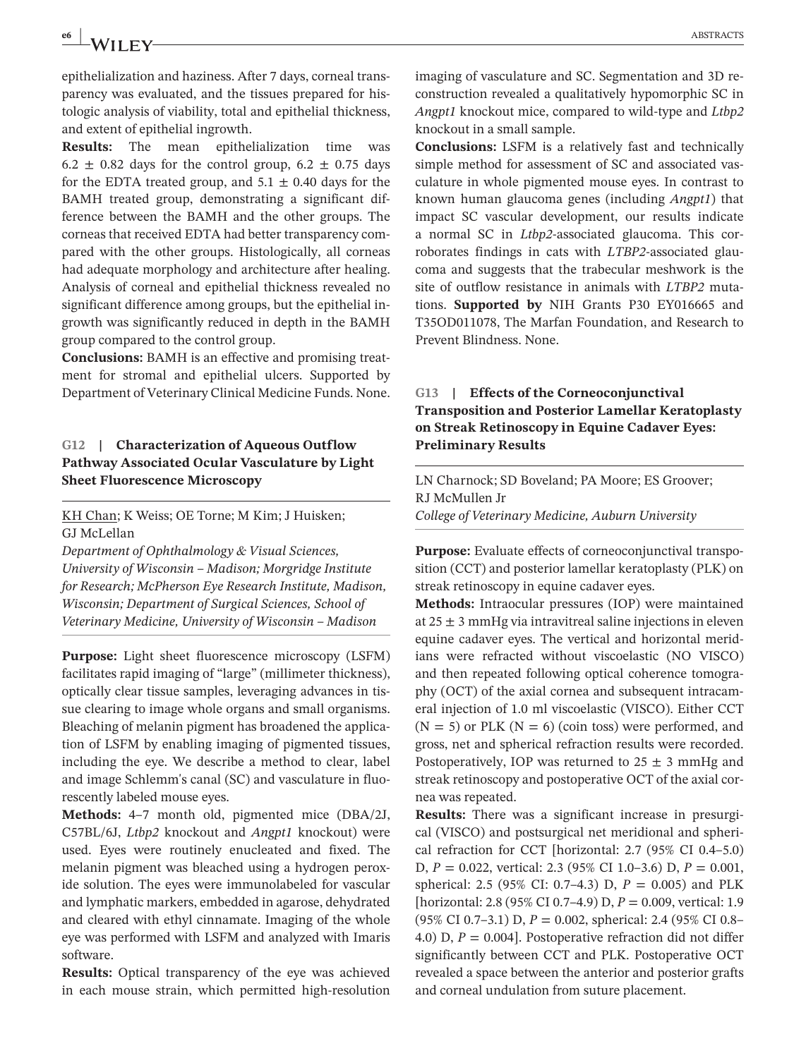epithelialization and haziness. After 7 days, corneal transparency was evaluated, and the tissues prepared for histologic analysis of viability, total and epithelial thickness, and extent of epithelial ingrowth.

**Results:** The mean epithelialization time was $6.2 \pm 0.82$ days for the control group, $6.2 \pm 0.75$ days for the EDTA treated group, and $5.1 \pm 0.40$ days for the BAMH treated group, demonstrating a significant difference between the BAMH and the other groups. The corneas that received EDTA had better transparency compared with the other groups. Histologically, all corneas had adequate morphology and architecture after healing. Analysis of corneal and epithelial thickness revealed no significant difference among groups, but the epithelial ingrowth was significantly reduced in depth in the BAMH group compared to the control group.

**Conclusions:** BAMH is an effective and promising treatment for stromal and epithelial ulcers. Supported by Department of Veterinary Clinical Medicine Funds. None.

## G12 | Characterization of Aqueous Outflow Pathway Associated Ocular Vasculature by Light Sheet Fluorescence Microscopy

KH Chan; K Weiss; OE Torne; M Kim; J Huisken; GJ McLellan

*Department of Ophthalmology & Visual Sciences, University of Wisconsin – Madison; Morgridge Institute for Research; McPherson Eye Research Institute, Madison, Wisconsin; Department of Surgical Sciences, School of Veterinary Medicine, University of Wisconsin – Madison*

**Purpose:** Light sheet fluorescence microscopy (LSFM) facilitates rapid imaging of "large" (millimeter thickness), optically clear tissue samples, leveraging advances in tissue clearing to image whole organs and small organisms. Bleaching of melanin pigment has broadened the application of LSFM by enabling imaging of pigmented tissues, including the eye. We describe a method to clear, label and image Schlemm's canal (SC) and vasculature in fluorescently labeled mouse eyes.

**Methods:** 4–7 month old, pigmented mice (DBA/2J, C57BL/6J, *Ltbp2* knockout and *Angpt1* knockout) were used. Eyes were routinely enucleated and fixed. The melanin pigment was bleached using a hydrogen peroxide solution. The eyes were immunolabeled for vascular and lymphatic markers, embedded in agarose, dehydrated and cleared with ethyl cinnamate. Imaging of the whole eye was performed with LSFM and analyzed with Imaris software.

**Results:** Optical transparency of the eye was achieved in each mouse strain, which permitted high-resolution imaging of vasculature and SC. Segmentation and 3D reconstruction revealed a qualitatively hypomorphic SC in *Angpt1* knockout mice, compared to wild-type and *Ltbp2* knockout in a small sample.

**Conclusions:** LSFM is a relatively fast and technically simple method for assessment of SC and associated vasculature in whole pigmented mouse eyes. In contrast to known human glaucoma genes (including *Angpt1*) that impact SC vascular development, our results indicate a normal SC in *Ltbp2*-associated glaucoma. This corroborates findings in cats with *LTBP2*-associated glaucoma and suggests that the trabecular meshwork is the site of outflow resistance in animals with *LTBP2* mutations. **Supported by** NIH Grants P30 EY016665 and T35OD011078, The Marfan Foundation, and Research to Prevent Blindness. None.

## G13 | Effects of the Corneoconjunctival Transposition and Posterior Lamellar Keratoplasty on Streak Retinoscopy in Equine Cadaver Eyes: Preliminary Results

LN Charnock; SD Boveland; PA Moore; ES Groover; RJ McMullen Jr

*College of Veterinary Medicine, Auburn University*

**Purpose:** Evaluate effects of corneoconjunctival transposition (CCT) and posterior lamellar keratoplasty (PLK) on streak retinoscopy in equine cadaver eyes.

**Methods:** Intraocular pressures (IOP) were maintained at $25 \pm 3$ mmHg via intravitreal saline injections in eleven equine cadaver eyes. The vertical and horizontal meridians were refracted without viscoelastic (NO VISCO) and then repeated following optical coherence tomography (OCT) of the axial cornea and subsequent intracameral injection of 1.0 ml viscoelastic (VISCO). Either CCT ($N = 5$) or PLK ($N = 6$) (coin toss) were performed, and gross, net and spherical refraction results were recorded. Postoperatively, IOP was returned to $25 \pm 3$ mmHg and streak retinoscopy and postoperative OCT of the axial cornea was repeated.

**Results:** There was a significant increase in presurgical (VISCO) and postsurgical net meridional and spherical refraction for CCT [horizontal: 2.7 (95% CI 0.4–5.0) D, $P = 0.022$, vertical: 2.3 (95% CI 1.0–3.6) D, $P = 0.001$, spherical: 2.5 (95% CI: 0.7–4.3) D, $P = 0.005$) and PLK [horizontal: 2.8 (95% CI 0.7–4.9) D, $P = 0.009$, vertical: 1.9 (95% CI 0.7–3.1) D, $P = 0.002$, spherical: 2.4 (95% CI 0.8–4.0) D, $P = 0.004$]. Postoperative refraction did not differ significantly between CCT and PLK. Postoperative OCT revealed a space between the anterior and posterior grafts and corneal undulation from suture placement.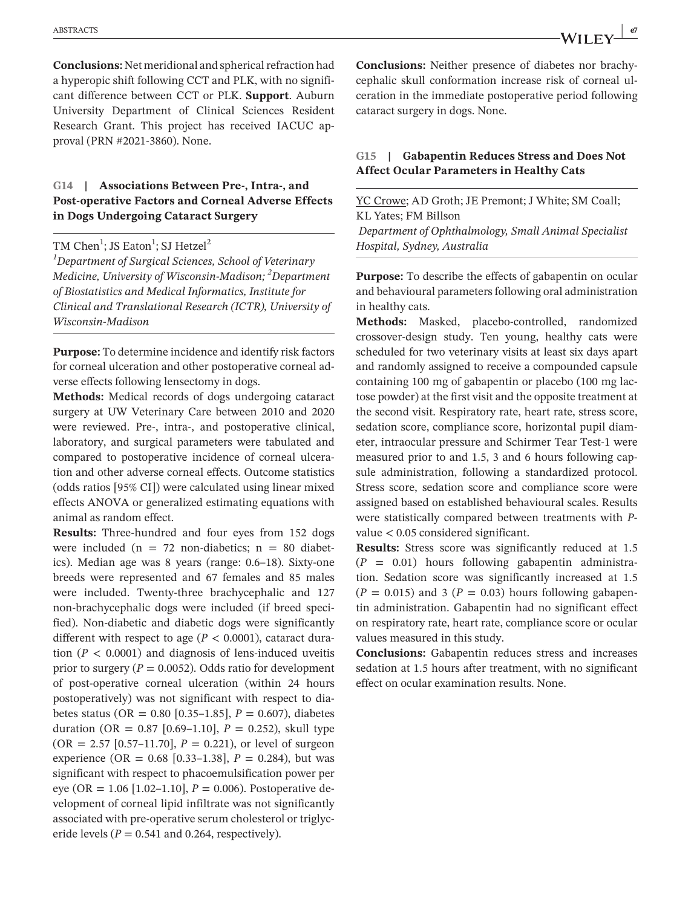**Conclusions:** Net meridional and spherical refraction had a hyperopic shift following CCT and PLK, with no significant difference between CCT or PLK. **Support**. Auburn University Department of Clinical Sciences Resident Research Grant. This project has received IACUC approval (PRN #2021-3860). None.

## G14 | Associations Between Pre-, Intra-, and Post-operative Factors and Corneal Adverse Effects in Dogs Undergoing Cataract Surgery

TM Chen[1]; JS Eaton[1]; SJ Hetzel[2]

*[1]Department of Surgical Sciences, School of Veterinary Medicine, University of Wisconsin-Madison; [2]Department of Biostatistics and Medical Informatics, Institute for Clinical and Translational Research (ICTR), University of Wisconsin-Madison*

**Purpose:** To determine incidence and identify risk factors for corneal ulceration and other postoperative corneal adverse effects following lensectomy in dogs.

**Methods:** Medical records of dogs undergoing cataract surgery at UW Veterinary Care between 2010 and 2020 were reviewed. Pre-, intra-, and postoperative clinical, laboratory, and surgical parameters were tabulated and compared to postoperative incidence of corneal ulceration and other adverse corneal effects. Outcome statistics (odds ratios [95% CI]) were calculated using linear mixed effects ANOVA or generalized estimating equations with animal as random effect.

**Results:** Three-hundred and four eyes from 152 dogs were included (n = 72 non-diabetics; n = 80 diabetics). Median age was 8 years (range: 0.6–18). Sixty-one breeds were represented and 67 females and 85 males were included. Twenty-three brachycephalic and 127 non-brachycephalic dogs were included (if breed specified). Non-diabetic and diabetic dogs were significantly different with respect to age ($P < 0.0001$), cataract duration ($P < 0.0001$) and diagnosis of lens-induced uveitis prior to surgery ($P = 0.0052$). Odds ratio for development of post-operative corneal ulceration (within 24 hours postoperatively) was not significant with respect to diabetes status (OR = 0.80 [0.35–1.85], $P = 0.607$), diabetes duration (OR = 0.87 [0.69–1.10], $P = 0.252$), skull type (OR = 2.57 [0.57–11.70], $P = 0.221$), or level of surgeon experience (OR = 0.68 [0.33–1.38], $P = 0.284$), but was significant with respect to phacoemulsification power per eye (OR = 1.06 [1.02–1.10], $P = 0.006$). Postoperative development of corneal lipid infiltrate was not significantly associated with pre-operative serum cholesterol or triglyceride levels ($P = 0.541$ and 0.264, respectively).

**Conclusions:** Neither presence of diabetes nor brachycephalic skull conformation increase risk of corneal ulceration in the immediate postoperative period following cataract surgery in dogs. None.

## G15 | Gabapentin Reduces Stress and Does Not Affect Ocular Parameters in Healthy Cats

YC Crowe; AD Groth; JE Premont; J White; SM Coall; KL Yates; FM Billson

*Department of Ophthalmology, Small Animal Specialist Hospital, Sydney, Australia*

**Purpose:** To describe the effects of gabapentin on ocular and behavioural parameters following oral administration in healthy cats.

**Methods:** Masked, placebo-controlled, randomized crossover-design study. Ten young, healthy cats were scheduled for two veterinary visits at least six days apart and randomly assigned to receive a compounded capsule containing 100 mg of gabapentin or placebo (100 mg lactose powder) at the first visit and the opposite treatment at the second visit. Respiratory rate, heart rate, stress score, sedation score, compliance score, horizontal pupil diameter, intraocular pressure and Schirmer Tear Test-1 were measured prior to and 1.5, 3 and 6 hours following capsule administration, following a standardized protocol. Stress score, sedation score and compliance score were assigned based on established behavioural scales. Results were statistically compared between treatments with $P$-value $< 0.05$ considered significant.

**Results:** Stress score was significantly reduced at 1.5 ($P = 0.01$) hours following gabapentin administration. Sedation score was significantly increased at 1.5 ($P = 0.015$) and 3 ($P = 0.03$) hours following gabapentin administration. Gabapentin had no significant effect on respiratory rate, heart rate, compliance score or ocular values measured in this study.

**Conclusions:** Gabapentin reduces stress and increases sedation at 1.5 hours after treatment, with no significant effect on ocular examination results. None.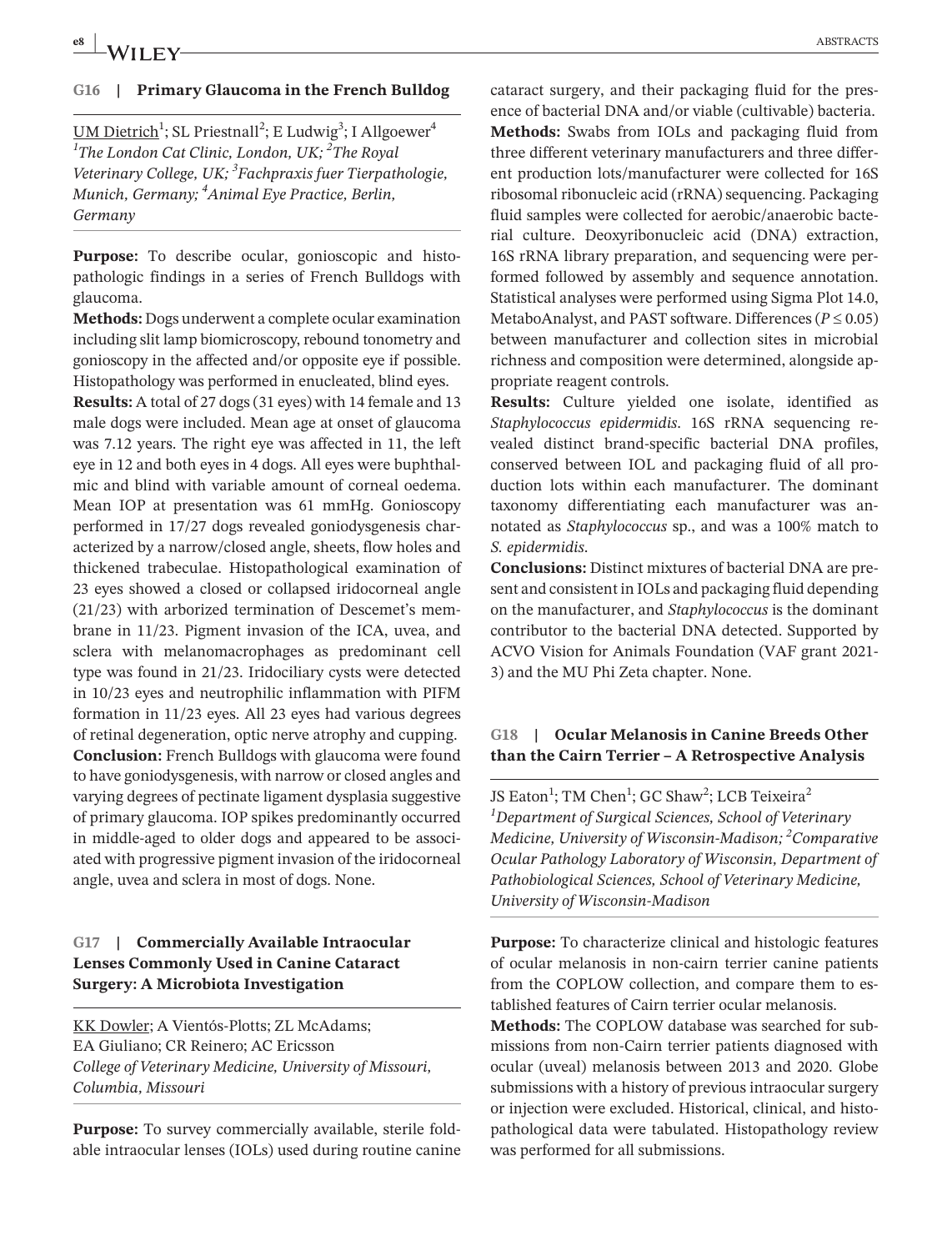## G16 | Primary Glaucoma in the French Bulldog

UM Dietrich[1]; SL Priestnall[2]; E Ludwig[3]; I Allgoewer[4]

[1]*The London Cat Clinic, London, UK;* [2]*The Royal Veterinary College, UK;* [3]*Fachpraxis fuer Tierpathologie, Munich, Germany;* [4]*Animal Eye Practice, Berlin, Germany*

**Purpose:** To describe ocular, gonioscopic and histopathologic findings in a series of French Bulldogs with glaucoma.

**Methods:** Dogs underwent a complete ocular examination including slit lamp biomicroscopy, rebound tonometry and gonioscopy in the affected and/or opposite eye if possible. Histopathology was performed in enucleated, blind eyes.

**Results:** A total of 27 dogs (31 eyes) with 14 female and 13 male dogs were included. Mean age at onset of glaucoma was 7.12 years. The right eye was affected in 11, the left eye in 12 and both eyes in 4 dogs. All eyes were buphthalmic and blind with variable amount of corneal oedema. Mean IOP at presentation was 61 mmHg. Gonioscopy performed in 17/27 dogs revealed goniodysgenesis characterized by a narrow/closed angle, sheets, flow holes and thickened trabeculae. Histopathological examination of 23 eyes showed a closed or collapsed iridocorneal angle (21/23) with arborized termination of Descemet's membrane in 11/23. Pigment invasion of the ICA, uvea, and sclera with melanomacrophages as predominant cell type was found in 21/23. Iridociliary cysts were detected in 10/23 eyes and neutrophilic inflammation with PIFM formation in 11/23 eyes. All 23 eyes had various degrees of retinal degeneration, optic nerve atrophy and cupping.

**Conclusion:** French Bulldogs with glaucoma were found to have goniodysgenesis, with narrow or closed angles and varying degrees of pectinate ligament dysplasia suggestive of primary glaucoma. IOP spikes predominantly occurred in middle-aged to older dogs and appeared to be associated with progressive pigment invasion of the iridocorneal angle, uvea and sclera in most of dogs. None.

## G17 | Commercially Available Intraocular Lenses Commonly Used in Canine Cataract Surgery: A Microbiota Investigation

KK Dowler; A Vientós-Plotts; ZL McAdams; EA Giuliano; CR Reinero; AC Ericsson

*College of Veterinary Medicine, University of Missouri, Columbia, Missouri*

**Purpose:** To survey commercially available, sterile foldable intraocular lenses (IOLs) used during routine canine cataract surgery, and their packaging fluid for the presence of bacterial DNA and/or viable (cultivable) bacteria.

**Methods:** Swabs from IOLs and packaging fluid from three different veterinary manufacturers and three different production lots/manufacturer were collected for 16S ribosomal ribonucleic acid (rRNA) sequencing. Packaging fluid samples were collected for aerobic/anaerobic bacterial culture. Deoxyribonucleic acid (DNA) extraction, 16S rRNA library preparation, and sequencing were performed followed by assembly and sequence annotation. Statistical analyses were performed using Sigma Plot 14.0, MetaboAnalyst, and PAST software. Differences ($P \leq 0.05$) between manufacturer and collection sites in microbial richness and composition were determined, alongside appropriate reagent controls.

**Results:** Culture yielded one isolate, identified as *Staphylococcus epidermidis*. 16S rRNA sequencing revealed distinct brand-specific bacterial DNA profiles, conserved between IOL and packaging fluid of all production lots within each manufacturer. The dominant taxonomy differentiating each manufacturer was annotated as *Staphylococcus* sp., and was a 100% match to *S. epidermidis*.

**Conclusions:** Distinct mixtures of bacterial DNA are present and consistent in IOLs and packaging fluid depending on the manufacturer, and *Staphylococcus* is the dominant contributor to the bacterial DNA detected. Supported by ACVO Vision for Animals Foundation (VAF grant 2021-3) and the MU Phi Zeta chapter. None.

## G18 | Ocular Melanosis in Canine Breeds Other than the Cairn Terrier – A Retrospective Analysis

JS Eaton[1]; TM Chen[1]; GC Shaw[2]; LCB Teixeira[2]

[1]*Department of Surgical Sciences, School of Veterinary Medicine, University of Wisconsin-Madison;* [2]*Comparative Ocular Pathology Laboratory of Wisconsin, Department of Pathobiological Sciences, School of Veterinary Medicine, University of Wisconsin-Madison*

**Purpose:** To characterize clinical and histologic features of ocular melanosis in non-cairn terrier canine patients from the COPLOW collection, and compare them to established features of Cairn terrier ocular melanosis.

**Methods:** The COPLOW database was searched for submissions from non-Cairn terrier patients diagnosed with ocular (uveal) melanosis between 2013 and 2020. Globe submissions with a history of previous intraocular surgery or injection were excluded. Historical, clinical, and histopathological data were tabulated. Histopathology review was performed for all submissions.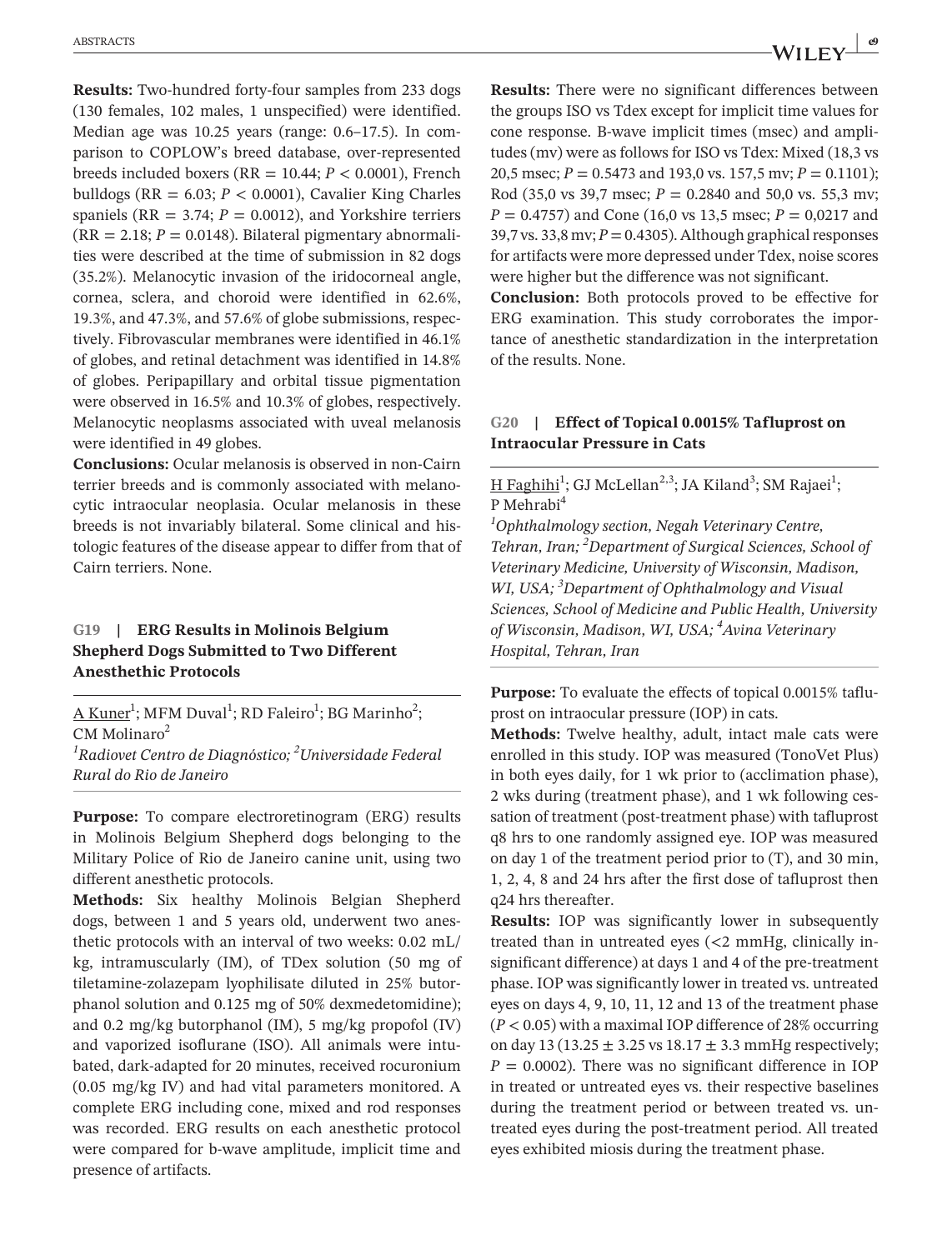**Results:** Two-hundred forty-four samples from 233 dogs (130 females, 102 males, 1 unspecified) were identified. Median age was 10.25 years (range: 0.6–17.5). In comparison to COPLOW's breed database, over-represented breeds included boxers (RR = 10.44; $P < 0.0001$), French bulldogs (RR = 6.03; $P < 0.0001$), Cavalier King Charles spaniels (RR = 3.74; $P = 0.0012$), and Yorkshire terriers (RR = 2.18; $P = 0.0148$). Bilateral pigmentary abnormalities were described at the time of submission in 82 dogs (35.2%). Melanocytic invasion of the iridocorneal angle, cornea, sclera, and choroid were identified in 62.6%, 19.3%, and 47.3%, and 57.6% of globe submissions, respectively. Fibrovascular membranes were identified in 46.1% of globes, and retinal detachment was identified in 14.8% of globes. Peripapillary and orbital tissue pigmentation were observed in 16.5% and 10.3% of globes, respectively. Melanocytic neoplasms associated with uveal melanosis were identified in 49 globes.

**Conclusions:** Ocular melanosis is observed in non-Cairn terrier breeds and is commonly associated with melanocytic intraocular neoplasia. Ocular melanosis in these breeds is not invariably bilateral. Some clinical and histologic features of the disease appear to differ from that of Cairn terriers. None.

## G19 | ERG Results in Molinois Belgium Shepherd Dogs Submitted to Two Different Anesthethic Protocols

A Kuner[1]; MFM Duval[1]; RD Faleiro[1]; BG Marinho[2]; CM Molinaro[2]

[1]*Radiovet Centro de Diagnóstico;* [2]*Universidade Federal Rural do Rio de Janeiro*

**Purpose:** To compare electroretinogram (ERG) results in Molinois Belgium Shepherd dogs belonging to the Military Police of Rio de Janeiro canine unit, using two different anesthetic protocols.

**Methods:** Six healthy Molinois Belgian Shepherd dogs, between 1 and 5 years old, underwent two anesthetic protocols with an interval of two weeks: 0.02 mL/kg, intramuscularly (IM), of TDex solution (50 mg of tiletamine-zolazepam lyophilisate diluted in 25% butorphanol solution and 0.125 mg of 50% dexmedetomidine); and 0.2 mg/kg butorphanol (IM), 5 mg/kg propofol (IV) and vaporized isoflurane (ISO). All animals were intubated, dark-adapted for 20 minutes, received rocuronium (0.05 mg/kg IV) and had vital parameters monitored. A complete ERG including cone, mixed and rod responses was recorded. ERG results on each anesthetic protocol were compared for b-wave amplitude, implicit time and presence of artifacts.

**Results:** There were no significant differences between the groups ISO vs Tdex except for implicit time values for cone response. B-wave implicit times (msec) and amplitudes (mv) were as follows for ISO vs Tdex: Mixed (18,3 vs 20,5 msec; $P = 0.5473$ and 193,0 vs. 157,5 mv; $P = 0.1101$); Rod (35,0 vs 39,7 msec; $P = 0.2840$ and 50,0 vs. 55,3 mv; $P = 0.4757$) and Cone (16,0 vs 13,5 msec; $P = 0{,}0217$ and 39,7 vs. 33,8 mv; $P = 0.4305$). Although graphical responses for artifacts were more depressed under Tdex, noise scores were higher but the difference was not significant.

**Conclusion:** Both protocols proved to be effective for ERG examination. This study corroborates the importance of anesthetic standardization in the interpretation of the results. None.

## G20 | Effect of Topical 0.0015% Tafluprost on Intraocular Pressure in Cats

H Faghihi[1]; GJ McLellan[2,3]; JA Kiland[3]; SM Rajaei[1]; P Mehrabi[4]

[1]*Ophthalmology section, Negah Veterinary Centre, Tehran, Iran;* [2]*Department of Surgical Sciences, School of Veterinary Medicine, University of Wisconsin, Madison, WI, USA;* [3]*Department of Ophthalmology and Visual Sciences, School of Medicine and Public Health, University of Wisconsin, Madison, WI, USA;* [4]*Avina Veterinary Hospital, Tehran, Iran*

**Purpose:** To evaluate the effects of topical 0.0015% tafluprost on intraocular pressure (IOP) in cats.

**Methods:** Twelve healthy, adult, intact male cats were enrolled in this study. IOP was measured (TonoVet Plus) in both eyes daily, for 1 wk prior to (acclimation phase), 2 wks during (treatment phase), and 1 wk following cessation of treatment (post-treatment phase) with tafluprost q8 hrs to one randomly assigned eye. IOP was measured on day 1 of the treatment period prior to (T), and 30 min, 1, 2, 4, 8 and 24 hrs after the first dose of tafluprost then q24 hrs thereafter.

**Results:** IOP was significantly lower in subsequently treated than in untreated eyes (<2 mmHg, clinically insignificant difference) at days 1 and 4 of the pre-treatment phase. IOP was significantly lower in treated vs. untreated eyes on days 4, 9, 10, 11, 12 and 13 of the treatment phase ($P < 0.05$) with a maximal IOP difference of 28% occurring on day 13 (13.25 ± 3.25 vs 18.17 ± 3.3 mmHg respectively; $P = 0.0002$). There was no significant difference in IOP in treated or untreated eyes vs. their respective baselines during the treatment period or between treated vs. untreated eyes during the post-treatment period. All treated eyes exhibited miosis during the treatment phase.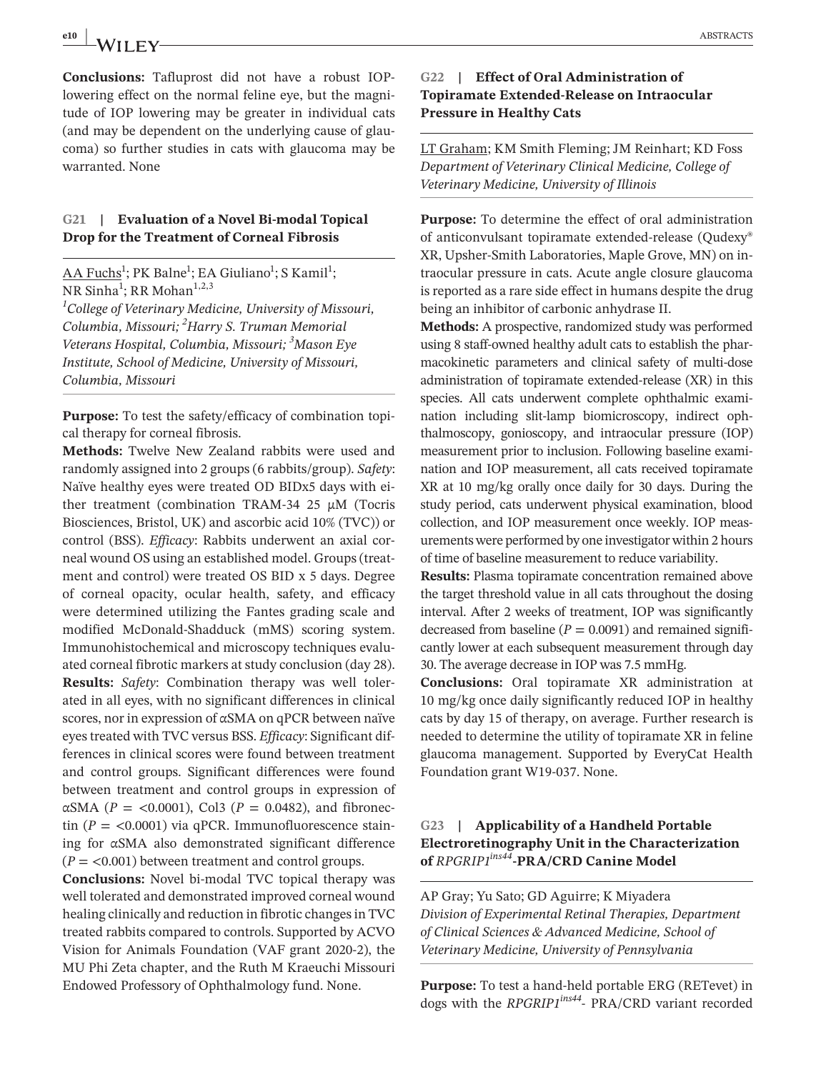**Conclusions:** Tafluprost did not have a robust IOP-lowering effect on the normal feline eye, but the magnitude of IOP lowering may be greater in individual cats (and may be dependent on the underlying cause of glaucoma) so further studies in cats with glaucoma may be warranted. None

## G21 | Evaluation of a Novel Bi-modal Topical Drop for the Treatment of Corneal Fibrosis

AA Fuchs[1]; PK Balne[1]; EA Giuliano[1]; S Kamil[1]; NR Sinha[1]; RR Mohan[1,2,3]

*[1]College of Veterinary Medicine, University of Missouri, Columbia, Missouri; [2]Harry S. Truman Memorial Veterans Hospital, Columbia, Missouri; [3]Mason Eye Institute, School of Medicine, University of Missouri, Columbia, Missouri*

**Purpose:** To test the safety/efficacy of combination topical therapy for corneal fibrosis.

**Methods:** Twelve New Zealand rabbits were used and randomly assigned into 2 groups (6 rabbits/group). *Safety*: Naïve healthy eyes were treated OD BIDx5 days with either treatment (combination TRAM-34 25 μM (Tocris Biosciences, Bristol, UK) and ascorbic acid 10% (TVC)) or control (BSS). *Efficacy*: Rabbits underwent an axial corneal wound OS using an established model. Groups (treatment and control) were treated OS BID x 5 days. Degree of corneal opacity, ocular health, safety, and efficacy were determined utilizing the Fantes grading scale and modified McDonald-Shadduck (mMS) scoring system. Immunohistochemical and microscopy techniques evaluated corneal fibrotic markers at study conclusion (day 28).

**Results:** *Safety*: Combination therapy was well tolerated in all eyes, with no significant differences in clinical scores, nor in expression of αSMA on qPCR between naïve eyes treated with TVC versus BSS. *Efficacy*: Significant differences in clinical scores were found between treatment and control groups. Significant differences were found between treatment and control groups in expression of αSMA ($P$ = <0.0001), Col3 ($P = 0.0482$), and fibronectin ($P$ = <0.0001) via qPCR. Immunofluorescence staining for αSMA also demonstrated significant difference ($P$ = <0.001) between treatment and control groups.

**Conclusions:** Novel bi-modal TVC topical therapy was well tolerated and demonstrated improved corneal wound healing clinically and reduction in fibrotic changes in TVC treated rabbits compared to controls. Supported by ACVO Vision for Animals Foundation (VAF grant 2020-2), the MU Phi Zeta chapter, and the Ruth M Kraeuchi Missouri Endowed Professor of Ophthalmology fund. None.

## G22 | Effect of Oral Administration of Topiramate Extended-Release on Intraocular Pressure in Healthy Cats

LT Graham; KM Smith Fleming; JM Reinhart; KD Foss

*Department of Veterinary Clinical Medicine, College of Veterinary Medicine, University of Illinois*

**Purpose:** To determine the effect of oral administration of anticonvulsant topiramate extended-release (Qudexy® XR, Upsher-Smith Laboratories, Maple Grove, MN) on intraocular pressure in cats. Acute angle closure glaucoma is reported as a rare side effect in humans despite the drug being an inhibitor of carbonic anhydrase II.

**Methods:** A prospective, randomized study was performed using 8 staff-owned healthy adult cats to establish the pharmacokinetic parameters and clinical safety of multi-dose administration of topiramate extended-release (XR) in this species. All cats underwent complete ophthalmic examination including slit-lamp biomicroscopy, indirect ophthalmoscopy, gonioscopy, and intraocular pressure (IOP) measurement prior to inclusion. Following baseline examination and IOP measurement, all cats received topiramate XR at 10 mg/kg orally once daily for 30 days. During the study period, cats underwent physical examination, blood collection, and IOP measurement once weekly. IOP measurements were performed by one investigator within 2 hours of time of baseline measurement to reduce variability.

**Results:** Plasma topiramate concentration remained above the target threshold value in all cats throughout the dosing interval. After 2 weeks of treatment, IOP was significantly decreased from baseline ($P = 0.0091$) and remained significantly lower at each subsequent measurement through day 30. The average decrease in IOP was 7.5 mmHg.

**Conclusions:** Oral topiramate XR administration at 10 mg/kg once daily significantly reduced IOP in healthy cats by day 15 of therapy, on average. Further research is needed to determine the utility of topiramate XR in feline glaucoma management. Supported by EveryCat Health Foundation grant W19-037. None.

## G23 | Applicability of a Handheld Portable Electroretinography Unit in the Characterization of *RPGRIP1[ins44]*-PRA/CRD Canine Model

AP Gray; Yu Sato; GD Aguirre; K Miyadera

*Division of Experimental Retinal Therapies, Department of Clinical Sciences & Advanced Medicine, School of Veterinary Medicine, University of Pennsylvania*

**Purpose:** To test a hand-held portable ERG (RETevet) in dogs with the *RPGRIP1[ins44]*- PRA/CRD variant recorded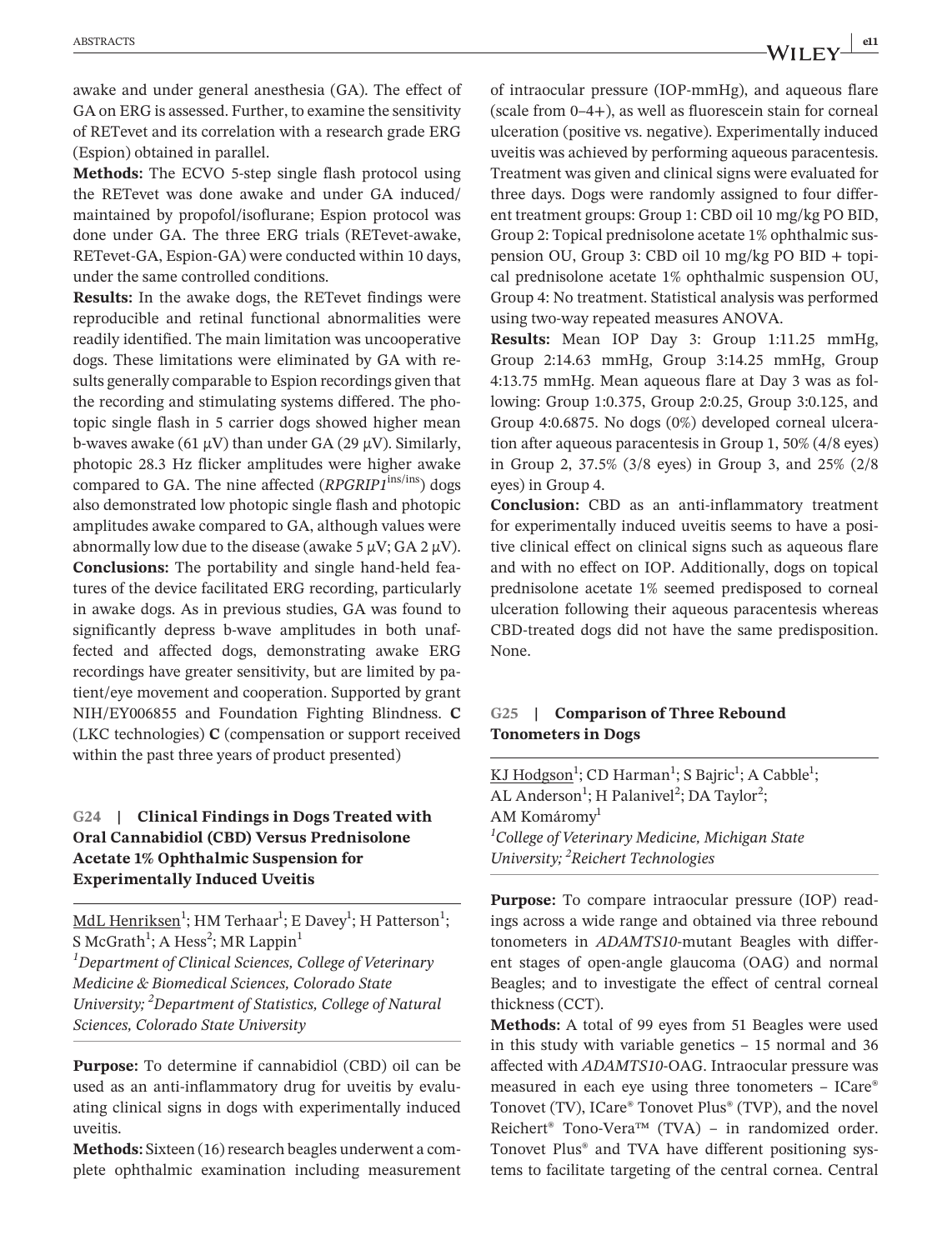awake and under general anesthesia (GA). The effect of GA on ERG is assessed. Further, to examine the sensitivity of RETevet and its correlation with a research grade ERG (Espion) obtained in parallel.

**Methods:** The ECVO 5-step single flash protocol using the RETevet was done awake and under GA induced/maintained by propofol/isoflurane; Espion protocol was done under GA. The three ERG trials (RETevet-awake, RETevet-GA, Espion-GA) were conducted within 10 days, under the same controlled conditions.

**Results:** In the awake dogs, the RETevet findings were reproducible and retinal functional abnormalities were readily identified. The main limitation was uncooperative dogs. These limitations were eliminated by GA with results generally comparable to Espion recordings given that the recording and stimulating systems differed. The photopic single flash in 5 carrier dogs showed higher mean b-waves awake (61 μV) than under GA (29 μV). Similarly, photopic 28.3 Hz flicker amplitudes were higher awake compared to GA. The nine affected (*RPGRIP1*$^{ins/ins}$) dogs also demonstrated low photopic single flash and photopic amplitudes awake compared to GA, although values were abnormally low due to the disease (awake 5 μV; GA 2 μV).

**Conclusions:** The portability and single hand-held features of the device facilitated ERG recording, particularly in awake dogs. As in previous studies, GA was found to significantly depress b-wave amplitudes in both unaffected and affected dogs, demonstrating awake ERG recordings have greater sensitivity, but are limited by patient/eye movement and cooperation. Supported by grant NIH/EY006855 and Foundation Fighting Blindness. **C** (LKC technologies) **C** (compensation or support received within the past three years of product presented)

## G24 | Clinical Findings in Dogs Treated with Oral Cannabidiol (CBD) Versus Prednisolone Acetate 1% Ophthalmic Suspension for Experimentally Induced Uveitis

<u>MdL Henriksen</u>[1]; HM Terhaar[1]; E Davey[1]; H Patterson[1]; S McGrath[1]; A Hess[2]; MR Lappin[1]

*[1]Department of Clinical Sciences, College of Veterinary Medicine & Biomedical Sciences, Colorado State University; [2]Department of Statistics, College of Natural Sciences, Colorado State University*

**Purpose:** To determine if cannabidiol (CBD) oil can be used as an anti-inflammatory drug for uveitis by evaluating clinical signs in dogs with experimentally induced uveitis.

**Methods:** Sixteen (16) research beagles underwent a complete ophthalmic examination including measurement of intraocular pressure (IOP-mmHg), and aqueous flare (scale from 0–4+), as well as fluorescein stain for corneal ulceration (positive vs. negative). Experimentally induced uveitis was achieved by performing aqueous paracentesis. Treatment was given and clinical signs were evaluated for three days. Dogs were randomly assigned to four different treatment groups: Group 1: CBD oil 10 mg/kg PO BID, Group 2: Topical prednisolone acetate 1% ophthalmic suspension OU, Group 3: CBD oil 10 mg/kg PO BID + topical prednisolone acetate 1% ophthalmic suspension OU, Group 4: No treatment. Statistical analysis was performed using two-way repeated measures ANOVA.

**Results:** Mean IOP Day 3: Group 1:11.25 mmHg, Group 2:14.63 mmHg, Group 3:14.25 mmHg, Group 4:13.75 mmHg. Mean aqueous flare at Day 3 was as following: Group 1:0.375, Group 2:0.25, Group 3:0.125, and Group 4:0.6875. No dogs (0%) developed corneal ulceration after aqueous paracentesis in Group 1, 50% (4/8 eyes) in Group 2, 37.5% (3/8 eyes) in Group 3, and 25% (2/8 eyes) in Group 4.

**Conclusion:** CBD as an anti-inflammatory treatment for experimentally induced uveitis seems to have a positive clinical effect on clinical signs such as aqueous flare and with no effect on IOP. Additionally, dogs on topical prednisolone acetate 1% seemed predisposed to corneal ulceration following their aqueous paracentesis whereas CBD-treated dogs did not have the same predisposition. None.

## G25 | Comparison of Three Rebound Tonometers in Dogs

<u>KJ Hodgson</u>[1]; CD Harman[1]; S Bajric[1]; A Cabble[1]; AL Anderson[1]; H Palanivel[2]; DA Taylor[2]; AM Komáromy[1]

*[1]College of Veterinary Medicine, Michigan State University; [2]Reichert Technologies*

**Purpose:** To compare intraocular pressure (IOP) readings across a wide range and obtained via three rebound tonometers in *ADAMTS10*-mutant Beagles with different stages of open-angle glaucoma (OAG) and normal Beagles; and to investigate the effect of central corneal thickness (CCT).

**Methods:** A total of 99 eyes from 51 Beagles were used in this study with variable genetics – 15 normal and 36 affected with *ADAMTS10*-OAG. Intraocular pressure was measured in each eye using three tonometers – ICare® Tonovet (TV), ICare® Tonovet Plus® (TVP), and the novel Reichert® Tono-Vera™ (TVA) – in randomized order. Tonovet Plus® and TVA have different positioning systems to facilitate targeting of the central cornea. Central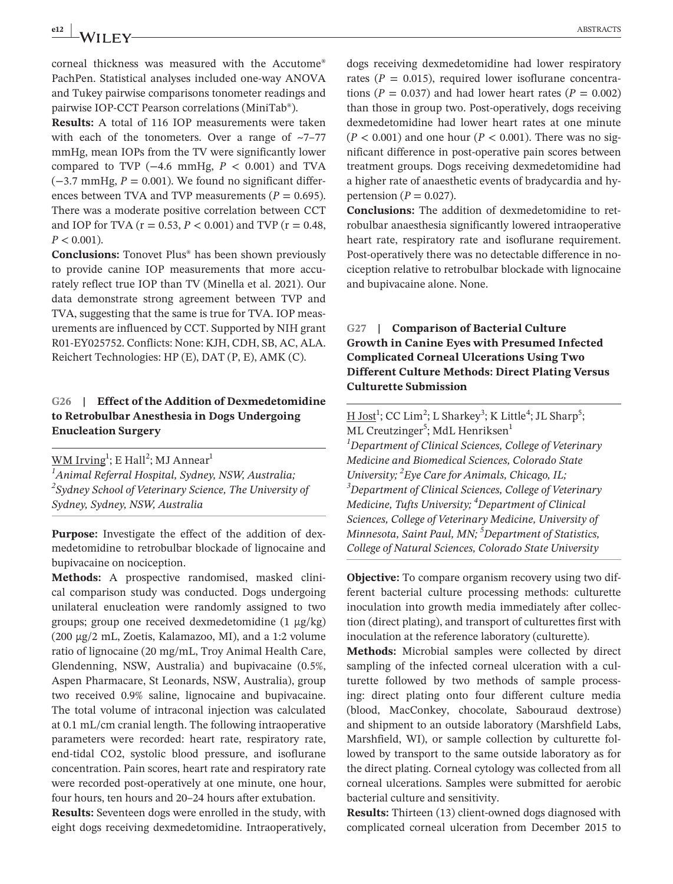corneal thickness was measured with the Accutome® PachPen. Statistical analyses included one-way ANOVA and Tukey pairwise comparisons tonometer readings and pairwise IOP-CCT Pearson correlations (MiniTab®).

**Results:** A total of 116 IOP measurements were taken with each of the tonometers. Over a range of ~7–77 mmHg, mean IOPs from the TV were significantly lower compared to TVP (−4.6 mmHg, $P < 0.001$) and TVA (−3.7 mmHg, $P = 0.001$). We found no significant differences between TVA and TVP measurements ($P = 0.695$). There was a moderate positive correlation between CCT and IOP for TVA ($r = 0.53$, $P < 0.001$) and TVP ($r = 0.48$, $P < 0.001$).

**Conclusions:** Tonovet Plus® has been shown previously to provide canine IOP measurements that more accurately reflect true IOP than TV (Minella et al. 2021). Our data demonstrate strong agreement between TVP and TVA, suggesting that the same is true for TVA. IOP measurements are influenced by CCT. Supported by NIH grant R01-EY025752. Conflicts: None: KJH, CDH, SB, AC, ALA. Reichert Technologies: HP (E), DAT (P, E), AMK (C).

## G26 | Effect of the Addition of Dexmedetomidine to Retrobulbar Anesthesia in Dogs Undergoing Enucleation Surgery

WM Irving[1]; E Hall[2]; MJ Annear[1]

*[1]Animal Referral Hospital, Sydney, NSW, Australia; [2]Sydney School of Veterinary Science, The University of Sydney, Sydney, NSW, Australia*

**Purpose:** Investigate the effect of the addition of dexmedetomidine to retrobulbar blockade of lignocaine and bupivacaine on nociception.

**Methods:** A prospective randomised, masked clinical comparison study was conducted. Dogs undergoing unilateral enucleation were randomly assigned to two groups; group one received dexmedetomidine (1 μg/kg) (200 μg/2 mL, Zoetis, Kalamazoo, MI), and a 1:2 volume ratio of lignocaine (20 mg/mL, Troy Animal Health Care, Glendenning, NSW, Australia) and bupivacaine (0.5%, Aspen Pharmacare, St Leonards, NSW, Australia), group two received 0.9% saline, lignocaine and bupivacaine. The total volume of intraconal injection was calculated at 0.1 mL/cm cranial length. The following intraoperative parameters were recorded: heart rate, respiratory rate, end-tidal CO2, systolic blood pressure, and isoflurane concentration. Pain scores, heart rate and respiratory rate were recorded post-operatively at one minute, one hour, four hours, ten hours and 20–24 hours after extubation.

**Results:** Seventeen dogs were enrolled in the study, with eight dogs receiving dexmedetomidine. Intraoperatively, dogs receiving dexmedetomidine had lower respiratory rates ($P = 0.015$), required lower isoflurane concentrations ($P = 0.037$) and had lower heart rates ($P = 0.002$) than those in group two. Post-operatively, dogs receiving dexmedetomidine had lower heart rates at one minute ($P < 0.001$) and one hour ($P < 0.001$). There was no significant difference in post-operative pain scores between treatment groups. Dogs receiving dexmedetomidine had a higher rate of anaesthetic events of bradycardia and hypertension ($P = 0.027$).

**Conclusions:** The addition of dexmedetomidine to retrobulbar anaesthesia significantly lowered intraoperative heart rate, respiratory rate and isoflurane requirement. Post-operatively there was no detectable difference in nociception relative to retrobulbar blockade with lignocaine and bupivacaine alone. None.

## G27 | Comparison of Bacterial Culture Growth in Canine Eyes with Presumed Infected Complicated Corneal Ulcerations Using Two Different Culture Methods: Direct Plating Versus Culturette Submission

H Jost[1]; CC Lim[2]; L Sharkey[3]; K Little[4]; JL Sharp[5]; ML Creutzinger[5]; MdL Henriksen[1]

*[1]Department of Clinical Sciences, College of Veterinary Medicine and Biomedical Sciences, Colorado State University; [2]Eye Care for Animals, Chicago, IL; [3]Department of Clinical Sciences, College of Veterinary Medicine, Tufts University; [4]Department of Clinical Sciences, College of Veterinary Medicine, University of Minnesota, Saint Paul, MN; [5]Department of Statistics, College of Natural Sciences, Colorado State University*

**Objective:** To compare organism recovery using two different bacterial culture processing methods: culturette inoculation into growth media immediately after collection (direct plating), and transport of culturettes first with inoculation at the reference laboratory (culturette).

**Methods:** Microbial samples were collected by direct sampling of the infected corneal ulceration with a culturette followed by two methods of sample processing: direct plating onto four different culture media (blood, MacConkey, chocolate, Sabouraud dextrose) and shipment to an outside laboratory (Marshfield Labs, Marshfield, WI), or sample collection by culturette followed by transport to the same outside laboratory as for the direct plating. Corneal cytology was collected from all corneal ulcerations. Samples were submitted for aerobic bacterial culture and sensitivity.

**Results:** Thirteen (13) client-owned dogs diagnosed with complicated corneal ulceration from December 2015 to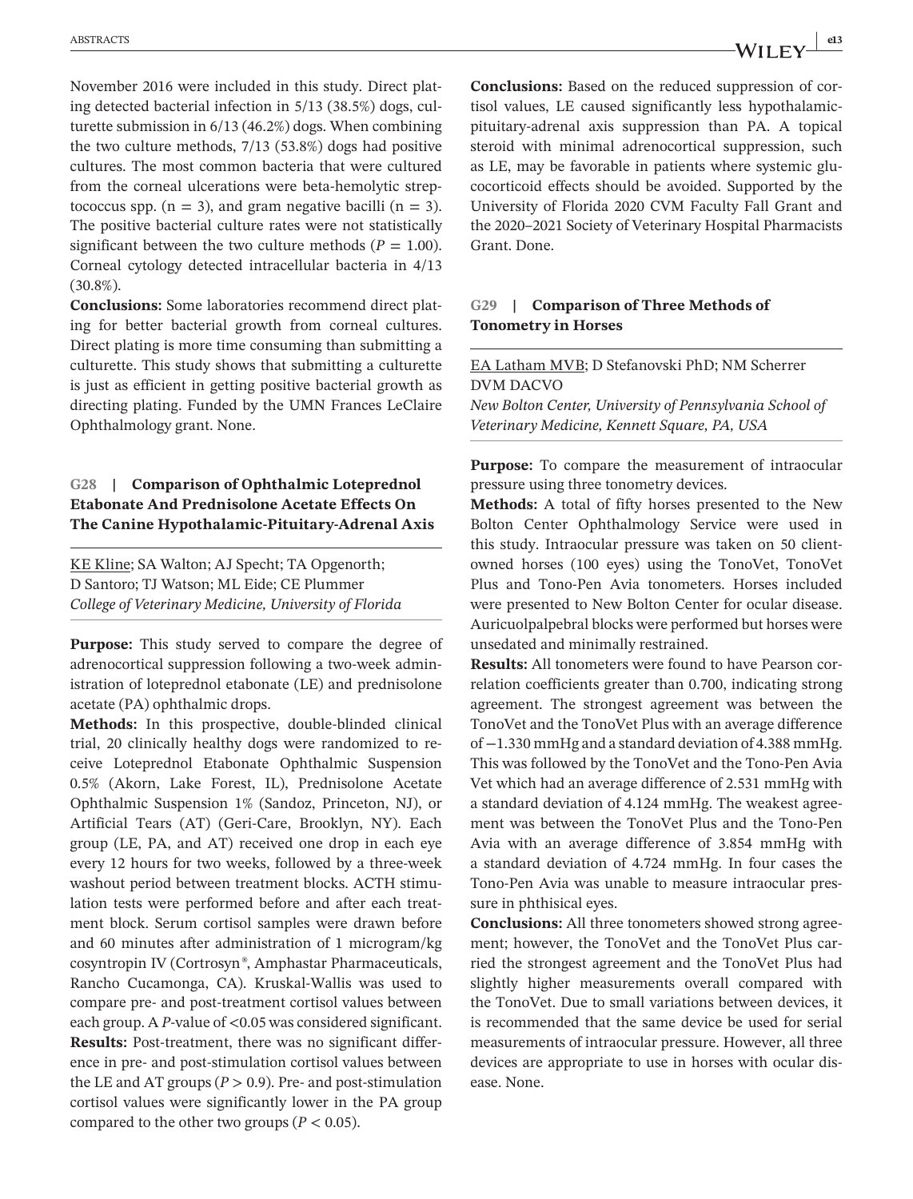November 2016 were included in this study. Direct plating detected bacterial infection in 5/13 (38.5%) dogs, culturette submission in 6/13 (46.2%) dogs. When combining the two culture methods, 7/13 (53.8%) dogs had positive cultures. The most common bacteria that were cultured from the corneal ulcerations were beta-hemolytic streptococcus spp. (n = 3), and gram negative bacilli (n = 3). The positive bacterial culture rates were not statistically significant between the two culture methods ($P = 1.00$). Corneal cytology detected intracellular bacteria in 4/13 (30.8%).

**Conclusions:** Some laboratories recommend direct plating for better bacterial growth from corneal cultures. Direct plating is more time consuming than submitting a culturette. This study shows that submitting a culturette is just as efficient in getting positive bacterial growth as directing plating. Funded by the UMN Frances LeClaire Ophthalmology grant. None.

## G28 | Comparison of Ophthalmic Loteprednol Etabonate And Prednisolone Acetate Effects On The Canine Hypothalamic-Pituitary-Adrenal Axis

KE Kline; SA Walton; AJ Specht; TA Opgenorth; D Santoro; TJ Watson; ML Eide; CE Plummer
*College of Veterinary Medicine, University of Florida*

**Purpose:** This study served to compare the degree of adrenocortical suppression following a two-week administration of loteprednol etabonate (LE) and prednisolone acetate (PA) ophthalmic drops.

**Methods:** In this prospective, double-blinded clinical trial, 20 clinically healthy dogs were randomized to receive Loteprednol Etabonate Ophthalmic Suspension 0.5% (Akorn, Lake Forest, IL), Prednisolone Acetate Ophthalmic Suspension 1% (Sandoz, Princeton, NJ), or Artificial Tears (AT) (Geri-Care, Brooklyn, NY). Each group (LE, PA, and AT) received one drop in each eye every 12 hours for two weeks, followed by a three-week washout period between treatment blocks. ACTH stimulation tests were performed before and after each treatment block. Serum cortisol samples were drawn before and 60 minutes after administration of 1 microgram/kg cosyntropin IV (Cortrosyn®, Amphastar Pharmaceuticals, Rancho Cucamonga, CA). Kruskal-Wallis was used to compare pre- and post-treatment cortisol values between each group. A $P$-value of <0.05 was considered significant.

**Results:** Post-treatment, there was no significant difference in pre- and post-stimulation cortisol values between the LE and AT groups ($P > 0.9$). Pre- and post-stimulation cortisol values were significantly lower in the PA group compared to the other two groups ($P < 0.05$).

**Conclusions:** Based on the reduced suppression of cortisol values, LE caused significantly less hypothalamic-pituitary-adrenal axis suppression than PA. A topical steroid with minimal adrenocortical suppression, such as LE, may be favorable in patients where systemic glucocorticoid effects should be avoided. Supported by the University of Florida 2020 CVM Faculty Fall Grant and the 2020–2021 Society of Veterinary Hospital Pharmacists Grant. Done.

## G29 | Comparison of Three Methods of Tonometry in Horses

EA Latham MVB; D Stefanovski PhD; NM Scherrer DVM DACVO
*New Bolton Center, University of Pennsylvania School of Veterinary Medicine, Kennett Square, PA, USA*

**Purpose:** To compare the measurement of intraocular pressure using three tonometry devices.

**Methods:** A total of fifty horses presented to the New Bolton Center Ophthalmology Service were used in this study. Intraocular pressure was taken on 50 client-owned horses (100 eyes) using the TonoVet, TonoVet Plus and Tono-Pen Avia tonometers. Horses included were presented to New Bolton Center for ocular disease. Auricuolpalpebral blocks were performed but horses were unsedated and minimally restrained.

**Results:** All tonometers were found to have Pearson correlation coefficients greater than 0.700, indicating strong agreement. The strongest agreement was between the TonoVet and the TonoVet Plus with an average difference of −1.330 mmHg and a standard deviation of 4.388 mmHg. This was followed by the TonoVet and the Tono-Pen Avia Vet which had an average difference of 2.531 mmHg with a standard deviation of 4.124 mmHg. The weakest agreement was between the TonoVet Plus and the Tono-Pen Avia with an average difference of 3.854 mmHg with a standard deviation of 4.724 mmHg. In four cases the Tono-Pen Avia was unable to measure intraocular pressure in phthisical eyes.

**Conclusions:** All three tonometers showed strong agreement; however, the TonoVet and the TonoVet Plus carried the strongest agreement and the TonoVet Plus had slightly higher measurements overall compared with the TonoVet. Due to small variations between devices, it is recommended that the same device be used for serial measurements of intraocular pressure. However, all three devices are appropriate to use in horses with ocular disease. None.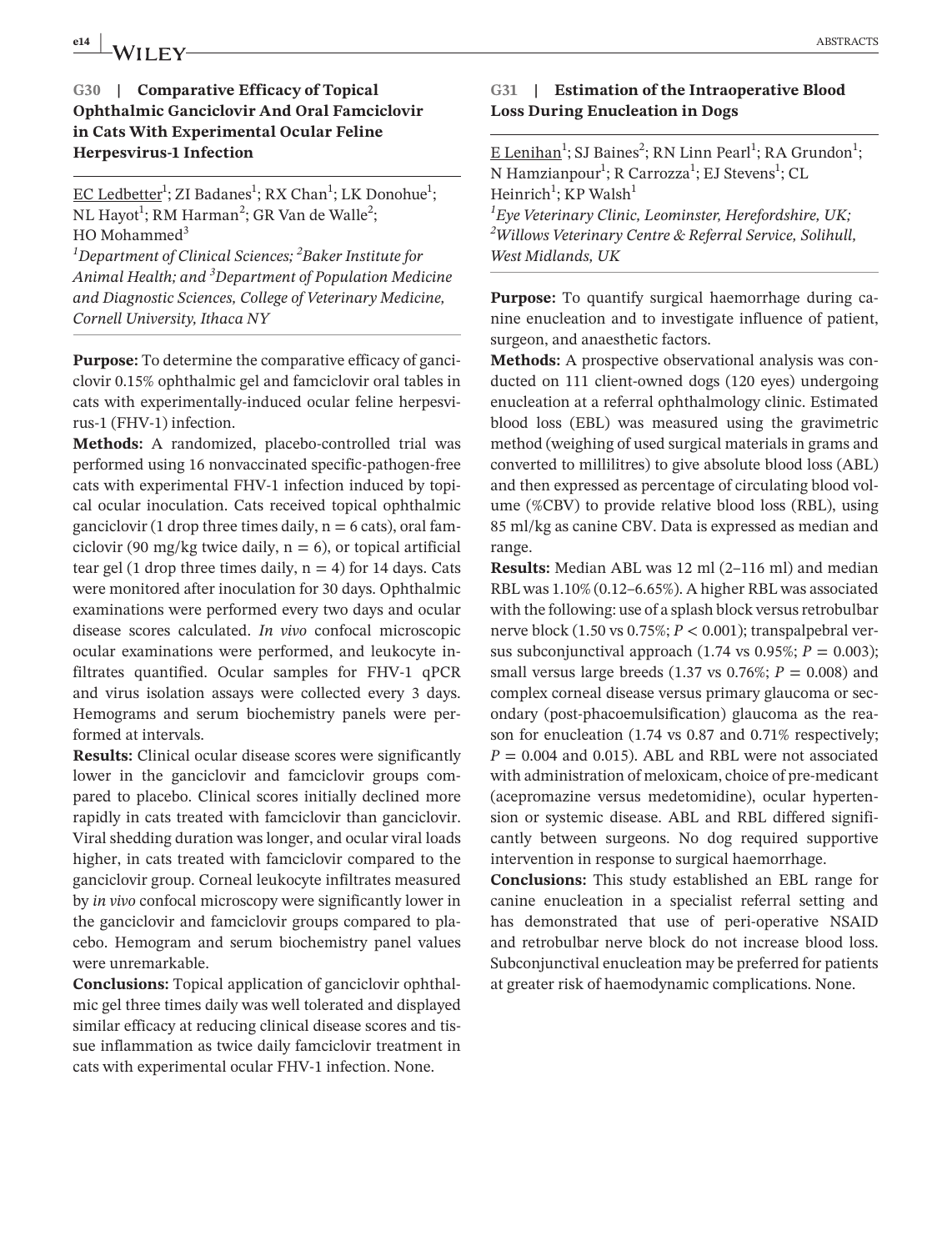## G30 | Comparative Efficacy of Topical Ophthalmic Ganciclovir And Oral Famciclovir in Cats With Experimental Ocular Feline Herpesvirus-1 Infection

EC Ledbetter[1]; ZI Badanes[1]; RX Chan[1]; LK Donohue[1]; NL Hayot[1]; RM Harman[2]; GR Van de Walle[2]; HO Mohammed[3]

*[1]Department of Clinical Sciences; [2]Baker Institute for Animal Health; and [3]Department of Population Medicine and Diagnostic Sciences, College of Veterinary Medicine, Cornell University, Ithaca NY*

**Purpose:** To determine the comparative efficacy of ganciclovir 0.15% ophthalmic gel and famciclovir oral tables in cats with experimentally-induced ocular feline herpesvirus-1 (FHV-1) infection.

**Methods:** A randomized, placebo-controlled trial was performed using 16 nonvaccinated specific-pathogen-free cats with experimental FHV-1 infection induced by topical ocular inoculation. Cats received topical ophthalmic ganciclovir (1 drop three times daily, n = 6 cats), oral famciclovir (90 mg/kg twice daily, n = 6), or topical artificial tear gel (1 drop three times daily, n = 4) for 14 days. Cats were monitored after inoculation for 30 days. Ophthalmic examinations were performed every two days and ocular disease scores calculated. *In vivo* confocal microscopic ocular examinations were performed, and leukocyte infiltrates quantified. Ocular samples for FHV-1 qPCR and virus isolation assays were collected every 3 days. Hemograms and serum biochemistry panels were performed at intervals.

**Results:** Clinical ocular disease scores were significantly lower in the ganciclovir and famciclovir groups compared to placebo. Clinical scores initially declined more rapidly in cats treated with famciclovir than ganciclovir. Viral shedding duration was longer, and ocular viral loads higher, in cats treated with famciclovir compared to the ganciclovir group. Corneal leukocyte infiltrates measured by *in vivo* confocal microscopy were significantly lower in the ganciclovir and famciclovir groups compared to placebo. Hemogram and serum biochemistry panel values were unremarkable.

**Conclusions:** Topical application of ganciclovir ophthalmic gel three times daily was well tolerated and displayed similar efficacy at reducing clinical disease scores and tissue inflammation as twice daily famciclovir treatment in cats with experimental ocular FHV-1 infection. None.

## G31 | Estimation of the Intraoperative Blood Loss During Enucleation in Dogs

E Lenihan[1]; SJ Baines[2]; RN Linn Pearl[1]; RA Grundon[1]; N Hamzianpour[1]; R Carrozza[1]; EJ Stevens[1]; CL Heinrich[1]; KP Walsh[1]

*[1]Eye Veterinary Clinic, Leominster, Herefordshire, UK; [2]Willows Veterinary Centre & Referral Service, Solihull, West Midlands, UK*

**Purpose:** To quantify surgical haemorrhage during canine enucleation and to investigate influence of patient, surgeon, and anaesthetic factors.

**Methods:** A prospective observational analysis was conducted on 111 client-owned dogs (120 eyes) undergoing enucleation at a referral ophthalmology clinic. Estimated blood loss (EBL) was measured using the gravimetric method (weighing of used surgical materials in grams and converted to millilitres) to give absolute blood loss (ABL) and then expressed as percentage of circulating blood volume (%CBV) to provide relative blood loss (RBL), using 85 ml/kg as canine CBV. Data is expressed as median and range.

**Results:** Median ABL was 12 ml (2–116 ml) and median RBL was 1.10% (0.12–6.65%). A higher RBL was associated with the following: use of a splash block versus retrobulbar nerve block (1.50 vs 0.75%; $P < 0.001$); transpalpebral versus subconjunctival approach (1.74 vs 0.95%; $P = 0.003$); small versus large breeds (1.37 vs 0.76%; $P = 0.008$) and complex corneal disease versus primary glaucoma or secondary (post-phacoemulsification) glaucoma as the reason for enucleation (1.74 vs 0.87 and 0.71% respectively; $P = 0.004$ and 0.015). ABL and RBL were not associated with administration of meloxicam, choice of pre-medicant (acepromazine versus medetomidine), ocular hypertension or systemic disease. ABL and RBL differed significantly between surgeons. No dog required supportive intervention in response to surgical haemorrhage.

**Conclusions:** This study established an EBL range for canine enucleation in a specialist referral setting and has demonstrated that use of peri-operative NSAID and retrobulbar nerve block do not increase blood loss. Subconjunctival enucleation may be preferred for patients at greater risk of haemodynamic complications. None.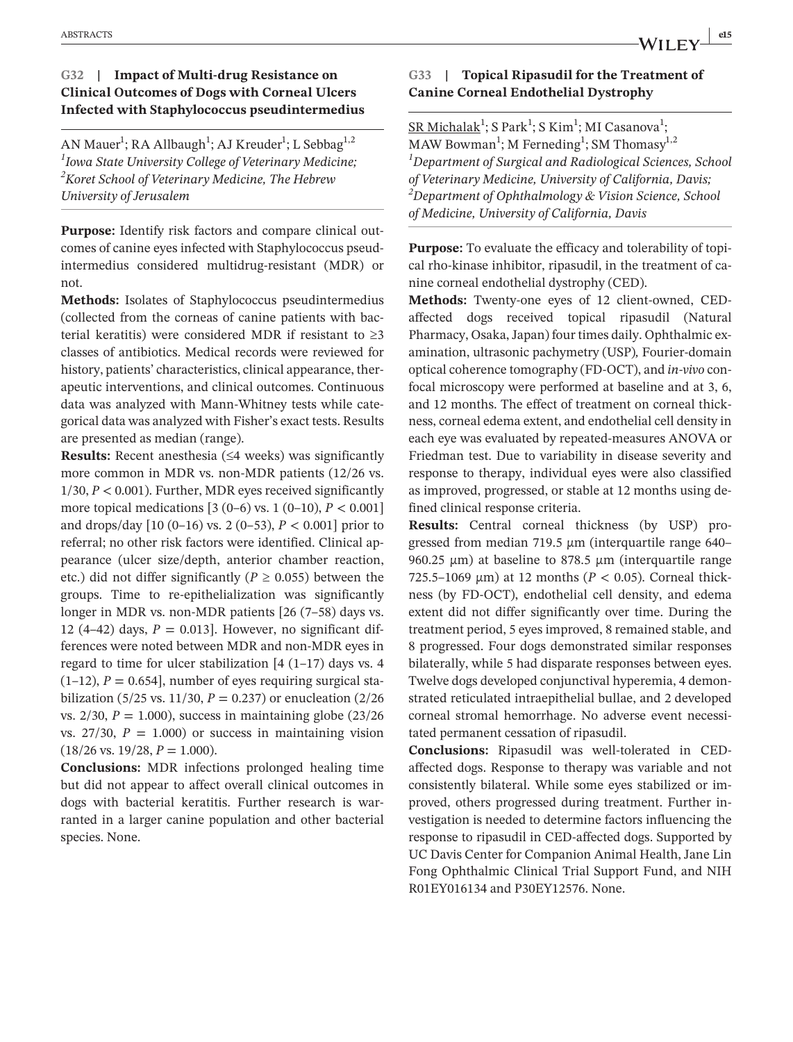## G32 | Impact of Multi-drug Resistance on Clinical Outcomes of Dogs with Corneal Ulcers Infected with Staphylococcus pseudintermedius

AN Mauer[1]; RA Allbaugh[1]; AJ Kreuder[1]; L Sebbag[1,2]

*[1]Iowa State University College of Veterinary Medicine; [2]Koret School of Veterinary Medicine, The Hebrew University of Jerusalem*

**Purpose:** Identify risk factors and compare clinical outcomes of canine eyes infected with Staphylococcus pseudintermedius considered multidrug-resistant (MDR) or not.

**Methods:** Isolates of Staphylococcus pseudintermedius (collected from the corneas of canine patients with bacterial keratitis) were considered MDR if resistant to ≥3 classes of antibiotics. Medical records were reviewed for history, patients' characteristics, clinical appearance, therapeutic interventions, and clinical outcomes. Continuous data was analyzed with Mann-Whitney tests while categorical data was analyzed with Fisher's exact tests. Results are presented as median (range).

**Results:** Recent anesthesia (≤4 weeks) was significantly more common in MDR vs. non-MDR patients (12/26 vs. 1/30, $P < 0.001$). Further, MDR eyes received significantly more topical medications [3 (0–6) vs. 1 (0–10), $P < 0.001$] and drops/day [10 (0–16) vs. 2 (0–53), $P < 0.001$] prior to referral; no other risk factors were identified. Clinical appearance (ulcer size/depth, anterior chamber reaction, etc.) did not differ significantly ($P \geq 0.055$) between the groups. Time to re-epithelialization was significantly longer in MDR vs. non-MDR patients [26 (7–58) days vs. 12 (4–42) days, $P = 0.013$]. However, no significant differences were noted between MDR and non-MDR eyes in regard to time for ulcer stabilization [4 (1–17) days vs. 4 (1–12), $P = 0.654$], number of eyes requiring surgical stabilization (5/25 vs. 11/30, $P = 0.237$) or enucleation (2/26 vs. 2/30, $P = 1.000$), success in maintaining globe (23/26 vs. 27/30, $P = 1.000$) or success in maintaining vision (18/26 vs. 19/28, $P = 1.000$).

**Conclusions:** MDR infections prolonged healing time but did not appear to affect overall clinical outcomes in dogs with bacterial keratitis. Further research is warranted in a larger canine population and other bacterial species. None.

## G33 | Topical Ripasudil for the Treatment of Canine Corneal Endothelial Dystrophy

SR Michalak[1]; S Park[1]; S Kim[1]; MI Casanova[1]; MAW Bowman[1]; M Ferneding[1]; SM Thomasy[1,2]

*[1]Department of Surgical and Radiological Sciences, School of Veterinary Medicine, University of California, Davis; [2]Department of Ophthalmology & Vision Science, School of Medicine, University of California, Davis*

**Purpose:** To evaluate the efficacy and tolerability of topical rho-kinase inhibitor, ripasudil, in the treatment of canine corneal endothelial dystrophy (CED).

**Methods:** Twenty-one eyes of 12 client-owned, CED-affected dogs received topical ripasudil (Natural Pharmacy, Osaka, Japan) four times daily. Ophthalmic examination, ultrasonic pachymetry (USP), Fourier-domain optical coherence tomography (FD-OCT), and *in-vivo* confocal microscopy were performed at baseline and at 3, 6, and 12 months. The effect of treatment on corneal thickness, corneal edema extent, and endothelial cell density in each eye was evaluated by repeated-measures ANOVA or Friedman test. Due to variability in disease severity and response to therapy, individual eyes were also classified as improved, progressed, or stable at 12 months using defined clinical response criteria.

**Results:** Central corneal thickness (by USP) progressed from median 719.5 μm (interquartile range 640–960.25 μm) at baseline to 878.5 μm (interquartile range 725.5–1069 μm) at 12 months ($P < 0.05$). Corneal thickness (by FD-OCT), endothelial cell density, and edema extent did not differ significantly over time. During the treatment period, 5 eyes improved, 8 remained stable, and 8 progressed. Four dogs demonstrated similar responses bilaterally, while 5 had disparate responses between eyes. Twelve dogs developed conjunctival hyperemia, 4 demonstrated reticulated intraepithelial bullae, and 2 developed corneal stromal hemorrhage. No adverse event necessitated permanent cessation of ripasudil.

**Conclusions:** Ripasudil was well-tolerated in CED-affected dogs. Response to therapy was variable and not consistently bilateral. While some eyes stabilized or improved, others progressed during treatment. Further investigation is needed to determine factors influencing the response to ripasudil in CED-affected dogs. Supported by UC Davis Center for Companion Animal Health, Jane Lin Fong Ophthalmic Clinical Trial Support Fund, and NIH R01EY016134 and P30EY12576. None.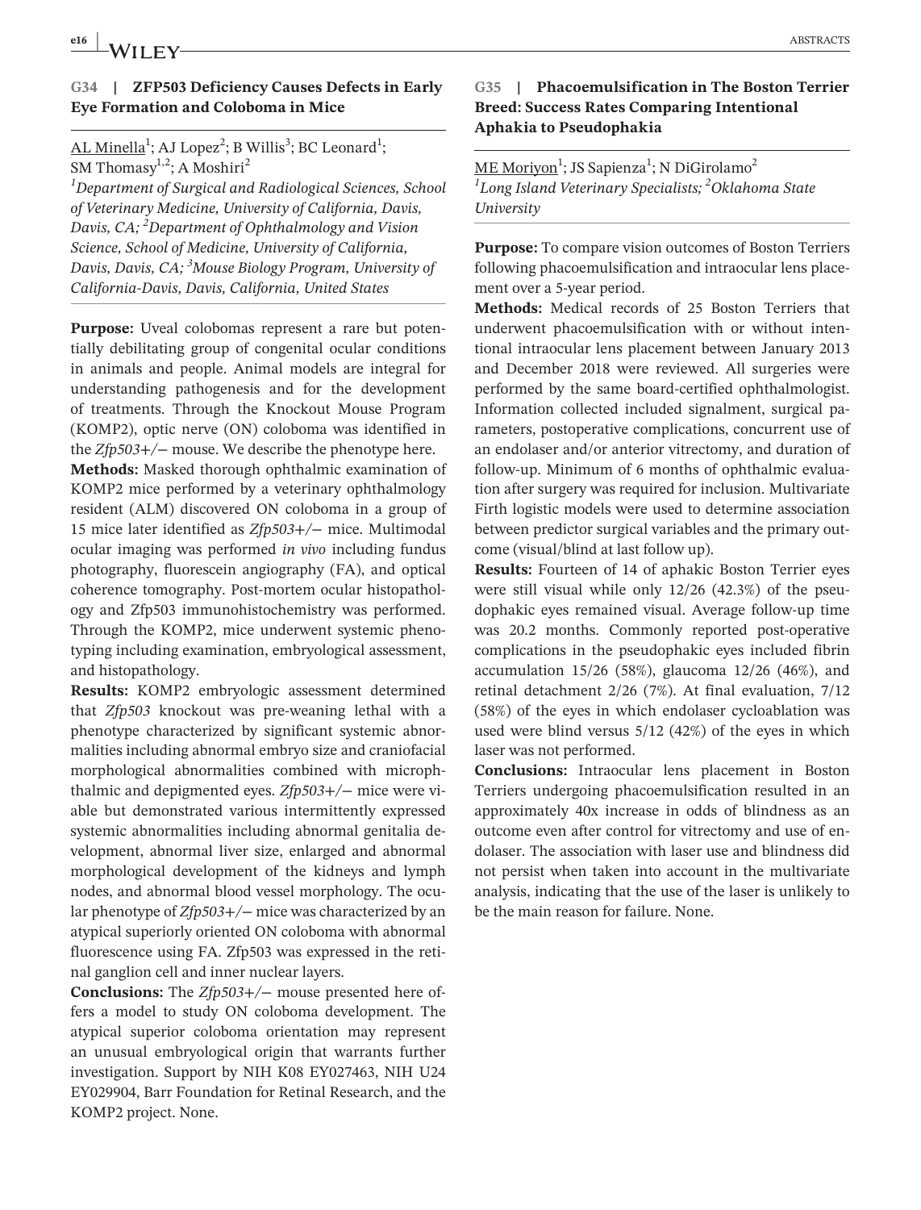## G34 | ZFP503 Deficiency Causes Defects in Early Eye Formation and Coloboma in Mice

AL Minella[1]; AJ Lopez[2]; B Willis[3]; BC Leonard[1]; SM Thomasy[1,2]; A Moshiri[2]

[1]*Department of Surgical and Radiological Sciences, School of Veterinary Medicine, University of California, Davis, Davis, CA;* [2]*Department of Ophthalmology and Vision Science, School of Medicine, University of California, Davis, Davis, CA;* [3]*Mouse Biology Program, University of California-Davis, Davis, California, United States*

**Purpose:** Uveal colobomas represent a rare but potentially debilitating group of congenital ocular conditions in animals and people. Animal models are integral for understanding pathogenesis and for the development of treatments. Through the Knockout Mouse Program (KOMP2), optic nerve (ON) coloboma was identified in the *Zfp503+/−* mouse. We describe the phenotype here.

**Methods:** Masked thorough ophthalmic examination of KOMP2 mice performed by a veterinary ophthalmology resident (ALM) discovered ON coloboma in a group of 15 mice later identified as *Zfp503+/−* mice. Multimodal ocular imaging was performed *in vivo* including fundus photography, fluorescein angiography (FA), and optical coherence tomography. Post-mortem ocular histopathology and Zfp503 immunohistochemistry was performed. Through the KOMP2, mice underwent systemic phenotyping including examination, embryological assessment, and histopathology.

**Results:** KOMP2 embryologic assessment determined that *Zfp503* knockout was pre-weaning lethal with a phenotype characterized by significant systemic abnormalities including abnormal embryo size and craniofacial morphological abnormalities combined with microphthalmic and depigmented eyes. *Zfp503+/−* mice were viable but demonstrated various intermittently expressed systemic abnormalities including abnormal genitalia development, abnormal liver size, enlarged and abnormal morphological development of the kidneys and lymph nodes, and abnormal blood vessel morphology. The ocular phenotype of *Zfp503+/−* mice was characterized by an atypical superiorly oriented ON coloboma with abnormal fluorescence using FA. Zfp503 was expressed in the retinal ganglion cell and inner nuclear layers.

**Conclusions:** The *Zfp503+/−* mouse presented here offers a model to study ON coloboma development. The atypical superior coloboma orientation may represent an unusual embryological origin that warrants further investigation. Support by NIH K08 EY027463, NIH U24 EY029904, Barr Foundation for Retinal Research, and the KOMP2 project. None.

## G35 | Phacoemulsification in The Boston Terrier Breed: Success Rates Comparing Intentional Aphakia to Pseudophakia

ME Moriyon[1]; JS Sapienza[1]; N DiGirolamo[2]

[1]*Long Island Veterinary Specialists;* [2]*Oklahoma State University*

**Purpose:** To compare vision outcomes of Boston Terriers following phacoemulsification and intraocular lens placement over a 5-year period.

**Methods:** Medical records of 25 Boston Terriers that underwent phacoemulsification with or without intentional intraocular lens placement between January 2013 and December 2018 were reviewed. All surgeries were performed by the same board-certified ophthalmologist. Information collected included signalment, surgical parameters, postoperative complications, concurrent use of an endolaser and/or anterior vitrectomy, and duration of follow-up. Minimum of 6 months of ophthalmic evaluation after surgery was required for inclusion. Multivariate Firth logistic models were used to determine association between predictor surgical variables and the primary outcome (visual/blind at last follow up).

**Results:** Fourteen of 14 of aphakic Boston Terrier eyes were still visual while only 12/26 (42.3%) of the pseudophakic eyes remained visual. Average follow-up time was 20.2 months. Commonly reported post-operative complications in the pseudophakic eyes included fibrin accumulation 15/26 (58%), glaucoma 12/26 (46%), and retinal detachment 2/26 (7%). At final evaluation, 7/12 (58%) of the eyes in which endolaser cycloablation was used were blind versus 5/12 (42%) of the eyes in which laser was not performed.

**Conclusions:** Intraocular lens placement in Boston Terriers undergoing phacoemulsification resulted in an approximately 40x increase in odds of blindness as an outcome even after control for vitrectomy and use of endolaser. The association with laser use and blindness did not persist when taken into account in the multivariate analysis, indicating that the use of the laser is unlikely to be the main reason for failure. None.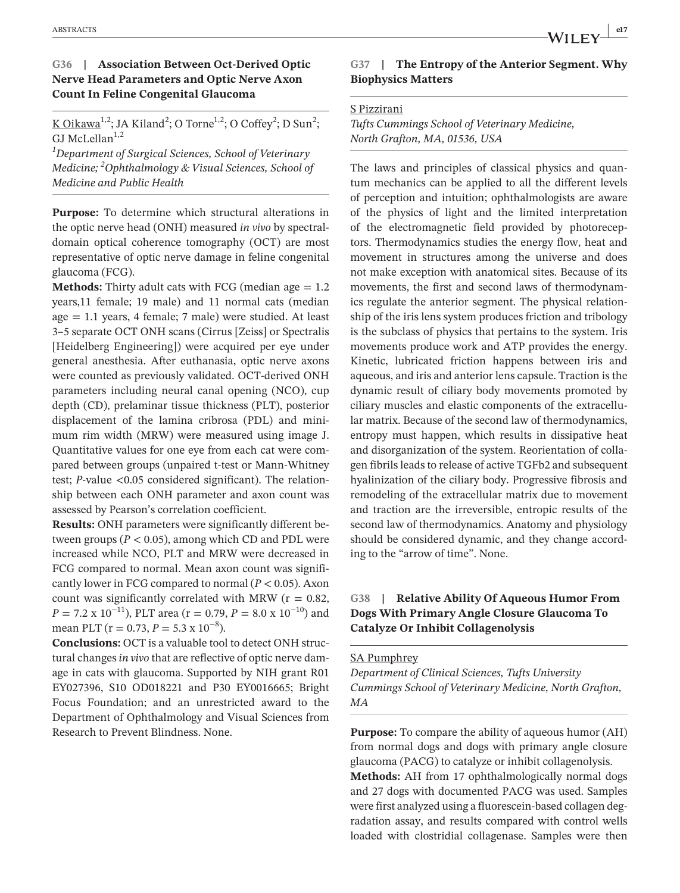## G36 | Association Between Oct-Derived Optic Nerve Head Parameters and Optic Nerve Axon Count In Feline Congenital Glaucoma

K Oikawa[1,2]; JA Kiland[2]; O Torne[1,2]; O Coffey[2]; D Sun[2]; GJ McLellan[1,2]

*[1]Department of Surgical Sciences, School of Veterinary Medicine; [2]Ophthalmology & Visual Sciences, School of Medicine and Public Health*

**Purpose:** To determine which structural alterations in the optic nerve head (ONH) measured *in vivo* by spectral-domain optical coherence tomography (OCT) are most representative of optic nerve damage in feline congenital glaucoma (FCG).

**Methods:** Thirty adult cats with FCG (median age = 1.2 years,11 female; 19 male) and 11 normal cats (median age = 1.1 years, 4 female; 7 male) were studied. At least 3–5 separate OCT ONH scans (Cirrus [Zeiss] or Spectralis [Heidelberg Engineering]) were acquired per eye under general anesthesia. After euthanasia, optic nerve axons were counted as previously validated. OCT-derived ONH parameters including neural canal opening (NCO), cup depth (CD), prelaminar tissue thickness (PLT), posterior displacement of the lamina cribrosa (PDL) and minimum rim width (MRW) were measured using image J. Quantitative values for one eye from each cat were compared between groups (unpaired t-test or Mann-Whitney test; *P*-value <0.05 considered significant). The relationship between each ONH parameter and axon count was assessed by Pearson's correlation coefficient.

**Results:** ONH parameters were significantly different between groups ($P < 0.05$), among which CD and PDL were increased while NCO, PLT and MRW were decreased in FCG compared to normal. Mean axon count was significantly lower in FCG compared to normal ($P < 0.05$). Axon count was significantly correlated with MRW (r = 0.82, $P = 7.2 \times 10^{-11}$), PLT area (r = 0.79, $P = 8.0 \times 10^{-10}$) and mean PLT (r = 0.73, $P = 5.3 \times 10^{-8}$).

**Conclusions:** OCT is a valuable tool to detect ONH structural changes *in vivo* that are reflective of optic nerve damage in cats with glaucoma. Supported by NIH grant R01 EY027396, S10 OD018221 and P30 EY0016665; Bright Focus Foundation; and an unrestricted award to the Department of Ophthalmology and Visual Sciences from Research to Prevent Blindness. None.

## G37 | The Entropy of the Anterior Segment. Why Biophysics Matters

S Pizzirani

*Tufts Cummings School of Veterinary Medicine, North Grafton, MA, 01536, USA*

The laws and principles of classical physics and quantum mechanics can be applied to all the different levels of perception and intuition; ophthalmologists are aware of the physics of light and the limited interpretation of the electromagnetic field provided by photoreceptors. Thermodynamics studies the energy flow, heat and movement in structures among the universe and does not make exception with anatomical sites. Because of its movements, the first and second laws of thermodynamics regulate the anterior segment. The physical relationship of the iris lens system produces friction and tribology is the subclass of physics that pertains to the system. Iris movements produce work and ATP provides the energy. Kinetic, lubricated friction happens between iris and aqueous, and iris and anterior lens capsule. Traction is the dynamic result of ciliary body movements promoted by ciliary muscles and elastic components of the extracellular matrix. Because of the second law of thermodynamics, entropy must happen, which results in dissipative heat and disorganization of the system. Reorientation of collagen fibrils leads to release of active TGFb2 and subsequent hyalinization of the ciliary body. Progressive fibrosis and remodeling of the extracellular matrix due to movement and traction are the irreversible, entropic results of the second law of thermodynamics. Anatomy and physiology should be considered dynamic, and they change according to the "arrow of time". None.

## G38 | Relative Ability Of Aqueous Humor From Dogs With Primary Angle Closure Glaucoma To Catalyze Or Inhibit Collagenolysis

SA Pumphrey

*Department of Clinical Sciences, Tufts University Cummings School of Veterinary Medicine, North Grafton, MA*

**Purpose:** To compare the ability of aqueous humor (AH) from normal dogs and dogs with primary angle closure glaucoma (PACG) to catalyze or inhibit collagenolysis.

**Methods:** AH from 17 ophthalmologically normal dogs and 27 dogs with documented PACG was used. Samples were first analyzed using a fluorescein-based collagen degradation assay, and results compared with control wells loaded with clostridial collagenase. Samples were then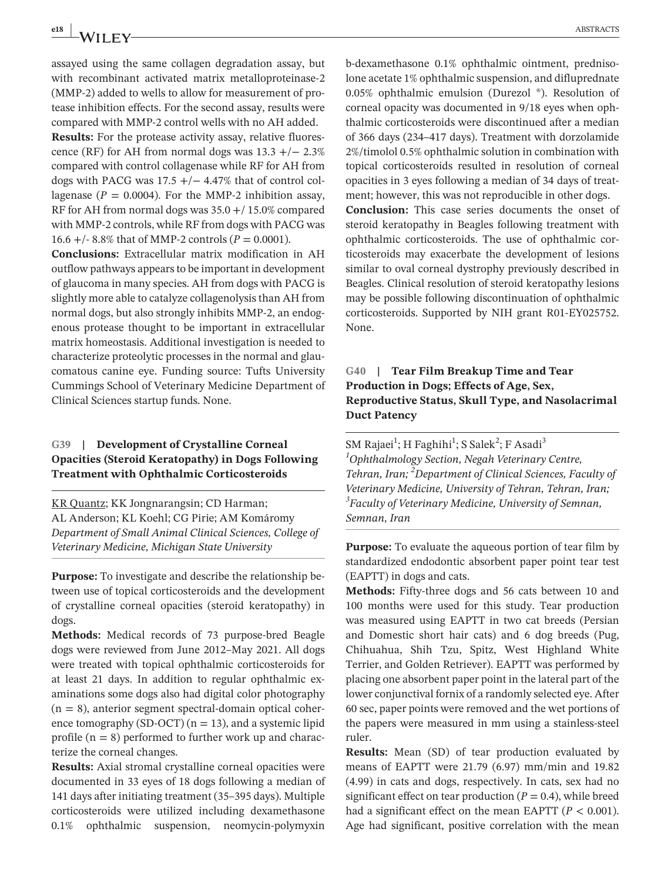assayed using the same collagen degradation assay, but with recombinant activated matrix metalloproteinase-2 (MMP-2) added to wells to allow for measurement of protease inhibition effects. For the second assay, results were compared with MMP-2 control wells with no AH added.

**Results:** For the protease activity assay, relative fluorescence (RF) for AH from normal dogs was 13.3 +/− 2.3% compared with control collagenase while RF for AH from dogs with PACG was 17.5 +/− 4.47% that of control collagenase ($P = 0.0004$). For the MMP-2 inhibition assay, RF for AH from normal dogs was 35.0 +/ 15.0% compared with MMP-2 controls, while RF from dogs with PACG was 16.6 +/- 8.8% that of MMP-2 controls ($P = 0.0001$).

**Conclusions:** Extracellular matrix modification in AH outflow pathways appears to be important in development of glaucoma in many species. AH from dogs with PACG is slightly more able to catalyze collagenolysis than AH from normal dogs, but also strongly inhibits MMP-2, an endogenous protease thought to be important in extracellular matrix homeostasis. Additional investigation is needed to characterize proteolytic processes in the normal and glaucomatous canine eye. Funding source: Tufts University Cummings School of Veterinary Medicine Department of Clinical Sciences startup funds. None.

## G39 | Development of Crystalline Corneal Opacities (Steroid Keratopathy) in Dogs Following Treatment with Ophthalmic Corticosteroids

KR Quantz; KK Jongnarangsin; CD Harman; AL Anderson; KL Koehl; CG Pirie; AM Komáromy

*Department of Small Animal Clinical Sciences, College of Veterinary Medicine, Michigan State University*

**Purpose:** To investigate and describe the relationship between use of topical corticosteroids and the development of crystalline corneal opacities (steroid keratopathy) in dogs.

**Methods:** Medical records of 73 purpose-bred Beagle dogs were reviewed from June 2012–May 2021. All dogs were treated with topical ophthalmic corticosteroids for at least 21 days. In addition to regular ophthalmic examinations some dogs also had digital color photography ($n = 8$), anterior segment spectral-domain optical coherence tomography (SD-OCT) ($n = 13$), and a systemic lipid profile ($n = 8$) performed to further work up and characterize the corneal changes.

**Results:** Axial stromal crystalline corneal opacities were documented in 33 eyes of 18 dogs following a median of 141 days after initiating treatment (35–395 days). Multiple corticosteroids were utilized including dexamethasone 0.1% ophthalmic suspension, neomycin-polymyxin b-dexamethasone 0.1% ophthalmic ointment, prednisolone acetate 1% ophthalmic suspension, and difluprednate 0.05% ophthalmic emulsion (Durezol ®). Resolution of corneal opacity was documented in 9/18 eyes when ophthalmic corticosteroids were discontinued after a median of 366 days (234–417 days). Treatment with dorzolamide 2%/timolol 0.5% ophthalmic solution in combination with topical corticosteroids resulted in resolution of corneal opacities in 3 eyes following a median of 34 days of treatment; however, this was not reproducible in other dogs.

**Conclusion:** This case series documents the onset of steroid keratopathy in Beagles following treatment with ophthalmic corticosteroids. The use of ophthalmic corticosteroids may exacerbate the development of lesions similar to oval corneal dystrophy previously described in Beagles. Clinical resolution of steroid keratopathy lesions may be possible following discontinuation of ophthalmic corticosteroids. Supported by NIH grant R01-EY025752. None.

## G40 | Tear Film Breakup Time and Tear Production in Dogs; Effects of Age, Sex, Reproductive Status, Skull Type, and Nasolacrimal Duct Patency

SM Rajaei[1]; H Faghihi[1]; S Salek[2]; F Asadi[3]

*[1]Ophthalmology Section, Negah Veterinary Centre, Tehran, Iran; [2]Department of Clinical Sciences, Faculty of Veterinary Medicine, University of Tehran, Tehran, Iran; [3]Faculty of Veterinary Medicine, University of Semnan, Semnan, Iran*

**Purpose:** To evaluate the aqueous portion of tear film by standardized endodontic absorbent paper point tear test (EAPTT) in dogs and cats.

**Methods:** Fifty-three dogs and 56 cats between 10 and 100 months were used for this study. Tear production was measured using EAPTT in two cat breeds (Persian and Domestic short hair cats) and 6 dog breeds (Pug, Chihuahua, Shih Tzu, Spitz, West Highland White Terrier, and Golden Retriever). EAPTT was performed by placing one absorbent paper point in the lateral part of the lower conjunctival fornix of a randomly selected eye. After 60 sec, paper points were removed and the wet portions of the papers were measured in mm using a stainless-steel ruler.

**Results:** Mean (SD) of tear production evaluated by means of EAPTT were 21.79 (6.97) mm/min and 19.82 (4.99) in cats and dogs, respectively. In cats, sex had no significant effect on tear production ($P = 0.4$), while breed had a significant effect on the mean EAPTT ($P < 0.001$). Age had significant, positive correlation with the mean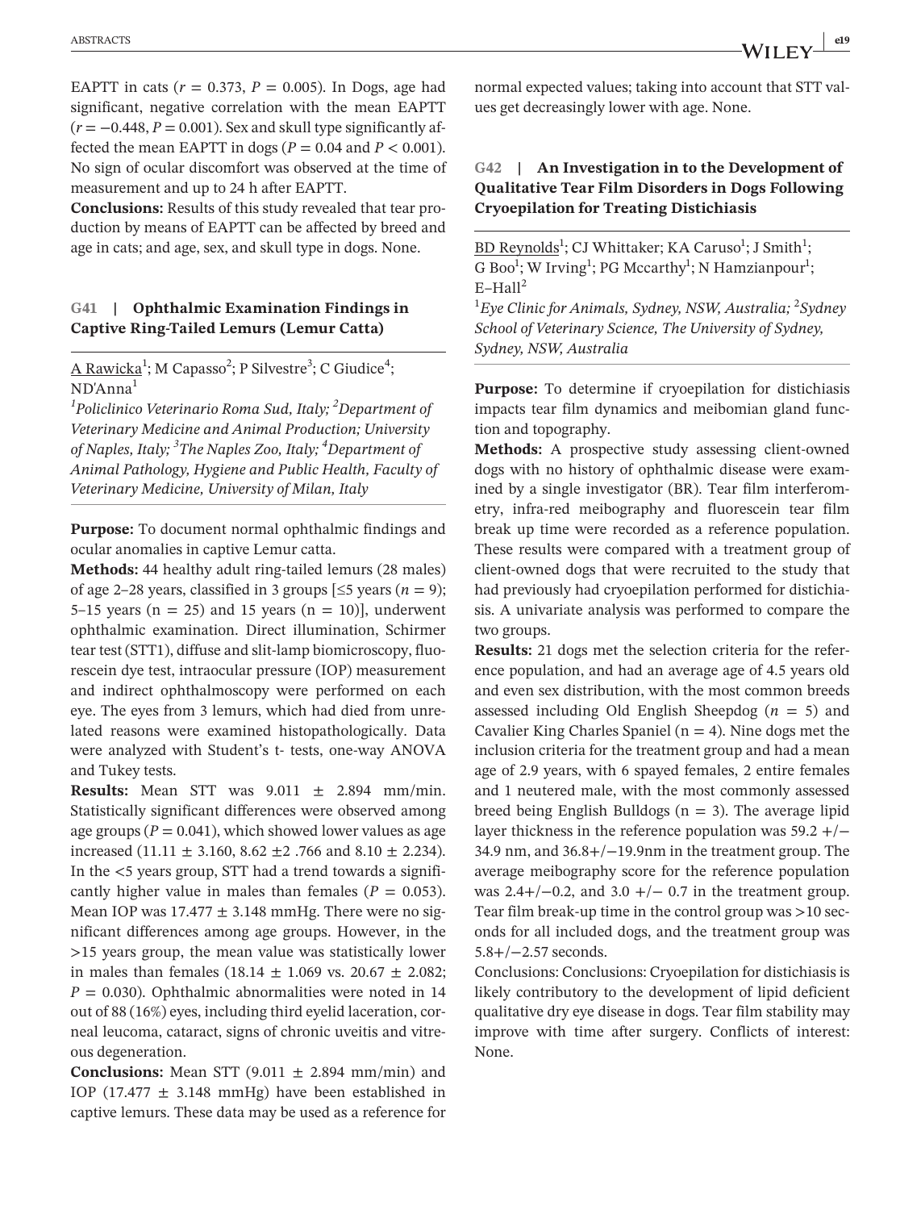EAPTT in cats ($r = 0.373$, $P = 0.005$). In Dogs, age had significant, negative correlation with the mean EAPTT ($r = -0.448$, $P = 0.001$). Sex and skull type significantly affected the mean EAPTT in dogs ($P = 0.04$ and $P < 0.001$). No sign of ocular discomfort was observed at the time of measurement and up to 24 h after EAPTT.

**Conclusions:** Results of this study revealed that tear production by means of EAPTT can be affected by breed and age in cats; and age, sex, and skull type in dogs. None.

## G41 | Ophthalmic Examination Findings in Captive Ring-Tailed Lemurs (Lemur Catta)

A Rawicka[1]; M Capasso[2]; P Silvestre[3]; C Giudice[4]; ND'Anna[1]

[1]*Policlinico Veterinario Roma Sud, Italy;* [2]*Department of Veterinary Medicine and Animal Production; University of Naples, Italy;* [3]*The Naples Zoo, Italy;* [4]*Department of Animal Pathology, Hygiene and Public Health, Faculty of Veterinary Medicine, University of Milan, Italy*

**Purpose:** To document normal ophthalmic findings and ocular anomalies in captive Lemur catta.

**Methods:** 44 healthy adult ring-tailed lemurs (28 males) of age 2–28 years, classified in 3 groups [≤5 years ($n = 9$); 5–15 years (n = 25) and 15 years (n = 10)], underwent ophthalmic examination. Direct illumination, Schirmer tear test (STT1), diffuse and slit-lamp biomicroscopy, fluorescein dye test, intraocular pressure (IOP) measurement and indirect ophthalmoscopy were performed on each eye. The eyes from 3 lemurs, which had died from unrelated reasons were examined histopathologically. Data were analyzed with Student's t- tests, one-way ANOVA and Tukey tests.

**Results:** Mean STT was 9.011 ± 2.894 mm/min. Statistically significant differences were observed among age groups ($P = 0.041$), which showed lower values as age increased (11.11 ± 3.160, 8.62 ±2 .766 and 8.10 ± 2.234). In the <5 years group, STT had a trend towards a significantly higher value in males than females ($P = 0.053$). Mean IOP was 17.477 ± 3.148 mmHg. There were no significant differences among age groups. However, in the >15 years group, the mean value was statistically lower in males than females (18.14 ± 1.069 vs. 20.67 ± 2.082; $P = 0.030$). Ophthalmic abnormalities were noted in 14 out of 88 (16%) eyes, including third eyelid laceration, corneal leucoma, cataract, signs of chronic uveitis and vitreous degeneration.

**Conclusions:** Mean STT (9.011 ± 2.894 mm/min) and IOP (17.477 ± 3.148 mmHg) have been established in captive lemurs. These data may be used as a reference for normal expected values; taking into account that STT values get decreasingly lower with age. None.

## G42 | An Investigation in to the Development of Qualitative Tear Film Disorders in Dogs Following Cryoepilation for Treating Distichiasis

BD Reynolds[1]; CJ Whittaker; KA Caruso[1]; J Smith[1]; G Boo[1]; W Irving[1]; PG Mccarthy[1]; N Hamzianpour[1]; E–Hall[2]

[1]*Eye Clinic for Animals, Sydney, NSW, Australia;* [2]*Sydney School of Veterinary Science, The University of Sydney, Sydney, NSW, Australia*

**Purpose:** To determine if cryoepilation for distichiasis impacts tear film dynamics and meibomian gland function and topography.

**Methods:** A prospective study assessing client-owned dogs with no history of ophthalmic disease were examined by a single investigator (BR). Tear film interferometry, infra-red meibography and fluorescein tear film break up time were recorded as a reference population. These results were compared with a treatment group of client-owned dogs that were recruited to the study that had previously had cryoepilation performed for distichiasis. A univariate analysis was performed to compare the two groups.

**Results:** 21 dogs met the selection criteria for the reference population, and had an average age of 4.5 years old and even sex distribution, with the most common breeds assessed including Old English Sheepdog ($n = 5$) and Cavalier King Charles Spaniel (n = 4). Nine dogs met the inclusion criteria for the treatment group and had a mean age of 2.9 years, with 6 spayed females, 2 entire females and 1 neutered male, with the most commonly assessed breed being English Bulldogs (n = 3). The average lipid layer thickness in the reference population was 59.2 +/−34.9 nm, and 36.8+/−19.9nm in the treatment group. The average meibography score for the reference population was 2.4+/−0.2, and 3.0 +/− 0.7 in the treatment group. Tear film break-up time in the control group was >10 seconds for all included dogs, and the treatment group was 5.8+/−2.57 seconds.

Conclusions: Conclusions: Cryoepilation for distichiasis is likely contributory to the development of lipid deficient qualitative dry eye disease in dogs. Tear film stability may improve with time after surgery. Conflicts of interest: None.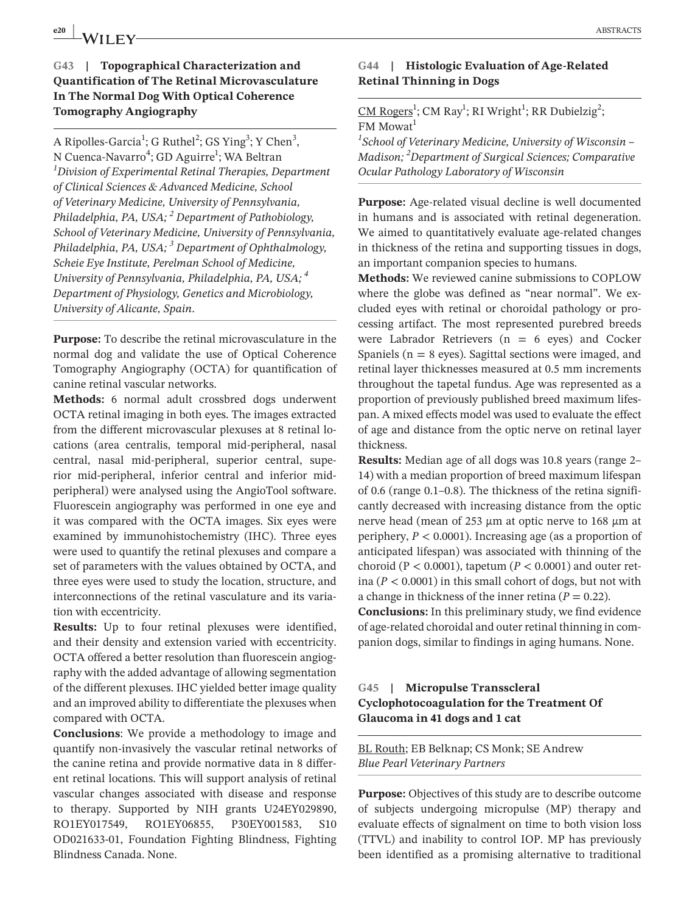## G43 | Topographical Characterization and Quantification of The Retinal Microvasculature In The Normal Dog With Optical Coherence Tomography Angiography

A Ripolles-Garcia[1]; G Ruthel[2]; GS Ying[3]; Y Chen[3], N Cuenca-Navarro[4]; GD Aguirre[1]; WA Beltran

*[1]Division of Experimental Retinal Therapies, Department of Clinical Sciences & Advanced Medicine, School of Veterinary Medicine, University of Pennsylvania, Philadelphia, PA, USA; [2] Department of Pathobiology, School of Veterinary Medicine, University of Pennsylvania, Philadelphia, PA, USA; [3] Department of Ophthalmology, Scheie Eye Institute, Perelman School of Medicine, University of Pennsylvania, Philadelphia, PA, USA; [4] Department of Physiology, Genetics and Microbiology, University of Alicante, Spain.*

**Purpose:** To describe the retinal microvasculature in the normal dog and validate the use of Optical Coherence Tomography Angiography (OCTA) for quantification of canine retinal vascular networks.

**Methods:** 6 normal adult crossbred dogs underwent OCTA retinal imaging in both eyes. The images extracted from the different microvascular plexuses at 8 retinal locations (area centralis, temporal mid-peripheral, nasal central, nasal mid-peripheral, superior central, superior mid-peripheral, inferior central and inferior mid-peripheral) were analysed using the AngioTool software. Fluorescein angiography was performed in one eye and it was compared with the OCTA images. Six eyes were examined by immunohistochemistry (IHC). Three eyes were used to quantify the retinal plexuses and compare a set of parameters with the values obtained by OCTA, and three eyes were used to study the location, structure, and interconnections of the retinal vasculature and its variation with eccentricity.

**Results:** Up to four retinal plexuses were identified, and their density and extension varied with eccentricity. OCTA offered a better resolution than fluorescein angiography with the added advantage of allowing segmentation of the different plexuses. IHC yielded better image quality and an improved ability to differentiate the plexuses when compared with OCTA.

**Conclusions**: We provide a methodology to image and quantify non-invasively the vascular retinal networks of the canine retina and provide normative data in 8 different retinal locations. This will support analysis of retinal vascular changes associated with disease and response to therapy. Supported by NIH grants U24EY029890, RO1EY017549, RO1EY06855, P30EY001583, S10 OD021633-01, Foundation Fighting Blindness, Fighting Blindness Canada. None.

## G44 | Histologic Evaluation of Age-Related Retinal Thinning in Dogs

CM Rogers[1]; CM Ray[1]; RI Wright[1]; RR Dubielzig[2]; FM Mowat[1]

*[1]School of Veterinary Medicine, University of Wisconsin – Madison; [2]Department of Surgical Sciences; Comparative Ocular Pathology Laboratory of Wisconsin*

**Purpose:** Age-related visual decline is well documented in humans and is associated with retinal degeneration. We aimed to quantitatively evaluate age-related changes in thickness of the retina and supporting tissues in dogs, an important companion species to humans.

**Methods:** We reviewed canine submissions to COPLOW where the globe was defined as "near normal". We excluded eyes with retinal or choroidal pathology or processing artifact. The most represented purebred breeds were Labrador Retrievers (n = 6 eyes) and Cocker Spaniels (n = 8 eyes). Sagittal sections were imaged, and retinal layer thicknesses measured at 0.5 mm increments throughout the tapetal fundus. Age was represented as a proportion of previously published breed maximum lifespan. A mixed effects model was used to evaluate the effect of age and distance from the optic nerve on retinal layer thickness.

**Results:** Median age of all dogs was 10.8 years (range 2–14) with a median proportion of breed maximum lifespan of 0.6 (range 0.1–0.8). The thickness of the retina significantly decreased with increasing distance from the optic nerve head (mean of 253 μm at optic nerve to 168 μm at periphery, $P < 0.0001$). Increasing age (as a proportion of anticipated lifespan) was associated with thinning of the choroid ($P < 0.0001$), tapetum ($P < 0.0001$) and outer retina ($P < 0.0001$) in this small cohort of dogs, but not with a change in thickness of the inner retina ($P = 0.22$).

**Conclusions:** In this preliminary study, we find evidence of age-related choroidal and outer retinal thinning in companion dogs, similar to findings in aging humans. None.

## G45 | Micropulse Transscleral Cyclophotocoagulation for the Treatment Of Glaucoma in 41 dogs and 1 cat

BL Routh; EB Belknap; CS Monk; SE Andrew

*Blue Pearl Veterinary Partners*

**Purpose:** Objectives of this study are to describe outcome of subjects undergoing micropulse (MP) therapy and evaluate effects of signalment on time to both vision loss (TTVL) and inability to control IOP. MP has previously been identified as a promising alternative to traditional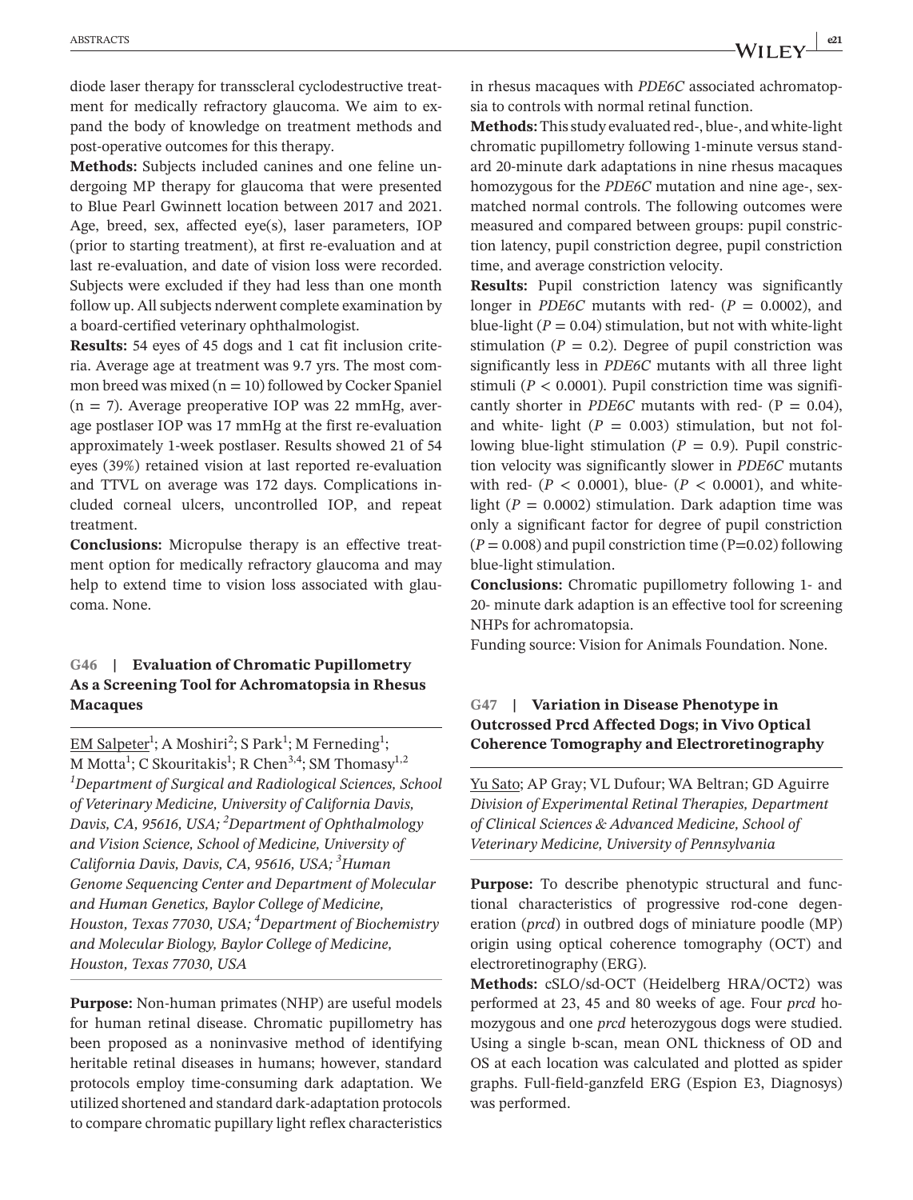diode laser therapy for transscleral cyclodestructive treatment for medically refractory glaucoma. We aim to expand the body of knowledge on treatment methods and post-operative outcomes for this therapy.

**Methods:** Subjects included canines and one feline undergoing MP therapy for glaucoma that were presented to Blue Pearl Gwinnett location between 2017 and 2021. Age, breed, sex, affected eye(s), laser parameters, IOP (prior to starting treatment), at first re-evaluation and at last re-evaluation, and date of vision loss were recorded. Subjects were excluded if they had less than one month follow up. All subjects nderwent complete examination by a board-certified veterinary ophthalmologist.

**Results:** 54 eyes of 45 dogs and 1 cat fit inclusion criteria. Average age at treatment was 9.7 yrs. The most common breed was mixed (n = 10) followed by Cocker Spaniel (n = 7). Average preoperative IOP was 22 mmHg, average postlaser IOP was 17 mmHg at the first re-evaluation approximately 1-week postlaser. Results showed 21 of 54 eyes (39%) retained vision at last reported re-evaluation and TTVL on average was 172 days. Complications included corneal ulcers, uncontrolled IOP, and repeat treatment.

**Conclusions:** Micropulse therapy is an effective treatment option for medically refractory glaucoma and may help to extend time to vision loss associated with glaucoma. None.

## G46 | Evaluation of Chromatic Pupillometry As a Screening Tool for Achromatopsia in Rhesus Macaques

EM Salpeter[1]; A Moshiri[2]; S Park[1]; M Ferneding[1]; M Motta[1]; C Skouritakis[1]; R Chen[3,4]; SM Thomasy[1,2]

*[1]Department of Surgical and Radiological Sciences, School of Veterinary Medicine, University of California Davis, Davis, CA, 95616, USA; [2]Department of Ophthalmology and Vision Science, School of Medicine, University of California Davis, Davis, CA, 95616, USA; [3]Human Genome Sequencing Center and Department of Molecular and Human Genetics, Baylor College of Medicine, Houston, Texas 77030, USA; [4]Department of Biochemistry and Molecular Biology, Baylor College of Medicine, Houston, Texas 77030, USA*

**Purpose:** Non-human primates (NHP) are useful models for human retinal disease. Chromatic pupillometry has been proposed as a noninvasive method of identifying heritable retinal diseases in humans; however, standard protocols employ time-consuming dark adaptation. We utilized shortened and standard dark-adaptation protocols to compare chromatic pupillary light reflex characteristics in rhesus macaques with *PDE6C* associated achromatopsia to controls with normal retinal function.

**Methods:** This study evaluated red-, blue-, and white-light chromatic pupillometry following 1-minute versus standard 20-minute dark adaptations in nine rhesus macaques homozygous for the *PDE6C* mutation and nine age-, sex-matched normal controls. The following outcomes were measured and compared between groups: pupil constriction latency, pupil constriction degree, pupil constriction time, and average constriction velocity.

**Results:** Pupil constriction latency was significantly longer in *PDE6C* mutants with red- ($P = 0.0002$), and blue-light ($P = 0.04$) stimulation, but not with white-light stimulation ($P = 0.2$). Degree of pupil constriction was significantly less in *PDE6C* mutants with all three light stimuli ($P < 0.0001$). Pupil constriction time was significantly shorter in *PDE6C* mutants with red- ($P = 0.04$), and white- light ($P = 0.003$) stimulation, but not following blue-light stimulation ($P = 0.9$). Pupil constriction velocity was significantly slower in *PDE6C* mutants with red- ($P < 0.0001$), blue- ($P < 0.0001$), and white-light ($P = 0.0002$) stimulation. Dark adaption time was only a significant factor for degree of pupil constriction ($P = 0.008$) and pupil constriction time ($P=0.02$) following blue-light stimulation.

**Conclusions:** Chromatic pupillometry following 1- and 20- minute dark adaption is an effective tool for screening NHPs for achromatopsia.

Funding source: Vision for Animals Foundation. None.

## G47 | Variation in Disease Phenotype in Outcrossed Prcd Affected Dogs; in Vivo Optical Coherence Tomography and Electroretinography

Yu Sato; AP Gray; VL Dufour; WA Beltran; GD Aguirre

*Division of Experimental Retinal Therapies, Department of Clinical Sciences & Advanced Medicine, School of Veterinary Medicine, University of Pennsylvania*

**Purpose:** To describe phenotypic structural and functional characteristics of progressive rod-cone degeneration (*prcd*) in outbred dogs of miniature poodle (MP) origin using optical coherence tomography (OCT) and electroretinography (ERG).

**Methods:** cSLO/sd-OCT (Heidelberg HRA/OCT2) was performed at 23, 45 and 80 weeks of age. Four *prcd* homozygous and one *prcd* heterozygous dogs were studied. Using a single b-scan, mean ONL thickness of OD and OS at each location was calculated and plotted as spider graphs. Full-field-ganzfeld ERG (Espion E3, Diagnosys) was performed.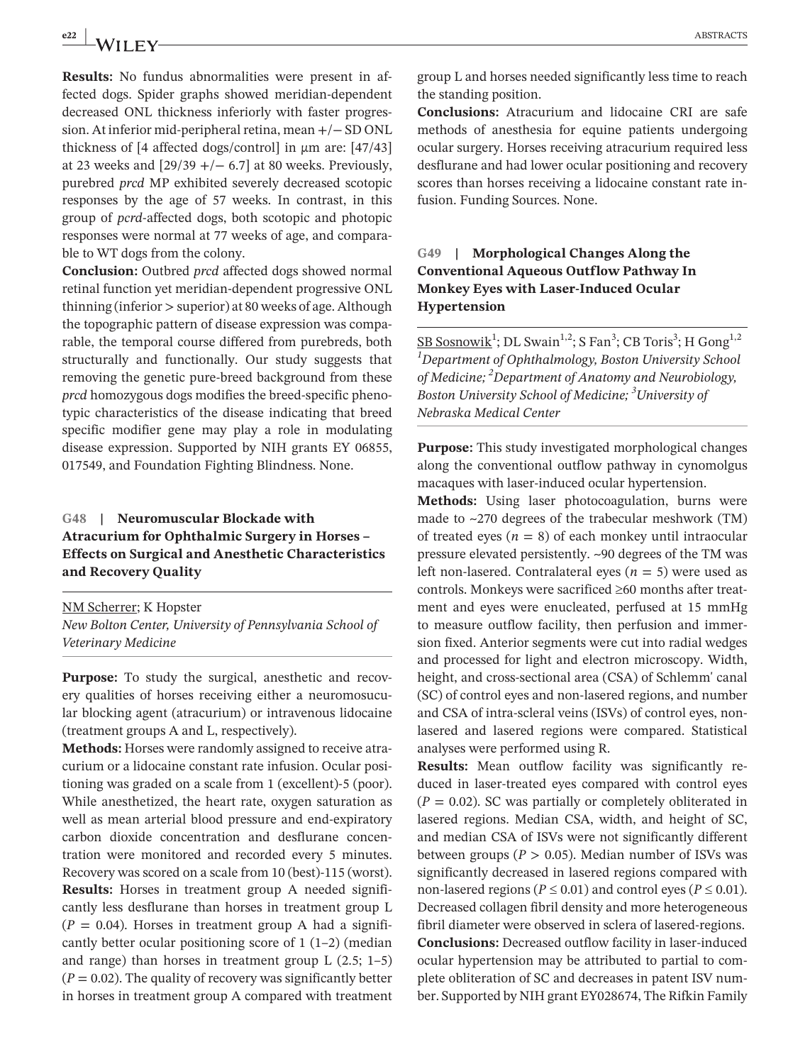**Results:** No fundus abnormalities were present in affected dogs. Spider graphs showed meridian-dependent decreased ONL thickness inferiorly with faster progression. At inferior mid-peripheral retina, mean +/− SD ONL thickness of [4 affected dogs/control] in μm are: [47/43] at 23 weeks and [29/39 +/− 6.7] at 80 weeks. Previously, purebred *prcd* MP exhibited severely decreased scotopic responses by the age of 57 weeks. In contrast, in this group of *pcrd*-affected dogs, both scotopic and photopic responses were normal at 77 weeks of age, and comparable to WT dogs from the colony.

**Conclusion:** Outbred *prcd* affected dogs showed normal retinal function yet meridian-dependent progressive ONL thinning (inferior > superior) at 80 weeks of age. Although the topographic pattern of disease expression was comparable, the temporal course differed from purebreds, both structurally and functionally. Our study suggests that removing the genetic pure-breed background from these *prcd* homozygous dogs modifies the breed-specific phenotypic characteristics of the disease indicating that breed specific modifier gene may play a role in modulating disease expression. Supported by NIH grants EY 06855, 017549, and Foundation Fighting Blindness. None.

## G48 | Neuromuscular Blockade with Atracurium for Ophthalmic Surgery in Horses – Effects on Surgical and Anesthetic Characteristics and Recovery Quality

NM Scherrer; K Hopster

*New Bolton Center, University of Pennsylvania School of Veterinary Medicine*

**Purpose:** To study the surgical, anesthetic and recovery qualities of horses receiving either a neuromosucular blocking agent (atracurium) or intravenous lidocaine (treatment groups A and L, respectively).

**Methods:** Horses were randomly assigned to receive atracurium or a lidocaine constant rate infusion. Ocular positioning was graded on a scale from 1 (excellent)-5 (poor). While anesthetized, the heart rate, oxygen saturation as well as mean arterial blood pressure and end-expiratory carbon dioxide concentration and desflurane concentration were monitored and recorded every 5 minutes. Recovery was scored on a scale from 10 (best)-115 (worst).

**Results:** Horses in treatment group A needed significantly less desflurane than horses in treatment group L ($P = 0.04$). Horses in treatment group A had a significantly better ocular positioning score of 1 (1–2) (median and range) than horses in treatment group L (2.5; 1–5) ($P = 0.02$). The quality of recovery was significantly better in horses in treatment group A compared with treatment group L and horses needed significantly less time to reach the standing position.

**Conclusions:** Atracurium and lidocaine CRI are safe methods of anesthesia for equine patients undergoing ocular surgery. Horses receiving atracurium required less desflurane and had lower ocular positioning and recovery scores than horses receiving a lidocaine constant rate infusion. Funding Sources. None.

## G49 | Morphological Changes Along the Conventional Aqueous Outflow Pathway In Monkey Eyes with Laser-Induced Ocular Hypertension

SB Sosnowik[1]; DL Swain[1,2]; S Fan[3]; CB Toris[3]; H Gong[1,2]

*[1]Department of Ophthalmology, Boston University School of Medicine; [2]Department of Anatomy and Neurobiology, Boston University School of Medicine; [3]University of Nebraska Medical Center*

**Purpose:** This study investigated morphological changes along the conventional outflow pathway in cynomolgus macaques with laser-induced ocular hypertension.

**Methods:** Using laser photocoagulation, burns were made to ~270 degrees of the trabecular meshwork (TM) of treated eyes ($n = 8$) of each monkey until intraocular pressure elevated persistently. ~90 degrees of the TM was left non-lasered. Contralateral eyes ($n = 5$) were used as controls. Monkeys were sacrificed ≥60 months after treatment and eyes were enucleated, perfused at 15 mmHg to measure outflow facility, then perfusion and immersion fixed. Anterior segments were cut into radial wedges and processed for light and electron microscopy. Width, height, and cross-sectional area (CSA) of Schlemm' canal (SC) of control eyes and non-lasered regions, and number and CSA of intra-scleral veins (ISVs) of control eyes, non-lasered and lasered regions were compared. Statistical analyses were performed using R.

**Results:** Mean outflow facility was significantly reduced in laser-treated eyes compared with control eyes ($P = 0.02$). SC was partially or completely obliterated in lasered regions. Median CSA, width, and height of SC, and median CSA of ISVs were not significantly different between groups ($P > 0.05$). Median number of ISVs was significantly decreased in lasered regions compared with non-lasered regions ($P \leq 0.01$) and control eyes ($P \leq 0.01$). Decreased collagen fibril density and more heterogeneous fibril diameter were observed in sclera of lasered-regions.

**Conclusions:** Decreased outflow facility in laser-induced ocular hypertension may be attributed to partial to complete obliteration of SC and decreases in patent ISV number. Supported by NIH grant EY028674, The Rifkin Family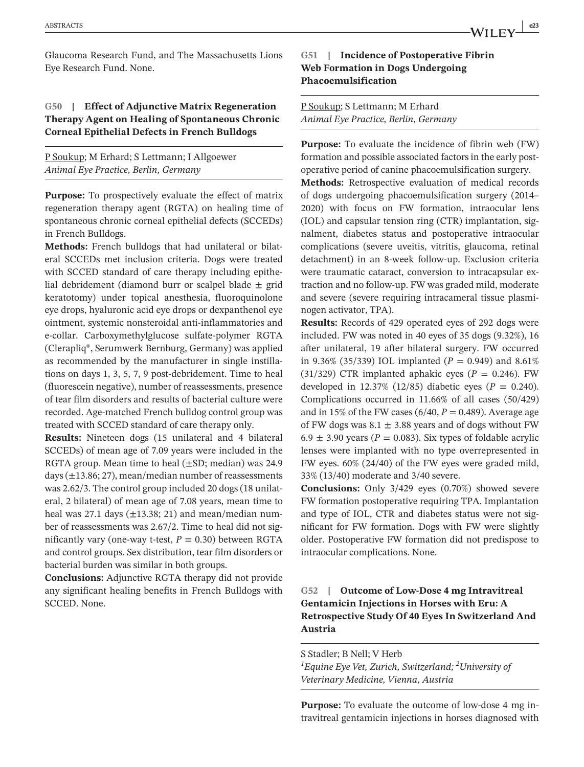Glaucoma Research Fund, and The Massachusetts Lions Eye Research Fund. None.

### G50 | Effect of Adjunctive Matrix Regeneration Therapy Agent on Healing of Spontaneous Chronic Corneal Epithelial Defects in French Bulldogs

P Soukup; M Erhard; S Lettmann; I Allgoewer
*Animal Eye Practice, Berlin, Germany*

**Purpose:** To prospectively evaluate the effect of matrix regeneration therapy agent (RGTA) on healing time of spontaneous chronic corneal epithelial defects (SCCEDs) in French Bulldogs.

**Methods:** French bulldogs that had unilateral or bilateral SCCEDs met inclusion criteria. Dogs were treated with SCCED standard of care therapy including epithelial debridement (diamond burr or scalpel blade ± grid keratotomy) under topical anesthesia, fluoroquinolone eye drops, hyaluronic acid eye drops or dexpanthenol eye ointment, systemic nonsteroidal anti-inflammatories and e-collar. Carboxymethylglucose sulfate-polymer RGTA (Clerapliq®, Serumwerk Bernburg, Germany) was applied as recommended by the manufacturer in single instillations on days 1, 3, 5, 7, 9 post-debridement. Time to heal (fluorescein negative), number of reassessments, presence of tear film disorders and results of bacterial culture were recorded. Age-matched French bulldog control group was treated with SCCED standard of care therapy only.

**Results:** Nineteen dogs (15 unilateral and 4 bilateral SCCEDs) of mean age of 7.09 years were included in the RGTA group. Mean time to heal (±SD; median) was 24.9 days (±13.86; 27), mean/median number of reassessments was 2.62/3. The control group included 20 dogs (18 unilateral, 2 bilateral) of mean age of 7.08 years, mean time to heal was 27.1 days (±13.38; 21) and mean/median number of reassessments was 2.67/2. Time to heal did not significantly vary (one-way t-test, $P = 0.30$) between RGTA and control groups. Sex distribution, tear film disorders or bacterial burden was similar in both groups.

**Conclusions:** Adjunctive RGTA therapy did not provide any significant healing benefits in French Bulldogs with SCCED. None.

### G51 | Incidence of Postoperative Fibrin Web Formation in Dogs Undergoing Phacoemulsification

P Soukup; S Lettmann; M Erhard
*Animal Eye Practice, Berlin, Germany*

**Purpose:** To evaluate the incidence of fibrin web (FW) formation and possible associated factors in the early postoperative period of canine phacoemulsification surgery.

**Methods:** Retrospective evaluation of medical records of dogs undergoing phacoemulsification surgery (2014–2020) with focus on FW formation, intraocular lens (IOL) and capsular tension ring (CTR) implantation, signalment, diabetes status and postoperative intraocular complications (severe uveitis, vitritis, glaucoma, retinal detachment) in an 8-week follow-up. Exclusion criteria were traumatic cataract, conversion to intracapsular extraction and no follow-up. FW was graded mild, moderate and severe (severe requiring intracameral tissue plasminogen activator, TPA).

**Results:** Records of 429 operated eyes of 292 dogs were included. FW was noted in 40 eyes of 35 dogs (9.32%), 16 after unilateral, 19 after bilateral surgery. FW occurred in 9.36% (35/339) IOL implanted ($P = 0.949$) and 8.61% (31/329) CTR implanted aphakic eyes ($P = 0.246$). FW developed in 12.37% (12/85) diabetic eyes ($P = 0.240$). Complications occurred in 11.66% of all cases (50/429) and in 15% of the FW cases (6/40, $P = 0.489$). Average age of FW dogs was 8.1 ± 3.88 years and of dogs without FW 6.9 ± 3.90 years ($P = 0.083$). Six types of foldable acrylic lenses were implanted with no type overrepresented in FW eyes. 60% (24/40) of the FW eyes were graded mild, 33% (13/40) moderate and 3/40 severe.

**Conclusions:** Only 3/429 eyes (0.70%) showed severe FW formation postoperative requiring TPA. Implantation and type of IOL, CTR and diabetes status were not significant for FW formation. Dogs with FW were slightly older. Postoperative FW formation did not predispose to intraocular complications. None.

### G52 | Outcome of Low-Dose 4 mg Intravitreal Gentamicin Injections in Horses with Eru: A Retrospective Study Of 40 Eyes In Switzerland And Austria

S Stadler; B Nell; V Herb
[1]*Equine Eye Vet, Zurich, Switzerland;* [2]*University of Veterinary Medicine, Vienna, Austria*

**Purpose:** To evaluate the outcome of low-dose 4 mg intravitreal gentamicin injections in horses diagnosed with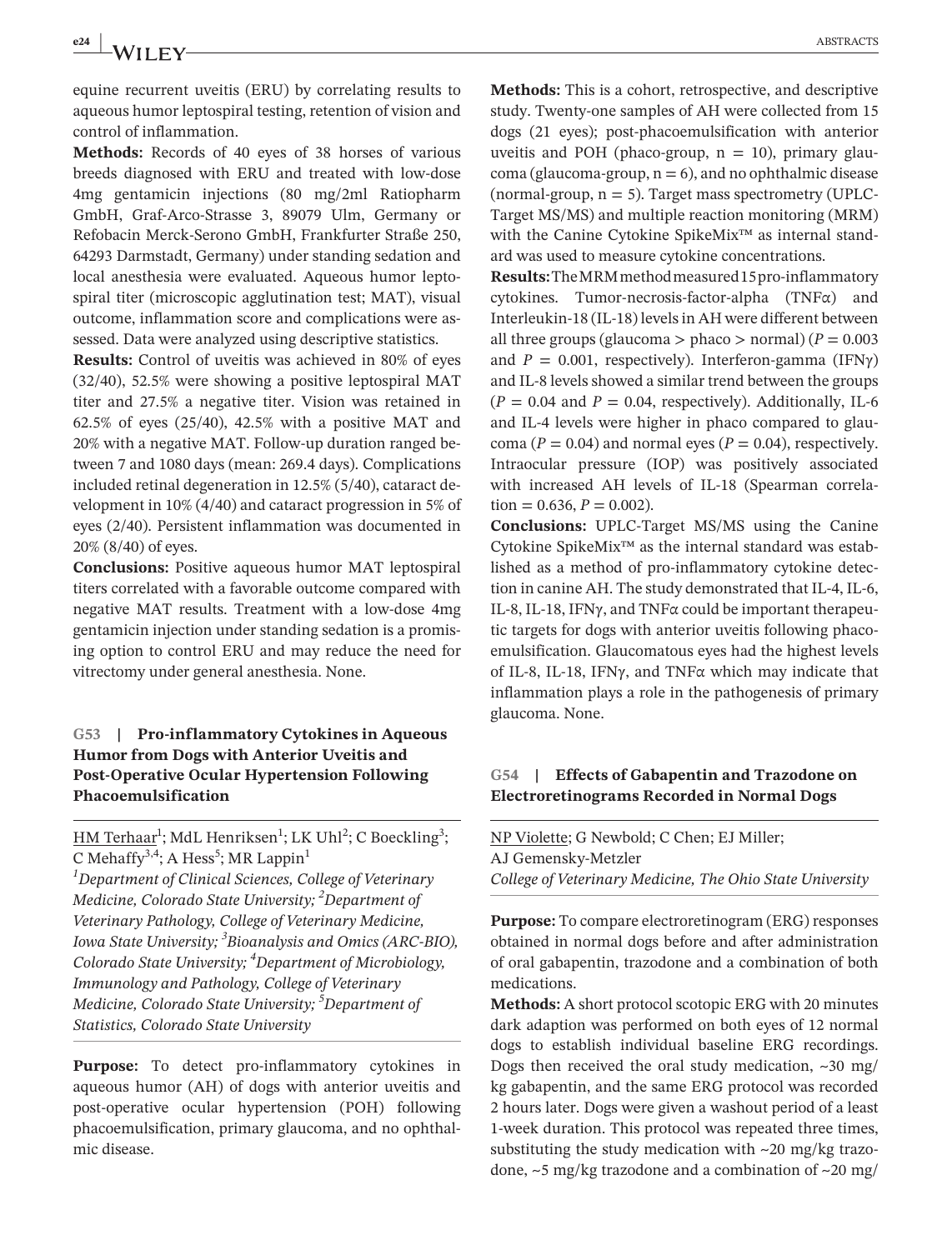equine recurrent uveitis (ERU) by correlating results to aqueous humor leptospiral testing, retention of vision and control of inflammation.

**Methods:** Records of 40 eyes of 38 horses of various breeds diagnosed with ERU and treated with low-dose 4mg gentamicin injections (80 mg/2ml Ratiopharm GmbH, Graf-Arco-Strasse 3, 89079 Ulm, Germany or Refobacin Merck-Serono GmbH, Frankfurter Straße 250, 64293 Darmstadt, Germany) under standing sedation and local anesthesia were evaluated. Aqueous humor leptospiral titer (microscopic agglutination test; MAT), visual outcome, inflammation score and complications were assessed. Data were analyzed using descriptive statistics.

**Results:** Control of uveitis was achieved in 80% of eyes (32/40), 52.5% were showing a positive leptospiral MAT titer and 27.5% a negative titer. Vision was retained in 62.5% of eyes (25/40), 42.5% with a positive MAT and 20% with a negative MAT. Follow-up duration ranged between 7 and 1080 days (mean: 269.4 days). Complications included retinal degeneration in 12.5% (5/40), cataract development in 10% (4/40) and cataract progression in 5% of eyes (2/40). Persistent inflammation was documented in 20% (8/40) of eyes.

**Conclusions:** Positive aqueous humor MAT leptospiral titers correlated with a favorable outcome compared with negative MAT results. Treatment with a low-dose 4mg gentamicin injection under standing sedation is a promising option to control ERU and may reduce the need for vitrectomy under general anesthesia. None.

## G53 | Pro-inflammatory Cytokines in Aqueous Humor from Dogs with Anterior Uveitis and Post-Operative Ocular Hypertension Following Phacoemulsification

HM Terhaar[1]; MdL Henriksen[1]; LK Uhl[2]; C Boeckling[3]; C Mehaffy[3,4]; A Hess[5]; MR Lappin[1]

*[1]Department of Clinical Sciences, College of Veterinary Medicine, Colorado State University; [2]Department of Veterinary Pathology, College of Veterinary Medicine, Iowa State University; [3]Bioanalysis and Omics (ARC-BIO), Colorado State University; [4]Department of Microbiology, Immunology and Pathology, College of Veterinary Medicine, Colorado State University; [5]Department of Statistics, Colorado State University*

**Purpose:** To detect pro-inflammatory cytokines in aqueous humor (AH) of dogs with anterior uveitis and post-operative ocular hypertension (POH) following phacoemulsification, primary glaucoma, and no ophthalmic disease.

**Methods:** This is a cohort, retrospective, and descriptive study. Twenty-one samples of AH were collected from 15 dogs (21 eyes); post-phacoemulsification with anterior uveitis and POH (phaco-group, n = 10), primary glaucoma (glaucoma-group, n = 6), and no ophthalmic disease (normal-group, n = 5). Target mass spectrometry (UPLC-Target MS/MS) and multiple reaction monitoring (MRM) with the Canine Cytokine SpikeMix™ as internal standard was used to measure cytokine concentrations.

**Results:** The MRM method measured 15 pro-inflammatory cytokines. Tumor-necrosis-factor-alpha (TNFα) and Interleukin-18 (IL-18) levels in AH were different between all three groups (glaucoma > phaco > normal) ($P = 0.003$ and $P = 0.001$, respectively). Interferon-gamma (IFNγ) and IL-8 levels showed a similar trend between the groups ($P = 0.04$ and $P = 0.04$, respectively). Additionally, IL-6 and IL-4 levels were higher in phaco compared to glaucoma ($P = 0.04$) and normal eyes ($P = 0.04$), respectively. Intraocular pressure (IOP) was positively associated with increased AH levels of IL-18 (Spearman correlation = 0.636, $P = 0.002$).

**Conclusions:** UPLC-Target MS/MS using the Canine Cytokine SpikeMix™ as the internal standard was established as a method of pro-inflammatory cytokine detection in canine AH. The study demonstrated that IL-4, IL-6, IL-8, IL-18, IFNγ, and TNFα could be important therapeutic targets for dogs with anterior uveitis following phacoemulsification. Glaucomatous eyes had the highest levels of IL-8, IL-18, IFNγ, and TNFα which may indicate that inflammation plays a role in the pathogenesis of primary glaucoma. None.

## G54 | Effects of Gabapentin and Trazodone on Electroretinograms Recorded in Normal Dogs

NP Violette; G Newbold; C Chen; EJ Miller; AJ Gemensky-Metzler

*College of Veterinary Medicine, The Ohio State University*

**Purpose:** To compare electroretinogram (ERG) responses obtained in normal dogs before and after administration of oral gabapentin, trazodone and a combination of both medications.

**Methods:** A short protocol scotopic ERG with 20 minutes dark adaption was performed on both eyes of 12 normal dogs to establish individual baseline ERG recordings. Dogs then received the oral study medication, ~30 mg/kg gabapentin, and the same ERG protocol was recorded 2 hours later. Dogs were given a washout period of a least 1-week duration. This protocol was repeated three times, substituting the study medication with ~20 mg/kg trazodone, ~5 mg/kg trazodone and a combination of ~20 mg/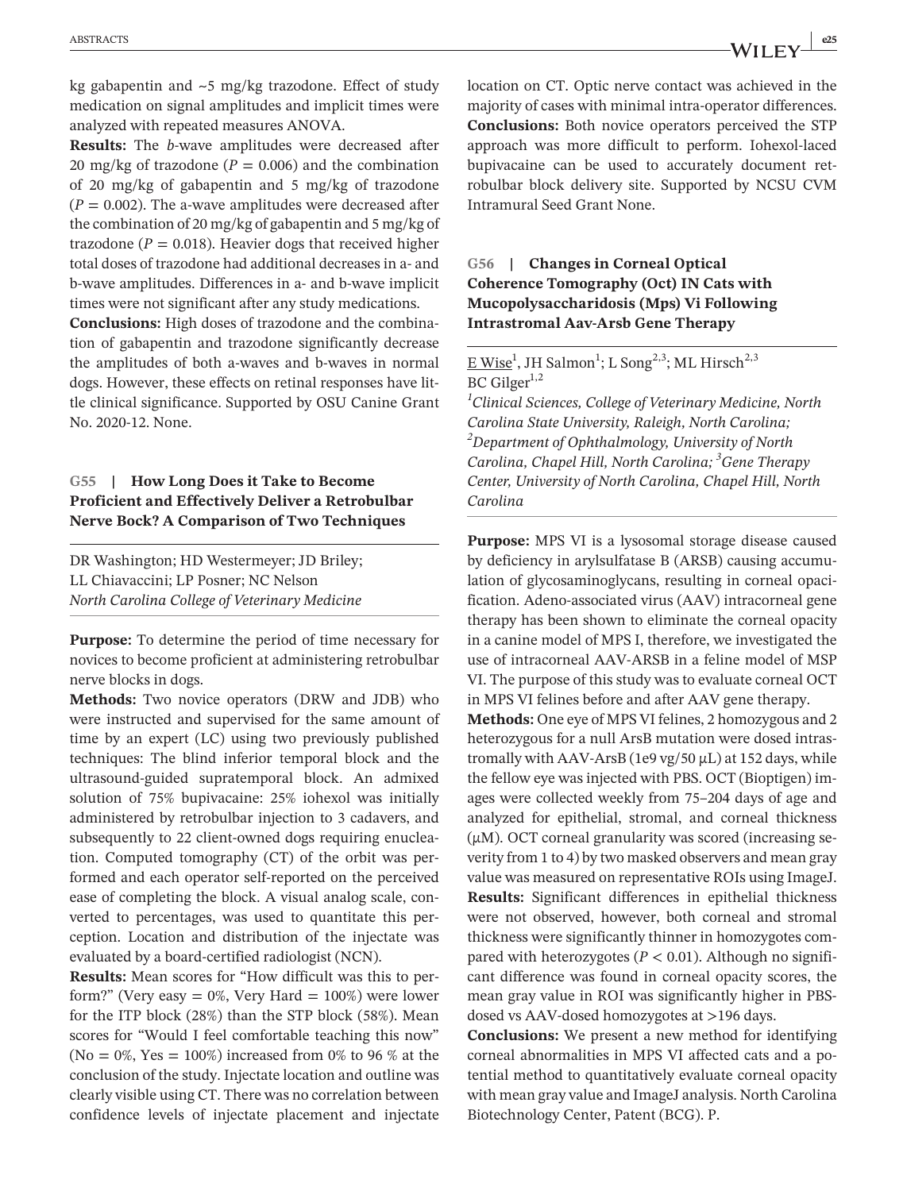kg gabapentin and ~5 mg/kg trazodone. Effect of study medication on signal amplitudes and implicit times were analyzed with repeated measures ANOVA.

**Results:** The *b*-wave amplitudes were decreased after 20 mg/kg of trazodone ($P = 0.006$) and the combination of 20 mg/kg of gabapentin and 5 mg/kg of trazodone ($P = 0.002$). The a-wave amplitudes were decreased after the combination of 20 mg/kg of gabapentin and 5 mg/kg of trazodone ($P = 0.018$). Heavier dogs that received higher total doses of trazodone had additional decreases in a- and b-wave amplitudes. Differences in a- and b-wave implicit times were not significant after any study medications.

**Conclusions:** High doses of trazodone and the combination of gabapentin and trazodone significantly decrease the amplitudes of both a-waves and b-waves in normal dogs. However, these effects on retinal responses have little clinical significance. Supported by OSU Canine Grant No. 2020-12. None.

## G55 | How Long Does it Take to Become Proficient and Effectively Deliver a Retrobulbar Nerve Bock? A Comparison of Two Techniques

DR Washington; HD Westermeyer; JD Briley; LL Chiavaccini; LP Posner; NC Nelson

*North Carolina College of Veterinary Medicine*

**Purpose:** To determine the period of time necessary for novices to become proficient at administering retrobulbar nerve blocks in dogs.

**Methods:** Two novice operators (DRW and JDB) who were instructed and supervised for the same amount of time by an expert (LC) using two previously published techniques: The blind inferior temporal block and the ultrasound-guided supratemporal block. An admixed solution of 75% bupivacaine: 25% iohexol was initially administered by retrobulbar injection to 3 cadavers, and subsequently to 22 client-owned dogs requiring enucleation. Computed tomography (CT) of the orbit was performed and each operator self-reported on the perceived ease of completing the block. A visual analog scale, converted to percentages, was used to quantitate this perception. Location and distribution of the injectate was evaluated by a board-certified radiologist (NCN).

**Results:** Mean scores for "How difficult was this to perform?" (Very easy = 0%, Very Hard = 100%) were lower for the ITP block (28%) than the STP block (58%). Mean scores for "Would I feel comfortable teaching this now" (No = 0%, Yes = 100%) increased from 0% to 96 % at the conclusion of the study. Injectate location and outline was clearly visible using CT. There was no correlation between confidence levels of injectate placement and injectate location on CT. Optic nerve contact was achieved in the majority of cases with minimal intra-operator differences.

**Conclusions:** Both novice operators perceived the STP approach was more difficult to perform. Iohexol-laced bupivacaine can be used to accurately document retrobulbar block delivery site. Supported by NCSU CVM Intramural Seed Grant None.

## G56 | Changes in Corneal Optical Coherence Tomography (Oct) IN Cats with Mucopolysaccharidosis (Mps) Vi Following Intrastromal Aav-Arsb Gene Therapy

E Wise[1], JH Salmon[1]; L Song[2,3]; ML Hirsch[2,3] BC Gilger[1,2]

*[1]Clinical Sciences, College of Veterinary Medicine, North Carolina State University, Raleigh, North Carolina; [2]Department of Ophthalmology, University of North Carolina, Chapel Hill, North Carolina; [3]Gene Therapy Center, University of North Carolina, Chapel Hill, North Carolina*

**Purpose:** MPS VI is a lysosomal storage disease caused by deficiency in arylsulfatase B (ARSB) causing accumulation of glycosaminoglycans, resulting in corneal opacification. Adeno-associated virus (AAV) intracorneal gene therapy has been shown to eliminate the corneal opacity in a canine model of MPS I, therefore, we investigated the use of intracorneal AAV-ARSB in a feline model of MSP VI. The purpose of this study was to evaluate corneal OCT in MPS VI felines before and after AAV gene therapy.

**Methods:** One eye of MPS VI felines, 2 homozygous and 2 heterozygous for a null ArsB mutation were dosed intrastromally with AAV-ArsB (1e9 vg/50 μL) at 152 days, while the fellow eye was injected with PBS. OCT (Bioptigen) images were collected weekly from 75–204 days of age and analyzed for epithelial, stromal, and corneal thickness (μM). OCT corneal granularity was scored (increasing severity from 1 to 4) by two masked observers and mean gray value was measured on representative ROIs using ImageJ.

**Results:** Significant differences in epithelial thickness were not observed, however, both corneal and stromal thickness were significantly thinner in homozygotes compared with heterozygotes ($P < 0.01$). Although no significant difference was found in corneal opacity scores, the mean gray value in ROI was significantly higher in PBS-dosed vs AAV-dosed homozygotes at >196 days.

**Conclusions:** We present a new method for identifying corneal abnormalities in MPS VI affected cats and a potential method to quantitatively evaluate corneal opacity with mean gray value and ImageJ analysis. North Carolina Biotechnology Center, Patent (BCG). P.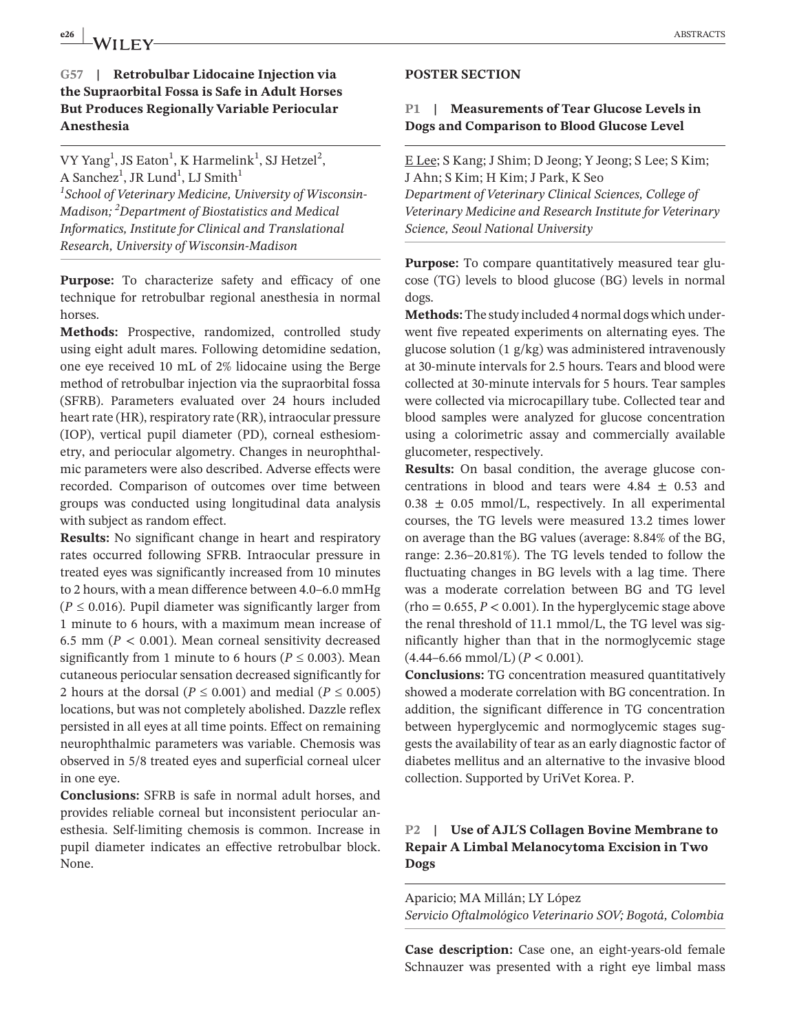## G57 | Retrobulbar Lidocaine Injection via the Supraorbital Fossa is Safe in Adult Horses But Produces Regionally Variable Periocular Anesthesia

VY Yang[1], JS Eaton[1], K Harmelink[1], SJ Hetzel[2], A Sanchez[1], JR Lund[1], LJ Smith[1]

*[1]School of Veterinary Medicine, University of Wisconsin-Madison; [2]Department of Biostatistics and Medical Informatics, Institute for Clinical and Translational Research, University of Wisconsin-Madison*

**Purpose:** To characterize safety and efficacy of one technique for retrobulbar regional anesthesia in normal horses.

**Methods:** Prospective, randomized, controlled study using eight adult mares. Following detomidine sedation, one eye received 10 mL of 2% lidocaine using the Berge method of retrobulbar injection via the supraorbital fossa (SFRB). Parameters evaluated over 24 hours included heart rate (HR), respiratory rate (RR), intraocular pressure (IOP), vertical pupil diameter (PD), corneal esthesiometry, and periocular algometry. Changes in neurophthalmic parameters were also described. Adverse effects were recorded. Comparison of outcomes over time between groups was conducted using longitudinal data analysis with subject as random effect.

**Results:** No significant change in heart and respiratory rates occurred following SFRB. Intraocular pressure in treated eyes was significantly increased from 10 minutes to 2 hours, with a mean difference between 4.0–6.0 mmHg ($P \leq 0.016$). Pupil diameter was significantly larger from 1 minute to 6 hours, with a maximum mean increase of 6.5 mm ($P < 0.001$). Mean corneal sensitivity decreased significantly from 1 minute to 6 hours ($P \leq 0.003$). Mean cutaneous periocular sensation decreased significantly for 2 hours at the dorsal ($P \leq 0.001$) and medial ($P \leq 0.005$) locations, but was not completely abolished. Dazzle reflex persisted in all eyes at all time points. Effect on remaining neurophthalmic parameters was variable. Chemosis was observed in 5/8 treated eyes and superficial corneal ulcer in one eye.

**Conclusions:** SFRB is safe in normal adult horses, and provides reliable corneal but inconsistent periocular anesthesia. Self-limiting chemosis is common. Increase in pupil diameter indicates an effective retrobulbar block. None.

# POSTER SECTION

## P1 | Measurements of Tear Glucose Levels in Dogs and Comparison to Blood Glucose Level

E Lee; S Kang; J Shim; D Jeong; Y Jeong; S Lee; S Kim; J Ahn; S Kim; H Kim; J Park, K Seo

*Department of Veterinary Clinical Sciences, College of Veterinary Medicine and Research Institute for Veterinary Science, Seoul National University*

**Purpose:** To compare quantitatively measured tear glucose (TG) levels to blood glucose (BG) levels in normal dogs.

**Methods:** The study included 4 normal dogs which underwent five repeated experiments on alternating eyes. The glucose solution (1 g/kg) was administered intravenously at 30-minute intervals for 2.5 hours. Tears and blood were collected at 30-minute intervals for 5 hours. Tear samples were collected via microcapillary tube. Collected tear and blood samples were analyzed for glucose concentration using a colorimetric assay and commercially available glucometer, respectively.

**Results:** On basal condition, the average glucose concentrations in blood and tears were $4.84 \pm 0.53$ and $0.38 \pm 0.05$ mmol/L, respectively. In all experimental courses, the TG levels were measured 13.2 times lower on average than the BG values (average: 8.84% of the BG, range: 2.36–20.81%). The TG levels tended to follow the fluctuating changes in BG levels with a lag time. There was a moderate correlation between BG and TG level (rho = 0.655, $P < 0.001$). In the hyperglycemic stage above the renal threshold of 11.1 mmol/L, the TG level was significantly higher than that in the normoglycemic stage (4.44–6.66 mmol/L) ($P < 0.001$).

**Conclusions:** TG concentration measured quantitatively showed a moderate correlation with BG concentration. In addition, the significant difference in TG concentration between hyperglycemic and normoglycemic stages suggests the availability of tear as an early diagnostic factor of diabetes mellitus and an alternative to the invasive blood collection. Supported by UriVet Korea. P.

## P2 | Use of AJL'S Collagen Bovine Membrane to Repair A Limbal Melanocytoma Excision in Two Dogs

Aparicio; MA Millán; LY López

*Servicio Oftalmológico Veterinario SOV; Bogotá, Colombia*

**Case description:** Case one, an eight-years-old female Schnauzer was presented with a right eye limbal mass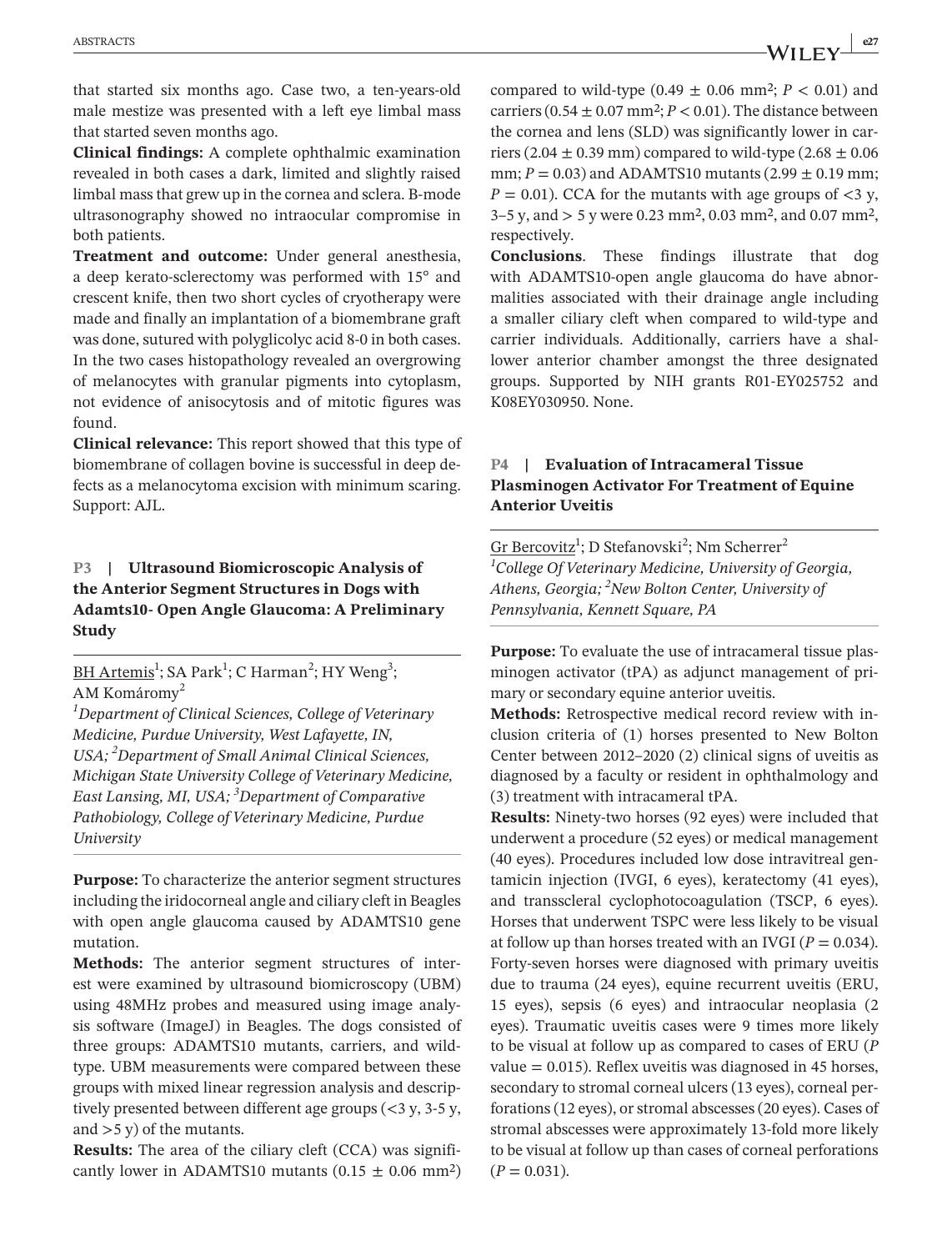that started six months ago. Case two, a ten-years-old male mestize was presented with a left eye limbal mass that started seven months ago.

**Clinical findings:** A complete ophthalmic examination revealed in both cases a dark, limited and slightly raised limbal mass that grew up in the cornea and sclera. B-mode ultrasonography showed no intraocular compromise in both patients.

**Treatment and outcome:** Under general anesthesia, a deep kerato-sclerectomy was performed with 15° and crescent knife, then two short cycles of cryotherapy were made and finally an implantation of a biomembrane graft was done, sutured with polyglicolyc acid 8-0 in both cases. In the two cases histopathology revealed an overgrowing of melanocytes with granular pigments into cytoplasm, not evidence of anisocytosis and of mitotic figures was found.

**Clinical relevance:** This report showed that this type of biomembrane of collagen bovine is successful in deep defects as a melanocytoma excision with minimum scaring. Support: AJL.

## P3 | Ultrasound Biomicroscopic Analysis of the Anterior Segment Structures in Dogs with Adamts10- Open Angle Glaucoma: A Preliminary Study

BH Artemis[1]; SA Park[1]; C Harman[2]; HY Weng[3]; AM Komáromy[2]

[1]*Department of Clinical Sciences, College of Veterinary Medicine, Purdue University, West Lafayette, IN, USA;* [2]*Department of Small Animal Clinical Sciences, Michigan State University College of Veterinary Medicine, East Lansing, MI, USA;* [3]*Department of Comparative Pathobiology, College of Veterinary Medicine, Purdue University*

**Purpose:** To characterize the anterior segment structures including the iridocorneal angle and ciliary cleft in Beagles with open angle glaucoma caused by ADAMTS10 gene mutation.

**Methods:** The anterior segment structures of interest were examined by ultrasound biomicroscopy (UBM) using 48MHz probes and measured using image analysis software (ImageJ) in Beagles. The dogs consisted of three groups: ADAMTS10 mutants, carriers, and wild-type. UBM measurements were compared between these groups with mixed linear regression analysis and descriptively presented between different age groups (<3 y, 3-5 y, and >5 y) of the mutants.

**Results:** The area of the ciliary cleft (CCA) was significantly lower in ADAMTS10 mutants ($0.15 \pm 0.06$ mm$^2$) compared to wild-type ($0.49 \pm 0.06$ mm$^2$; $P < 0.01$) and carriers ($0.54 \pm 0.07$ mm$^2$; $P < 0.01$). The distance between the cornea and lens (SLD) was significantly lower in carriers ($2.04 \pm 0.39$ mm) compared to wild-type ($2.68 \pm 0.06$ mm; $P = 0.03$) and ADAMTS10 mutants ($2.99 \pm 0.19$ mm; $P = 0.01$). CCA for the mutants with age groups of <3 y, 3–5 y, and > 5 y were 0.23 mm$^2$, 0.03 mm$^2$, and 0.07 mm$^2$, respectively.

**Conclusions**. These findings illustrate that dog with ADAMTS10-open angle glaucoma do have abnormalities associated with their drainage angle including a smaller ciliary cleft when compared to wild-type and carrier individuals. Additionally, carriers have a shallower anterior chamber amongst the three designated groups. Supported by NIH grants R01-EY025752 and K08EY030950. None.

## P4 | Evaluation of Intracameral Tissue Plasminogen Activator For Treatment of Equine Anterior Uveitis

Gr Bercovitz[1]; D Stefanovski[2]; Nm Scherrer[2]

[1]*College Of Veterinary Medicine, University of Georgia, Athens, Georgia;* [2]*New Bolton Center, University of Pennsylvania, Kennett Square, PA*

**Purpose:** To evaluate the use of intracameral tissue plasminogen activator (tPA) as adjunct management of primary or secondary equine anterior uveitis.

**Methods:** Retrospective medical record review with inclusion criteria of (1) horses presented to New Bolton Center between 2012–2020 (2) clinical signs of uveitis as diagnosed by a faculty or resident in ophthalmology and (3) treatment with intracameral tPA.

**Results:** Ninety-two horses (92 eyes) were included that underwent a procedure (52 eyes) or medical management (40 eyes). Procedures included low dose intravitreal gentamicin injection (IVGI, 6 eyes), keratectomy (41 eyes), and transscleral cyclophotocoagulation (TSCP, 6 eyes). Horses that underwent TSPC were less likely to be visual at follow up than horses treated with an IVGI ($P = 0.034$). Forty-seven horses were diagnosed with primary uveitis due to trauma (24 eyes), equine recurrent uveitis (ERU, 15 eyes), sepsis (6 eyes) and intraocular neoplasia (2 eyes). Traumatic uveitis cases were 9 times more likely to be visual at follow up as compared to cases of ERU ($P$ value $= 0.015$). Reflex uveitis was diagnosed in 45 horses, secondary to stromal corneal ulcers (13 eyes), corneal perforations (12 eyes), or stromal abscesses (20 eyes). Cases of stromal abscesses were approximately 13-fold more likely to be visual at follow up than cases of corneal perforations ($P = 0.031$).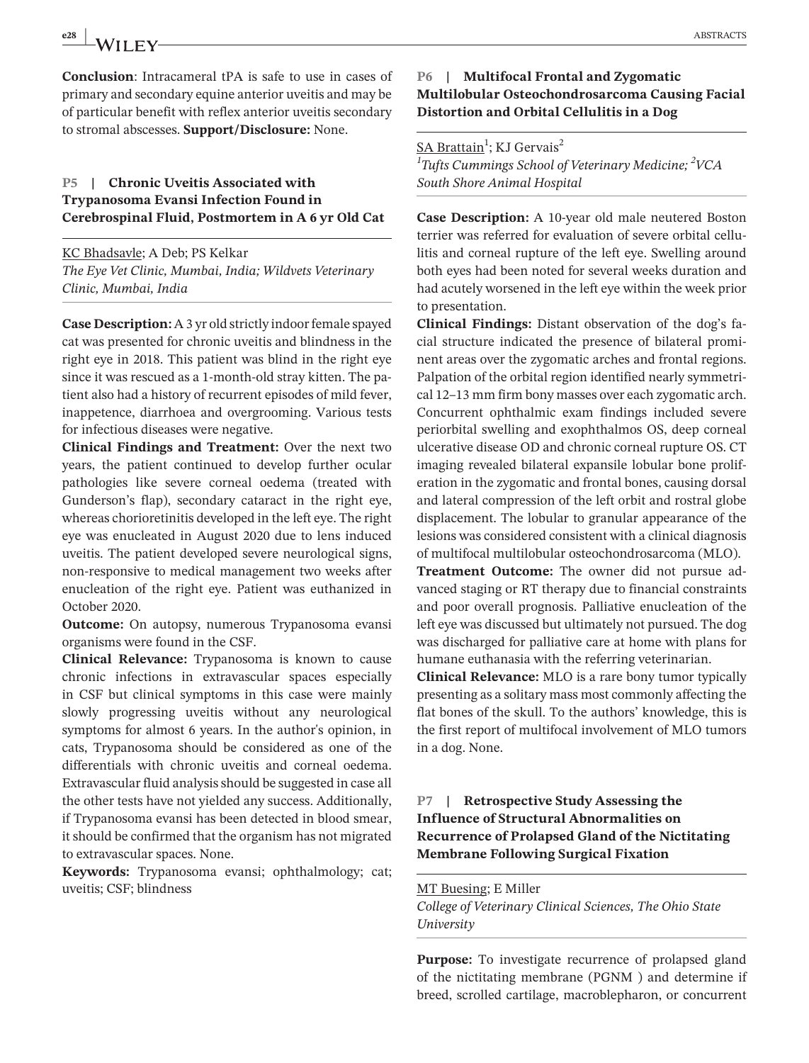**Conclusion**: Intracameral tPA is safe to use in cases of primary and secondary equine anterior uveitis and may be of particular benefit with reflex anterior uveitis secondary to stromal abscesses. **Support/Disclosure:** None.

### P5 | Chronic Uveitis Associated with Trypanosoma Evansi Infection Found in Cerebrospinal Fluid, Postmortem in A 6 yr Old Cat

KC Bhadsavle; A Deb; PS Kelkar

*The Eye Vet Clinic, Mumbai, India; Wildvets Veterinary Clinic, Mumbai, India*

**Case Description:** A 3 yr old strictly indoor female spayed cat was presented for chronic uveitis and blindness in the right eye in 2018. This patient was blind in the right eye since it was rescued as a 1-month-old stray kitten. The patient also had a history of recurrent episodes of mild fever, inappetence, diarrhoea and overgrooming. Various tests for infectious diseases were negative.

**Clinical Findings and Treatment:** Over the next two years, the patient continued to develop further ocular pathologies like severe corneal oedema (treated with Gunderson's flap), secondary cataract in the right eye, whereas chorioretinitis developed in the left eye. The right eye was enucleated in August 2020 due to lens induced uveitis. The patient developed severe neurological signs, non-responsive to medical management two weeks after enucleation of the right eye. Patient was euthanized in October 2020.

**Outcome:** On autopsy, numerous Trypanosoma evansi organisms were found in the CSF.

**Clinical Relevance:** Trypanosoma is known to cause chronic infections in extravascular spaces especially in CSF but clinical symptoms in this case were mainly slowly progressing uveitis without any neurological symptoms for almost 6 years. In the author's opinion, in cats, Trypanosoma should be considered as one of the differentials with chronic uveitis and corneal oedema. Extravascular fluid analysis should be suggested in case all the other tests have not yielded any success. Additionally, if Trypanosoma evansi has been detected in blood smear, it should be confirmed that the organism has not migrated to extravascular spaces. None.

**Keywords:** Trypanosoma evansi; ophthalmology; cat; uveitis; CSF; blindness

### P6 | Multifocal Frontal and Zygomatic Multilobular Osteochondrosarcoma Causing Facial Distortion and Orbital Cellulitis in a Dog

SA Brattain[1]; KJ Gervais[2]

[1]*Tufts Cummings School of Veterinary Medicine;* [2]*VCA South Shore Animal Hospital*

**Case Description:** A 10-year old male neutered Boston terrier was referred for evaluation of severe orbital cellulitis and corneal rupture of the left eye. Swelling around both eyes had been noted for several weeks duration and had acutely worsened in the left eye within the week prior to presentation.

**Clinical Findings:** Distant observation of the dog's facial structure indicated the presence of bilateral prominent areas over the zygomatic arches and frontal regions. Palpation of the orbital region identified nearly symmetrical 12–13 mm firm bony masses over each zygomatic arch. Concurrent ophthalmic exam findings included severe periorbital swelling and exophthalmos OS, deep corneal ulcerative disease OD and chronic corneal rupture OS. CT imaging revealed bilateral expansile lobular bone proliferation in the zygomatic and frontal bones, causing dorsal and lateral compression of the left orbit and rostral globe displacement. The lobular to granular appearance of the lesions was considered consistent with a clinical diagnosis of multifocal multilobular osteochondrosarcoma (MLO).

**Treatment Outcome:** The owner did not pursue advanced staging or RT therapy due to financial constraints and poor overall prognosis. Palliative enucleation of the left eye was discussed but ultimately not pursued. The dog was discharged for palliative care at home with plans for humane euthanasia with the referring veterinarian.

**Clinical Relevance:** MLO is a rare bony tumor typically presenting as a solitary mass most commonly affecting the flat bones of the skull. To the authors' knowledge, this is the first report of multifocal involvement of MLO tumors in a dog. None.

### P7 | Retrospective Study Assessing the Influence of Structural Abnormalities on Recurrence of Prolapsed Gland of the Nictitating Membrane Following Surgical Fixation

MT Buesing; E Miller

*College of Veterinary Clinical Sciences, The Ohio State University*

**Purpose:** To investigate recurrence of prolapsed gland of the nictitating membrane (PGNM ) and determine if breed, scrolled cartilage, macroblepharon, or concurrent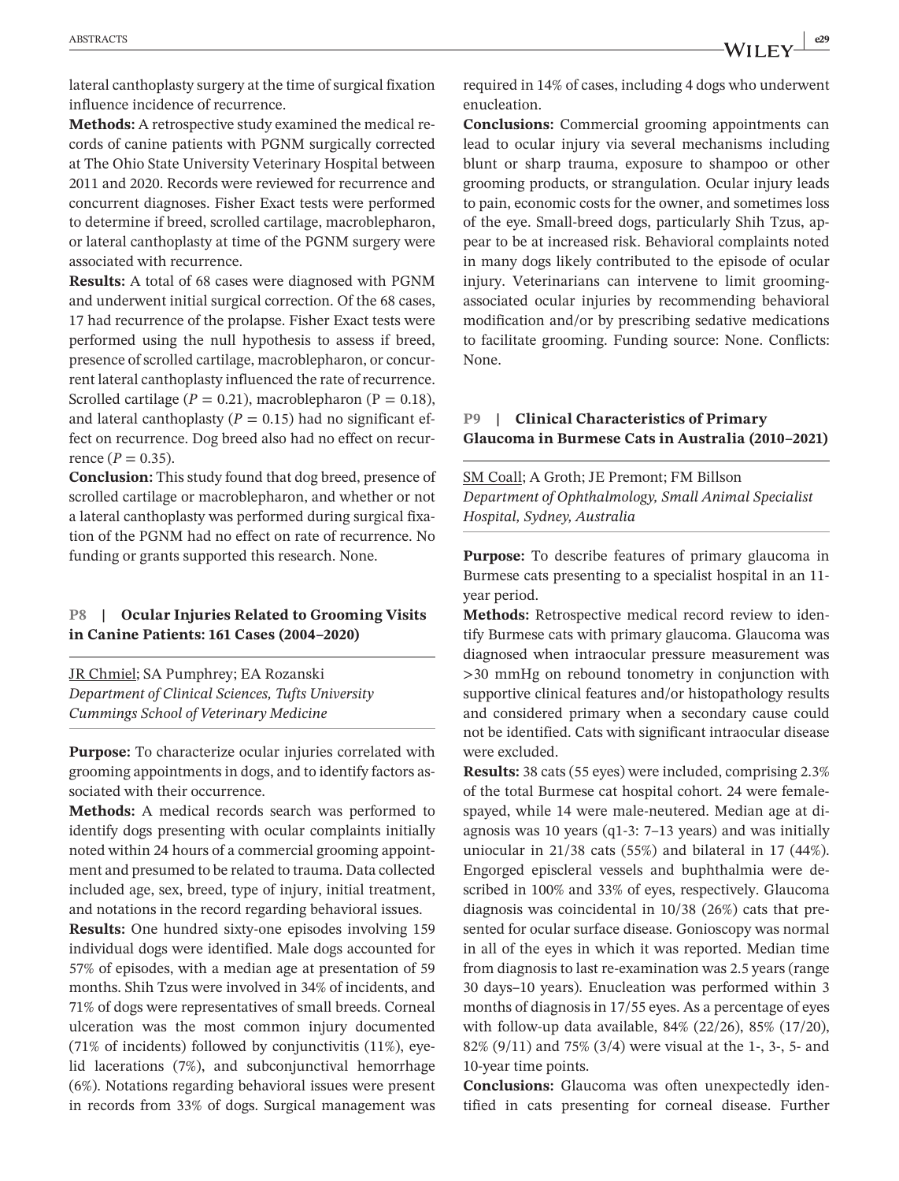lateral canthoplasty surgery at the time of surgical fixation influence incidence of recurrence.

**Methods:** A retrospective study examined the medical records of canine patients with PGNM surgically corrected at The Ohio State University Veterinary Hospital between 2011 and 2020. Records were reviewed for recurrence and concurrent diagnoses. Fisher Exact tests were performed to determine if breed, scrolled cartilage, macroblepharon, or lateral canthoplasty at time of the PGNM surgery were associated with recurrence.

**Results:** A total of 68 cases were diagnosed with PGNM and underwent initial surgical correction. Of the 68 cases, 17 had recurrence of the prolapse. Fisher Exact tests were performed using the null hypothesis to assess if breed, presence of scrolled cartilage, macroblepharon, or concurrent lateral canthoplasty influenced the rate of recurrence. Scrolled cartilage ($P = 0.21$), macroblepharon ($P = 0.18$), and lateral canthoplasty ($P = 0.15$) had no significant effect on recurrence. Dog breed also had no effect on recurrence ($P = 0.35$).

**Conclusion:** This study found that dog breed, presence of scrolled cartilage or macroblepharon, and whether or not a lateral canthoplasty was performed during surgical fixation of the PGNM had no effect on rate of recurrence. No funding or grants supported this research. None.

## P8 | Ocular Injuries Related to Grooming Visits in Canine Patients: 161 Cases (2004–2020)

JR Chmiel; SA Pumphrey; EA Rozanski
*Department of Clinical Sciences, Tufts University Cummings School of Veterinary Medicine*

**Purpose:** To characterize ocular injuries correlated with grooming appointments in dogs, and to identify factors associated with their occurrence.

**Methods:** A medical records search was performed to identify dogs presenting with ocular complaints initially noted within 24 hours of a commercial grooming appointment and presumed to be related to trauma. Data collected included age, sex, breed, type of injury, initial treatment, and notations in the record regarding behavioral issues.

**Results:** One hundred sixty-one episodes involving 159 individual dogs were identified. Male dogs accounted for 57% of episodes, with a median age at presentation of 59 months. Shih Tzus were involved in 34% of incidents, and 71% of dogs were representatives of small breeds. Corneal ulceration was the most common injury documented (71% of incidents) followed by conjunctivitis (11%), eyelid lacerations (7%), and subconjunctival hemorrhage (6%). Notations regarding behavioral issues were present in records from 33% of dogs. Surgical management was required in 14% of cases, including 4 dogs who underwent enucleation.

**Conclusions:** Commercial grooming appointments can lead to ocular injury via several mechanisms including blunt or sharp trauma, exposure to shampoo or other grooming products, or strangulation. Ocular injury leads to pain, economic costs for the owner, and sometimes loss of the eye. Small-breed dogs, particularly Shih Tzus, appear to be at increased risk. Behavioral complaints noted in many dogs likely contributed to the episode of ocular injury. Veterinarians can intervene to limit grooming-associated ocular injuries by recommending behavioral modification and/or by prescribing sedative medications to facilitate grooming. Funding source: None. Conflicts: None.

## P9 | Clinical Characteristics of Primary Glaucoma in Burmese Cats in Australia (2010–2021)

SM Coall; A Groth; JE Premont; FM Billson
*Department of Ophthalmology, Small Animal Specialist Hospital, Sydney, Australia*

**Purpose:** To describe features of primary glaucoma in Burmese cats presenting to a specialist hospital in an 11-year period.

**Methods:** Retrospective medical record review to identify Burmese cats with primary glaucoma. Glaucoma was diagnosed when intraocular pressure measurement was >30 mmHg on rebound tonometry in conjunction with supportive clinical features and/or histopathology results and considered primary when a secondary cause could not be identified. Cats with significant intraocular disease were excluded.

**Results:** 38 cats (55 eyes) were included, comprising 2.3% of the total Burmese cat hospital cohort. 24 were female-spayed, while 14 were male-neutered. Median age at diagnosis was 10 years (q1-3: 7–13 years) and was initially uniocular in 21/38 cats (55%) and bilateral in 17 (44%). Engorged episcleral vessels and buphthalmia were described in 100% and 33% of eyes, respectively. Glaucoma diagnosis was coincidental in 10/38 (26%) cats that presented for ocular surface disease. Gonioscopy was normal in all of the eyes in which it was reported. Median time from diagnosis to last re-examination was 2.5 years (range 30 days–10 years). Enucleation was performed within 3 months of diagnosis in 17/55 eyes. As a percentage of eyes with follow-up data available, 84% (22/26), 85% (17/20), 82% (9/11) and 75% (3/4) were visual at the 1-, 3-, 5- and 10-year time points.

**Conclusions:** Glaucoma was often unexpectedly identified in cats presenting for corneal disease. Further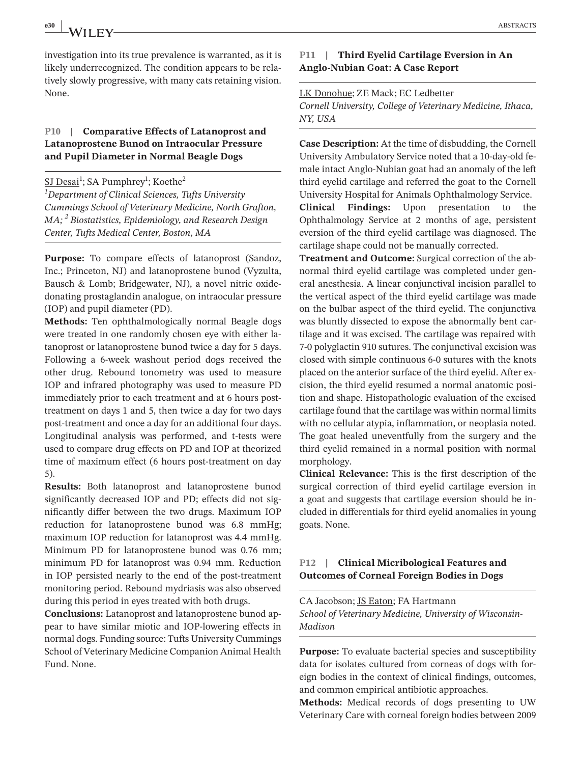investigation into its true prevalence is warranted, as it is likely underrecognized. The condition appears to be relatively slowly progressive, with many cats retaining vision. None.

### P10 | Comparative Effects of Latanoprost and Latanoprostene Bunod on Intraocular Pressure and Pupil Diameter in Normal Beagle Dogs

SJ Desai[1]; SA Pumphrey[1]; Koethe[2]

*[1]Department of Clinical Sciences, Tufts University Cummings School of Veterinary Medicine, North Grafton, MA; [2] Biostatistics, Epidemiology, and Research Design Center, Tufts Medical Center, Boston, MA*

**Purpose:** To compare effects of latanoprost (Sandoz, Inc.; Princeton, NJ) and latanoprostene bunod (Vyzulta, Bausch & Lomb; Bridgewater, NJ), a novel nitric oxide-donating prostaglandin analogue, on intraocular pressure (IOP) and pupil diameter (PD).

**Methods:** Ten ophthalmologically normal Beagle dogs were treated in one randomly chosen eye with either latanoprost or latanoprostene bunod twice a day for 5 days. Following a 6-week washout period dogs received the other drug. Rebound tonometry was used to measure IOP and infrared photography was used to measure PD immediately prior to each treatment and at 6 hours post-treatment on days 1 and 5, then twice a day for two days post-treatment and once a day for an additional four days. Longitudinal analysis was performed, and t-tests were used to compare drug effects on PD and IOP at theorized time of maximum effect (6 hours post-treatment on day 5).

**Results:** Both latanoprost and latanoprostene bunod significantly decreased IOP and PD; effects did not significantly differ between the two drugs. Maximum IOP reduction for latanoprostene bunod was 6.8 mmHg; maximum IOP reduction for latanoprost was 4.4 mmHg. Minimum PD for latanoprostene bunod was 0.76 mm; minimum PD for latanoprost was 0.94 mm. Reduction in IOP persisted nearly to the end of the post-treatment monitoring period. Rebound mydriasis was also observed during this period in eyes treated with both drugs.

**Conclusions:** Latanoprost and latanoprostene bunod appear to have similar miotic and IOP-lowering effects in normal dogs. Funding source: Tufts University Cummings School of Veterinary Medicine Companion Animal Health Fund. None.

### P11 | Third Eyelid Cartilage Eversion in An Anglo-Nubian Goat: A Case Report

LK Donohue; ZE Mack; EC Ledbetter

*Cornell University, College of Veterinary Medicine, Ithaca, NY, USA*

**Case Description:** At the time of disbudding, the Cornell University Ambulatory Service noted that a 10-day-old female intact Anglo-Nubian goat had an anomaly of the left third eyelid cartilage and referred the goat to the Cornell University Hospital for Animals Ophthalmology Service.

**Clinical Findings:** Upon presentation to the Ophthalmology Service at 2 months of age, persistent eversion of the third eyelid cartilage was diagnosed. The cartilage shape could not be manually corrected.

**Treatment and Outcome:** Surgical correction of the abnormal third eyelid cartilage was completed under general anesthesia. A linear conjunctival incision parallel to the vertical aspect of the third eyelid cartilage was made on the bulbar aspect of the third eyelid. The conjunctiva was bluntly dissected to expose the abnormally bent cartilage and it was excised. The cartilage was repaired with 7-0 polyglactin 910 sutures. The conjunctival excision was closed with simple continuous 6-0 sutures with the knots placed on the anterior surface of the third eyelid. After excision, the third eyelid resumed a normal anatomic position and shape. Histopathologic evaluation of the excised cartilage found that the cartilage was within normal limits with no cellular atypia, inflammation, or neoplasia noted. The goat healed uneventfully from the surgery and the third eyelid remained in a normal position with normal morphology.

**Clinical Relevance:** This is the first description of the surgical correction of third eyelid cartilage eversion in a goat and suggests that cartilage eversion should be included in differentials for third eyelid anomalies in young goats. None.

### P12 | Clinical Micribological Features and Outcomes of Corneal Foreign Bodies in Dogs

CA Jacobson; JS Eaton; FA Hartmann

*School of Veterinary Medicine, University of Wisconsin-Madison*

**Purpose:** To evaluate bacterial species and susceptibility data for isolates cultured from corneas of dogs with foreign bodies in the context of clinical findings, outcomes, and common empirical antibiotic approaches.

**Methods:** Medical records of dogs presenting to UW Veterinary Care with corneal foreign bodies between 2009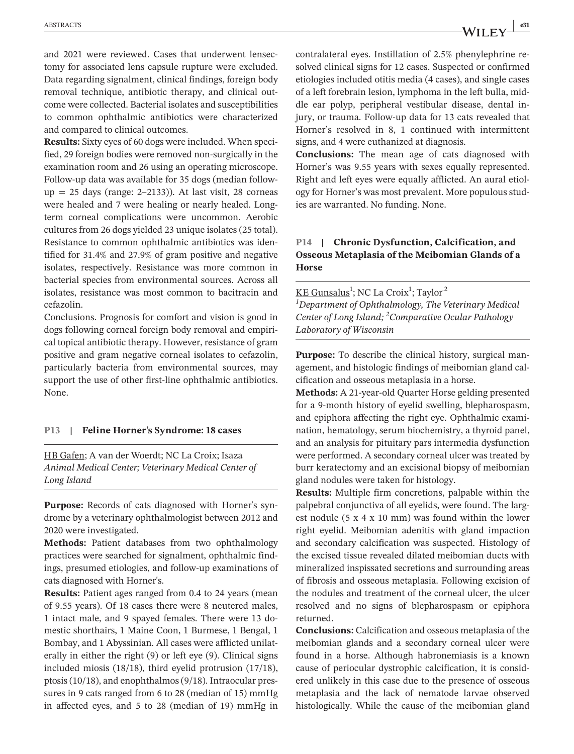and 2021 were reviewed. Cases that underwent lensectomy for associated lens capsule rupture were excluded. Data regarding signalment, clinical findings, foreign body removal technique, antibiotic therapy, and clinical outcome were collected. Bacterial isolates and susceptibilities to common ophthalmic antibiotics were characterized and compared to clinical outcomes.

**Results:** Sixty eyes of 60 dogs were included. When specified, 29 foreign bodies were removed non-surgically in the examination room and 26 using an operating microscope. Follow-up data was available for 35 dogs (median follow-up = 25 days (range: 2–2133)). At last visit, 28 corneas were healed and 7 were healing or nearly healed. Long-term corneal complications were uncommon. Aerobic cultures from 26 dogs yielded 23 unique isolates (25 total). Resistance to common ophthalmic antibiotics was identified for 31.4% and 27.9% of gram positive and negative isolates, respectively. Resistance was more common in bacterial species from environmental sources. Across all isolates, resistance was most common to bacitracin and cefazolin.

Conclusions. Prognosis for comfort and vision is good in dogs following corneal foreign body removal and empirical topical antibiotic therapy. However, resistance of gram positive and gram negative corneal isolates to cefazolin, particularly bacteria from environmental sources, may support the use of other first-line ophthalmic antibiotics. None.

## P13 | Feline Horner's Syndrome: 18 cases

HB Gafen; A van der Woerdt; NC La Croix; Isaza
*Animal Medical Center; Veterinary Medical Center of Long Island*

**Purpose:** Records of cats diagnosed with Horner's syndrome by a veterinary ophthalmologist between 2012 and 2020 were investigated.

**Methods:** Patient databases from two ophthalmology practices were searched for signalment, ophthalmic findings, presumed etiologies, and follow-up examinations of cats diagnosed with Horner's.

**Results:** Patient ages ranged from 0.4 to 24 years (mean of 9.55 years). Of 18 cases there were 8 neutered males, 1 intact male, and 9 spayed females. There were 13 domestic shorthairs, 1 Maine Coon, 1 Burmese, 1 Bengal, 1 Bombay, and 1 Abyssinian. All cases were afflicted unilaterally in either the right (9) or left eye (9). Clinical signs included miosis (18/18), third eyelid protrusion (17/18), ptosis (10/18), and enophthalmos (9/18). Intraocular pressures in 9 cats ranged from 6 to 28 (median of 15) mmHg in affected eyes, and 5 to 28 (median of 19) mmHg in contralateral eyes. Instillation of 2.5% phenylephrine resolved clinical signs for 12 cases. Suspected or confirmed etiologies included otitis media (4 cases), and single cases of a left forebrain lesion, lymphoma in the left bulla, middle ear polyp, peripheral vestibular disease, dental injury, or trauma. Follow-up data for 13 cats revealed that Horner's resolved in 8, 1 continued with intermittent signs, and 4 were euthanized at diagnosis.

**Conclusions:** The mean age of cats diagnosed with Horner's was 9.55 years with sexes equally represented. Right and left eyes were equally afflicted. An aural etiology for Horner's was most prevalent. More populous studies are warranted. No funding. None.

## P14 | Chronic Dysfunction, Calcification, and Osseous Metaplasia of the Meibomian Glands of a Horse

KE Gunsalus[1]; NC La Croix[1]; Taylor[2]
[1]*Department of Ophthalmology, The Veterinary Medical Center of Long Island;* [2]*Comparative Ocular Pathology Laboratory of Wisconsin*

**Purpose:** To describe the clinical history, surgical management, and histologic findings of meibomian gland calcification and osseous metaplasia in a horse.

**Methods:** A 21-year-old Quarter Horse gelding presented for a 9-month history of eyelid swelling, blepharospasm, and epiphora affecting the right eye. Ophthalmic examination, hematology, serum biochemistry, a thyroid panel, and an analysis for pituitary pars intermedia dysfunction were performed. A secondary corneal ulcer was treated by burr keratectomy and an excisional biopsy of meibomian gland nodules were taken for histology.

**Results:** Multiple firm concretions, palpable within the palpebral conjunctiva of all eyelids, were found. The largest nodule (5 x 4 x 10 mm) was found within the lower right eyelid. Meibomian adenitis with gland impaction and secondary calcification was suspected. Histology of the excised tissue revealed dilated meibomian ducts with mineralized inspissated secretions and surrounding areas of fibrosis and osseous metaplasia. Following excision of the nodules and treatment of the corneal ulcer, the ulcer resolved and no signs of blepharospasm or epiphora returned.

**Conclusions:** Calcification and osseous metaplasia of the meibomian glands and a secondary corneal ulcer were found in a horse. Although habronemiasis is a known cause of periocular dystrophic calcification, it is considered unlikely in this case due to the presence of osseous metaplasia and the lack of nematode larvae observed histologically. While the cause of the meibomian gland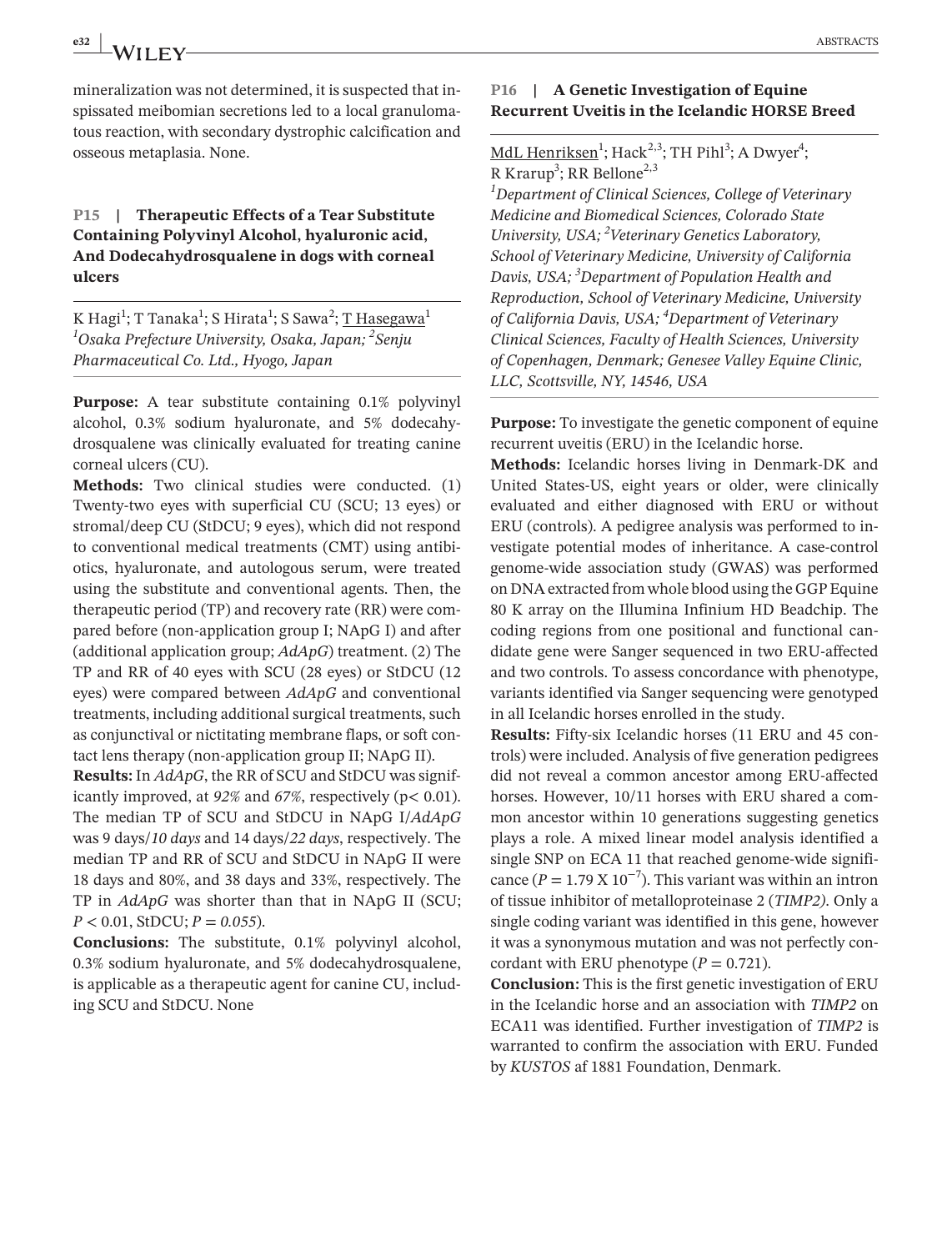mineralization was not determined, it is suspected that inspissated meibomian secretions led to a local granulomatous reaction, with secondary dystrophic calcification and osseous metaplasia. None.

## P15 | Therapeutic Effects of a Tear Substitute Containing Polyvinyl Alcohol, hyaluronic acid, And Dodecahydrosqualene in dogs with corneal ulcers

K Hagi[1]; T Tanaka[1]; S Hirata[1]; S Sawa[2]; T Hasegawa[1]

*[1]Osaka Prefecture University, Osaka, Japan; [2]Senju Pharmaceutical Co. Ltd., Hyogo, Japan*

**Purpose:** A tear substitute containing 0.1% polyvinyl alcohol, 0.3% sodium hyaluronate, and 5% dodecahydrosqualene was clinically evaluated for treating canine corneal ulcers (CU).

**Methods:** Two clinical studies were conducted. (1) Twenty-two eyes with superficial CU (SCU; 13 eyes) or stromal/deep CU (StDCU; 9 eyes), which did not respond to conventional medical treatments (CMT) using antibiotics, hyaluronate, and autologous serum, were treated using the substitute and conventional agents. Then, the therapeutic period (TP) and recovery rate (RR) were compared before (non-application group I; NApG I) and after (additional application group; *AdApG*) treatment. (2) The TP and RR of 40 eyes with SCU (28 eyes) or StDCU (12 eyes) were compared between *AdApG* and conventional treatments, including additional surgical treatments, such as conjunctival or nictitating membrane flaps, or soft contact lens therapy (non-application group II; NApG II).

**Results:** In *AdApG*, the RR of SCU and StDCU was significantly improved, at *92%* and *67%*, respectively ($p < 0.01$). The median TP of SCU and StDCU in NApG I/*AdApG* was 9 days/*10 days* and 14 days/*22 days*, respectively. The median TP and RR of SCU and StDCU in NApG II were 18 days and 80%, and 38 days and 33%, respectively. The TP in *AdApG* was shorter than that in NApG II (SCU; $P < 0.01$, StDCU; $P = 0.055$).

**Conclusions:** The substitute, 0.1% polyvinyl alcohol, 0.3% sodium hyaluronate, and 5% dodecahydrosqualene, is applicable as a therapeutic agent for canine CU, including SCU and StDCU. None

## P16 | A Genetic Investigation of Equine Recurrent Uveitis in the Icelandic HORSE Breed

MdL Henriksen[1]; Hack[2,3]; TH Pihl[3]; A Dwyer[4]; R Krarup[3]; RR Bellone[2,3]

*[1]Department of Clinical Sciences, College of Veterinary Medicine and Biomedical Sciences, Colorado State University, USA; [2]Veterinary Genetics Laboratory, School of Veterinary Medicine, University of California Davis, USA; [3]Department of Population Health and Reproduction, School of Veterinary Medicine, University of California Davis, USA; [4]Department of Veterinary Clinical Sciences, Faculty of Health Sciences, University of Copenhagen, Denmark; Genesee Valley Equine Clinic, LLC, Scottsville, NY, 14546, USA*

**Purpose:** To investigate the genetic component of equine recurrent uveitis (ERU) in the Icelandic horse.

**Methods:** Icelandic horses living in Denmark-DK and United States-US, eight years or older, were clinically evaluated and either diagnosed with ERU or without ERU (controls). A pedigree analysis was performed to investigate potential modes of inheritance. A case-control genome-wide association study (GWAS) was performed on DNA extracted from whole blood using the GGP Equine 80 K array on the Illumina Infinium HD Beadchip. The coding regions from one positional and functional candidate gene were Sanger sequenced in two ERU-affected and two controls. To assess concordance with phenotype, variants identified via Sanger sequencing were genotyped in all Icelandic horses enrolled in the study.

**Results:** Fifty-six Icelandic horses (11 ERU and 45 controls) were included. Analysis of five generation pedigrees did not reveal a common ancestor among ERU-affected horses. However, 10/11 horses with ERU shared a common ancestor within 10 generations suggesting genetics plays a role. A mixed linear model analysis identified a single SNP on ECA 11 that reached genome-wide significance ($P = 1.79 \times 10^{-7}$). This variant was within an intron of tissue inhibitor of metalloproteinase 2 (*TIMP2)*. Only a single coding variant was identified in this gene, however it was a synonymous mutation and was not perfectly concordant with ERU phenotype ($P = 0.721$).

**Conclusion:** This is the first genetic investigation of ERU in the Icelandic horse and an association with *TIMP2* on ECA11 was identified. Further investigation of *TIMP2* is warranted to confirm the association with ERU. Funded by *KUSTOS* af 1881 Foundation, Denmark.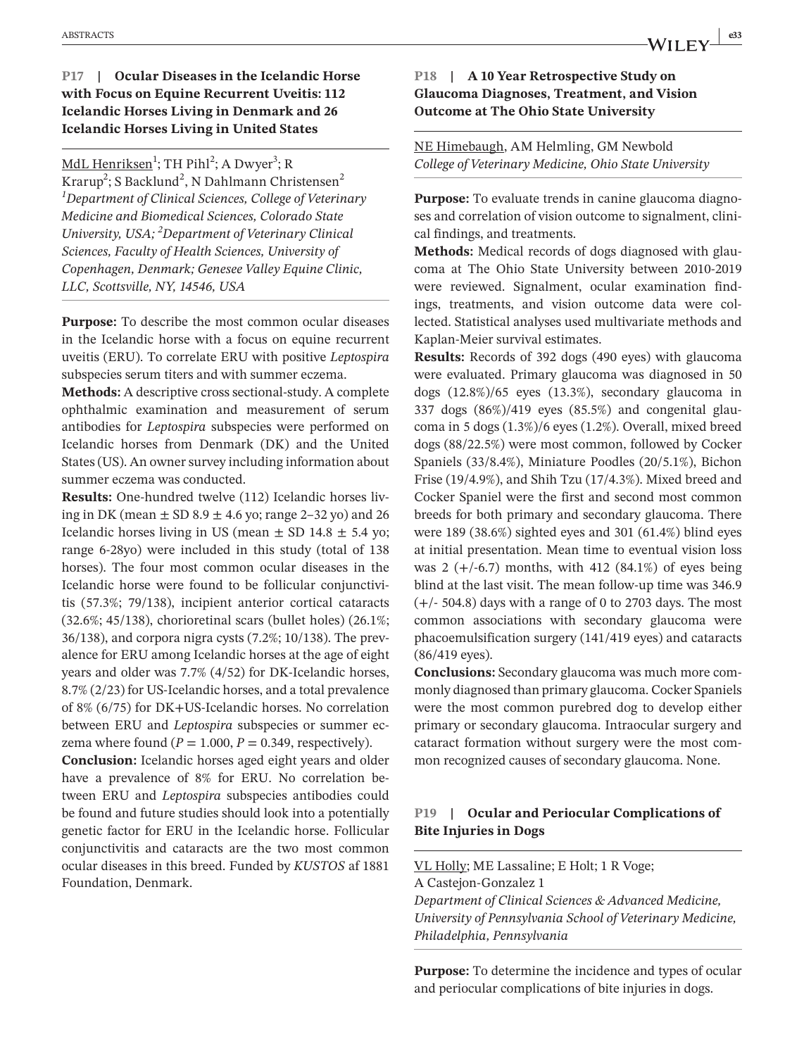## P17 | Ocular Diseases in the Icelandic Horse with Focus on Equine Recurrent Uveitis: 112 Icelandic Horses Living in Denmark and 26 Icelandic Horses Living in United States

MdL Henriksen[1]; TH Pihl[2]; A Dwyer[3]; R Krarup[2]; S Backlund[2], N Dahlmann Christensen[2]
*[1]Department of Clinical Sciences, College of Veterinary Medicine and Biomedical Sciences, Colorado State University, USA; [2]Department of Veterinary Clinical Sciences, Faculty of Health Sciences, University of Copenhagen, Denmark; Genesee Valley Equine Clinic, LLC, Scottsville, NY, 14546, USA*

**Purpose:** To describe the most common ocular diseases in the Icelandic horse with a focus on equine recurrent uveitis (ERU). To correlate ERU with positive *Leptospira* subspecies serum titers and with summer eczema.

**Methods:** A descriptive cross sectional-study. A complete ophthalmic examination and measurement of serum antibodies for *Leptospira* subspecies were performed on Icelandic horses from Denmark (DK) and the United States (US). An owner survey including information about summer eczema was conducted.

**Results:** One-hundred twelve (112) Icelandic horses living in DK (mean ± SD 8.9 ± 4.6 yo; range 2–32 yo) and 26 Icelandic horses living in US (mean ± SD 14.8 ± 5.4 yo; range 6-28yo) were included in this study (total of 138 horses). The four most common ocular diseases in the Icelandic horse were found to be follicular conjunctivitis (57.3%; 79/138), incipient anterior cortical cataracts (32.6%; 45/138), chorioretinal scars (bullet holes) (26.1%; 36/138), and corpora nigra cysts (7.2%; 10/138). The prevalence for ERU among Icelandic horses at the age of eight years and older was 7.7% (4/52) for DK-Icelandic horses, 8.7% (2/23) for US-Icelandic horses, and a total prevalence of 8% (6/75) for DK+US-Icelandic horses. No correlation between ERU and *Leptospira* subspecies or summer eczema where found ($P = 1.000$, $P = 0.349$, respectively).

**Conclusion:** Icelandic horses aged eight years and older have a prevalence of 8% for ERU. No correlation between ERU and *Leptospira* subspecies antibodies could be found and future studies should look into a potentially genetic factor for ERU in the Icelandic horse. Follicular conjunctivitis and cataracts are the two most common ocular diseases in this breed. Funded by *KUSTOS* af 1881 Foundation, Denmark.

## P18 | A 10 Year Retrospective Study on Glaucoma Diagnoses, Treatment, and Vision Outcome at The Ohio State University

NE Himebaugh, AM Helmling, GM Newbold
*College of Veterinary Medicine, Ohio State University*

**Purpose:** To evaluate trends in canine glaucoma diagnoses and correlation of vision outcome to signalment, clinical findings, and treatments.

**Methods:** Medical records of dogs diagnosed with glaucoma at The Ohio State University between 2010-2019 were reviewed. Signalment, ocular examination findings, treatments, and vision outcome data were collected. Statistical analyses used multivariate methods and Kaplan-Meier survival estimates.

**Results:** Records of 392 dogs (490 eyes) with glaucoma were evaluated. Primary glaucoma was diagnosed in 50 dogs (12.8%)/65 eyes (13.3%), secondary glaucoma in 337 dogs (86%)/419 eyes (85.5%) and congenital glaucoma in 5 dogs (1.3%)/6 eyes (1.2%). Overall, mixed breed dogs (88/22.5%) were most common, followed by Cocker Spaniels (33/8.4%), Miniature Poodles (20/5.1%), Bichon Frise (19/4.9%), and Shih Tzu (17/4.3%). Mixed breed and Cocker Spaniel were the first and second most common breeds for both primary and secondary glaucoma. There were 189 (38.6%) sighted eyes and 301 (61.4%) blind eyes at initial presentation. Mean time to eventual vision loss was 2 (+/-6.7) months, with 412 (84.1%) of eyes being blind at the last visit. The mean follow-up time was 346.9 (+/- 504.8) days with a range of 0 to 2703 days. The most common associations with secondary glaucoma were phacoemulsification surgery (141/419 eyes) and cataracts (86/419 eyes).

**Conclusions:** Secondary glaucoma was much more commonly diagnosed than primary glaucoma. Cocker Spaniels were the most common purebred dog to develop either primary or secondary glaucoma. Intraocular surgery and cataract formation without surgery were the most common recognized causes of secondary glaucoma. None.

## P19 | Ocular and Periocular Complications of Bite Injuries in Dogs

VL Holly; ME Lassaline; E Holt; 1 R Voge; A Castejon-Gonzalez 1
*Department of Clinical Sciences & Advanced Medicine, University of Pennsylvania School of Veterinary Medicine, Philadelphia, Pennsylvania*

**Purpose:** To determine the incidence and types of ocular and periocular complications of bite injuries in dogs.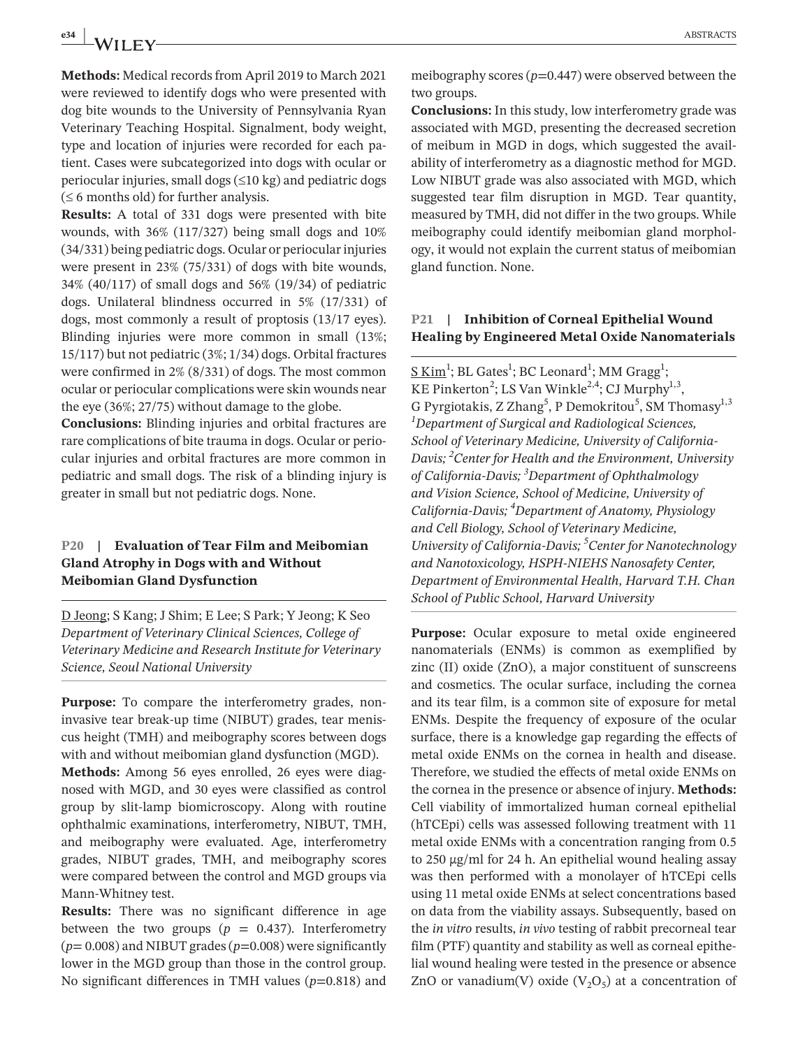**Methods:** Medical records from April 2019 to March 2021 were reviewed to identify dogs who were presented with dog bite wounds to the University of Pennsylvania Ryan Veterinary Teaching Hospital. Signalment, body weight, type and location of injuries were recorded for each patient. Cases were subcategorized into dogs with ocular or periocular injuries, small dogs (≤10 kg) and pediatric dogs (≤ 6 months old) for further analysis.

**Results:** A total of 331 dogs were presented with bite wounds, with 36% (117/327) being small dogs and 10% (34/331) being pediatric dogs. Ocular or periocular injuries were present in 23% (75/331) of dogs with bite wounds, 34% (40/117) of small dogs and 56% (19/34) of pediatric dogs. Unilateral blindness occurred in 5% (17/331) of dogs, most commonly a result of proptosis (13/17 eyes). Blinding injuries were more common in small (13%; 15/117) but not pediatric (3%; 1/34) dogs. Orbital fractures were confirmed in 2% (8/331) of dogs. The most common ocular or periocular complications were skin wounds near the eye (36%; 27/75) without damage to the globe.

**Conclusions:** Blinding injuries and orbital fractures are rare complications of bite trauma in dogs. Ocular or periocular injuries and orbital fractures are more common in pediatric and small dogs. The risk of a blinding injury is greater in small but not pediatric dogs. None.

## P20 | Evaluation of Tear Film and Meibomian Gland Atrophy in Dogs with and Without Meibomian Gland Dysfunction

D Jeong; S Kang; J Shim; E Lee; S Park; Y Jeong; K Seo

*Department of Veterinary Clinical Sciences, College of Veterinary Medicine and Research Institute for Veterinary Science, Seoul National University*

**Purpose:** To compare the interferometry grades, non-invasive tear break-up time (NIBUT) grades, tear meniscus height (TMH) and meibography scores between dogs with and without meibomian gland dysfunction (MGD).

**Methods:** Among 56 eyes enrolled, 26 eyes were diagnosed with MGD, and 30 eyes were classified as control group by slit-lamp biomicroscopy. Along with routine ophthalmic examinations, interferometry, NIBUT, TMH, and meibography were evaluated. Age, interferometry grades, NIBUT grades, TMH, and meibography scores were compared between the control and MGD groups via Mann-Whitney test.

**Results:** There was no significant difference in age between the two groups ($p$ = 0.437). Interferometry ($p$= 0.008) and NIBUT grades ($p$=0.008) were significantly lower in the MGD group than those in the control group. No significant differences in TMH values ($p$=0.818) and meibography scores ($p$=0.447) were observed between the two groups.

**Conclusions:** In this study, low interferometry grade was associated with MGD, presenting the decreased secretion of meibum in MGD in dogs, which suggested the availability of interferometry as a diagnostic method for MGD. Low NIBUT grade was also associated with MGD, which suggested tear film disruption in MGD. Tear quantity, measured by TMH, did not differ in the two groups. While meibography could identify meibomian gland morphology, it would not explain the current status of meibomian gland function. None.

## P21 | Inhibition of Corneal Epithelial Wound Healing by Engineered Metal Oxide Nanomaterials

S Kim[1]; BL Gates[1]; BC Leonard[1]; MM Gragg[1]; KE Pinkerton[2]; LS Van Winkle[2,4]; CJ Murphy[1,3], G Pyrgiotakis, Z Zhang[5], P Demokritou[5], SM Thomasy[1,3]

*[1]Department of Surgical and Radiological Sciences, School of Veterinary Medicine, University of California-Davis; [2]Center for Health and the Environment, University of California-Davis; [3]Department of Ophthalmology and Vision Science, School of Medicine, University of California-Davis; [4]Department of Anatomy, Physiology and Cell Biology, School of Veterinary Medicine, University of California-Davis; [5]Center for Nanotechnology and Nanotoxicology, HSPH-NIEHS Nanosafety Center, Department of Environmental Health, Harvard T.H. Chan School of Public School, Harvard University*

**Purpose:** Ocular exposure to metal oxide engineered nanomaterials (ENMs) is common as exemplified by zinc (II) oxide (ZnO), a major constituent of sunscreens and cosmetics. The ocular surface, including the cornea and its tear film, is a common site of exposure for metal ENMs. Despite the frequency of exposure of the ocular surface, there is a knowledge gap regarding the effects of metal oxide ENMs on the cornea in health and disease. Therefore, we studied the effects of metal oxide ENMs on the cornea in the presence or absence of injury. **Methods:** Cell viability of immortalized human corneal epithelial (hTCEpi) cells was assessed following treatment with 11 metal oxide ENMs with a concentration ranging from 0.5 to 250 μg/ml for 24 h. An epithelial wound healing assay was then performed with a monolayer of hTCEpi cells using 11 metal oxide ENMs at select concentrations based on data from the viability assays. Subsequently, based on the *in vitro* results, *in vivo* testing of rabbit precorneal tear film (PTF) quantity and stability as well as corneal epithelial wound healing were tested in the presence or absence ZnO or vanadium(V) oxide ($V_2O_5$) at a concentration of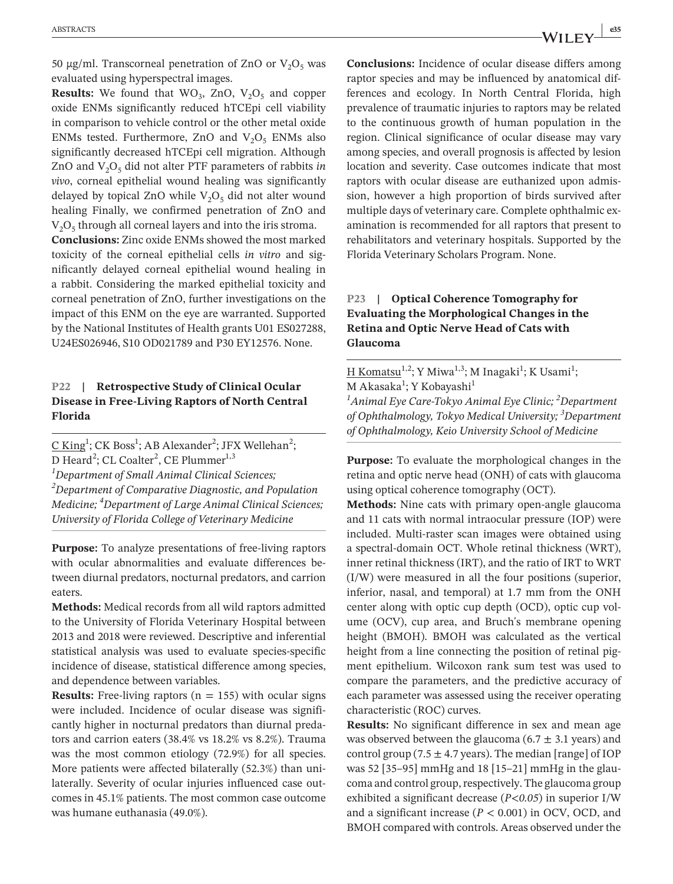50 μg/ml. Transcorneal penetration of ZnO or $V_2O_5$ was evaluated using hyperspectral images.

**Results:** We found that $WO_3$, ZnO, $V_2O_5$ and copper oxide ENMs significantly reduced hTCEpi cell viability in comparison to vehicle control or the other metal oxide ENMs tested. Furthermore, ZnO and $V_2O_5$ ENMs also significantly decreased hTCEpi cell migration. Although ZnO and $V_2O_5$ did not alter PTF parameters of rabbits *in vivo*, corneal epithelial wound healing was significantly delayed by topical ZnO while $V_2O_5$ did not alter wound healing Finally, we confirmed penetration of ZnO and $V_2O_5$ through all corneal layers and into the iris stroma.

**Conclusions:** Zinc oxide ENMs showed the most marked toxicity of the corneal epithelial cells *in vitro* and significantly delayed corneal epithelial wound healing in a rabbit. Considering the marked epithelial toxicity and corneal penetration of ZnO, further investigations on the impact of this ENM on the eye are warranted. Supported by the National Institutes of Health grants U01 ES027288, U24ES026946, S10 OD021789 and P30 EY12576. None.

## P22 | Retrospective Study of Clinical Ocular Disease in Free-Living Raptors of North Central Florida

C King[1]; CK Boss[1]; AB Alexander[2]; JFX Wellehan[2]; D Heard[2]; CL Coalter[2], CE Plummer[1,3]

[1]*Department of Small Animal Clinical Sciences;* [2]*Department of Comparative Diagnostic, and Population Medicine;* [4]*Department of Large Animal Clinical Sciences; University of Florida College of Veterinary Medicine*

**Purpose:** To analyze presentations of free-living raptors with ocular abnormalities and evaluate differences between diurnal predators, nocturnal predators, and carrion eaters.

**Methods:** Medical records from all wild raptors admitted to the University of Florida Veterinary Hospital between 2013 and 2018 were reviewed. Descriptive and inferential statistical analysis was used to evaluate species-specific incidence of disease, statistical difference among species, and dependence between variables.

**Results:** Free-living raptors ($n = 155$) with ocular signs were included. Incidence of ocular disease was significantly higher in nocturnal predators than diurnal predators and carrion eaters (38.4% vs 18.2% vs 8.2%). Trauma was the most common etiology (72.9%) for all species. More patients were affected bilaterally (52.3%) than unilaterally. Severity of ocular injuries influenced case outcomes in 45.1% patients. The most common case outcome was humane euthanasia (49.0%).

**Conclusions:** Incidence of ocular disease differs among raptor species and may be influenced by anatomical differences and ecology. In North Central Florida, high prevalence of traumatic injuries to raptors may be related to the continuous growth of human population in the region. Clinical significance of ocular disease may vary among species, and overall prognosis is affected by lesion location and severity. Case outcomes indicate that most raptors with ocular disease are euthanized upon admission, however a high proportion of birds survived after multiple days of veterinary care. Complete ophthalmic examination is recommended for all raptors that present to rehabilitators and veterinary hospitals. Supported by the Florida Veterinary Scholars Program. None.

## P23 | Optical Coherence Tomography for Evaluating the Morphological Changes in the Retina and Optic Nerve Head of Cats with Glaucoma

H Komatsu[1,2]; Y Miwa[1,3]; M Inagaki[1]; K Usami[1]; M Akasaka[1]; Y Kobayashi[1]

[1]*Animal Eye Care-Tokyo Animal Eye Clinic;* [2]*Department of Ophthalmology, Tokyo Medical University;* [3]*Department of Ophthalmology, Keio University School of Medicine*

**Purpose:** To evaluate the morphological changes in the retina and optic nerve head (ONH) of cats with glaucoma using optical coherence tomography (OCT).

**Methods:** Nine cats with primary open-angle glaucoma and 11 cats with normal intraocular pressure (IOP) were included. Multi-raster scan images were obtained using a spectral-domain OCT. Whole retinal thickness (WRT), inner retinal thickness (IRT), and the ratio of IRT to WRT (I/W) were measured in all the four positions (superior, inferior, nasal, and temporal) at 1.7 mm from the ONH center along with optic cup depth (OCD), optic cup volume (OCV), cup area, and Bruch's membrane opening height (BMOH). BMOH was calculated as the vertical height from a line connecting the position of retinal pigment epithelium. Wilcoxon rank sum test was used to compare the parameters, and the predictive accuracy of each parameter was assessed using the receiver operating characteristic (ROC) curves.

**Results:** No significant difference in sex and mean age was observed between the glaucoma ($6.7 \pm 3.1$ years) and control group ($7.5 \pm 4.7$ years). The median [range] of IOP was 52 [35–95] mmHg and 18 [15–21] mmHg in the glaucoma and control group, respectively. The glaucoma group exhibited a significant decrease (*$P<0.05$*) in superior I/W and a significant increase ($P < 0.001$) in OCV, OCD, and BMOH compared with controls. Areas observed under the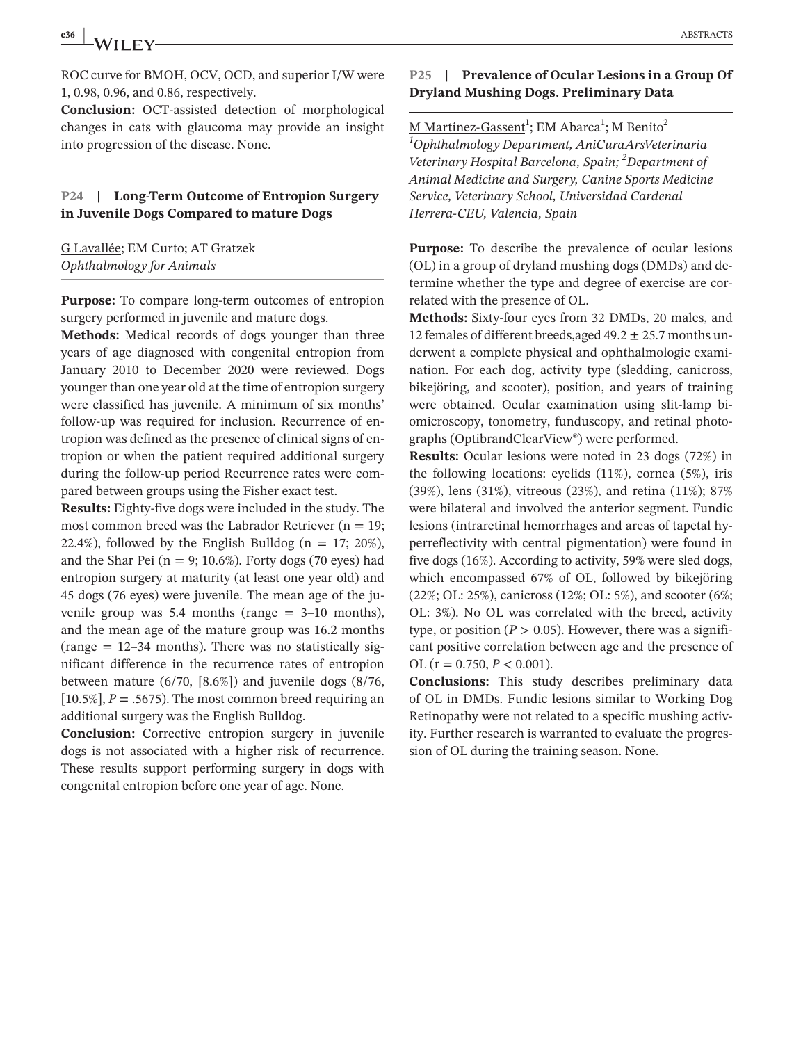ROC curve for BMOH, OCV, OCD, and superior I/W were 1, 0.98, 0.96, and 0.86, respectively.

**Conclusion:** OCT-assisted detection of morphological changes in cats with glaucoma may provide an insight into progression of the disease. None.

## P24 | Long-Term Outcome of Entropion Surgery in Juvenile Dogs Compared to mature Dogs

G Lavallée; EM Curto; AT Gratzek
*Ophthalmology for Animals*

**Purpose:** To compare long-term outcomes of entropion surgery performed in juvenile and mature dogs.

**Methods:** Medical records of dogs younger than three years of age diagnosed with congenital entropion from January 2010 to December 2020 were reviewed. Dogs younger than one year old at the time of entropion surgery were classified has juvenile. A minimum of six months' follow-up was required for inclusion. Recurrence of entropion was defined as the presence of clinical signs of entropion or when the patient required additional surgery during the follow-up period Recurrence rates were compared between groups using the Fisher exact test.

**Results:** Eighty-five dogs were included in the study. The most common breed was the Labrador Retriever (n = 19; 22.4%), followed by the English Bulldog (n = 17; 20%), and the Shar Pei (n = 9; 10.6%). Forty dogs (70 eyes) had entropion surgery at maturity (at least one year old) and 45 dogs (76 eyes) were juvenile. The mean age of the juvenile group was 5.4 months (range = 3–10 months), and the mean age of the mature group was 16.2 months (range = 12–34 months). There was no statistically significant difference in the recurrence rates of entropion between mature (6/70, [8.6%]) and juvenile dogs (8/76, [10.5%], $P = .5675$). The most common breed requiring an additional surgery was the English Bulldog.

**Conclusion:** Corrective entropion surgery in juvenile dogs is not associated with a higher risk of recurrence. These results support performing surgery in dogs with congenital entropion before one year of age. None.

## P25 | Prevalence of Ocular Lesions in a Group Of Dryland Mushing Dogs. Preliminary Data

M Martínez-Gassent[1]; EM Abarca[1]; M Benito[2]
[1]*Ophthalmology Department, AniCuraArsVeterinaria Veterinary Hospital Barcelona, Spain;* [2]*Department of Animal Medicine and Surgery, Canine Sports Medicine Service, Veterinary School, Universidad Cardenal Herrera-CEU, Valencia, Spain*

**Purpose:** To describe the prevalence of ocular lesions (OL) in a group of dryland mushing dogs (DMDs) and determine whether the type and degree of exercise are correlated with the presence of OL.

**Methods:** Sixty-four eyes from 32 DMDs, 20 males, and 12 females of different breeds,aged 49.2 ± 25.7 months underwent a complete physical and ophthalmologic examination. For each dog, activity type (sledding, canicross, bikejöring, and scooter), position, and years of training were obtained. Ocular examination using slit-lamp biomicroscopy, tonometry, funduscopy, and retinal photographs (OptibrandClearView®) were performed.

**Results:** Ocular lesions were noted in 23 dogs (72%) in the following locations: eyelids (11%), cornea (5%), iris (39%), lens (31%), vitreous (23%), and retina (11%); 87% were bilateral and involved the anterior segment. Fundic lesions (intraretinal hemorrhages and areas of tapetal hyperreflectivity with central pigmentation) were found in five dogs (16%). According to activity, 59% were sled dogs, which encompassed 67% of OL, followed by bikejöring (22%; OL: 25%), canicross (12%; OL: 5%), and scooter (6%; OL: 3%). No OL was correlated with the breed, activity type, or position ($P > 0.05$). However, there was a significant positive correlation between age and the presence of OL ($r = 0.750$, $P < 0.001$).

**Conclusions:** This study describes preliminary data of OL in DMDs. Fundic lesions similar to Working Dog Retinopathy were not related to a specific mushing activity. Further research is warranted to evaluate the progression of OL during the training season. None.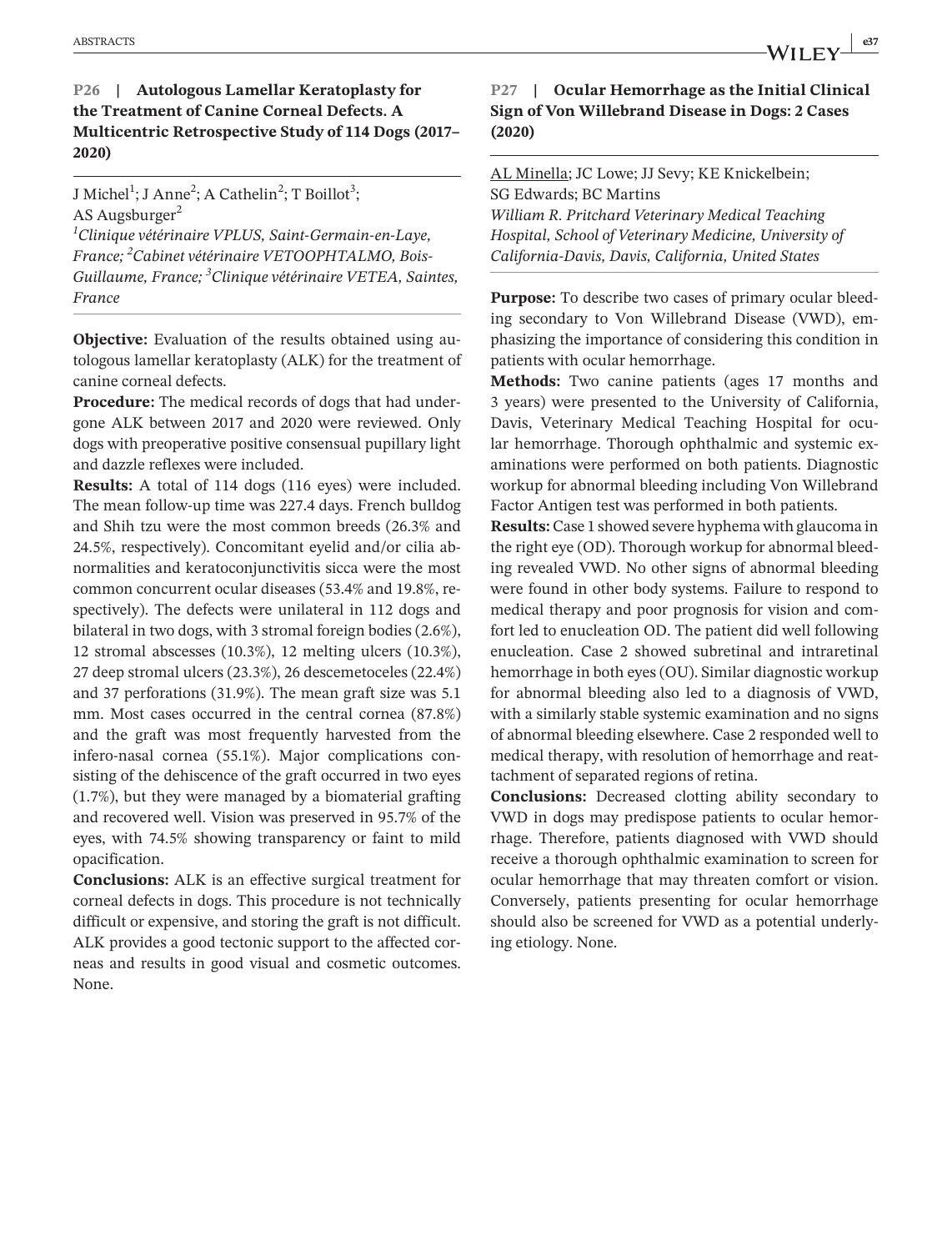## P26 | Autologous Lamellar Keratoplasty for the Treatment of Canine Corneal Defects. A Multicentric Retrospective Study of 114 Dogs (2017–2020)

J Michel[1]; J Anne[2]; A Cathelin[2]; T Boillot[3]; AS Augsburger[2]

*[1]Clinique vétérinaire VPLUS, Saint-Germain-en-Laye, France; [2]Cabinet vétérinaire VETOOPHTALMO, Bois-Guillaume, France; [3]Clinique vétérinaire VETEA, Saintes, France*

**Objective:** Evaluation of the results obtained using autologous lamellar keratoplasty (ALK) for the treatment of canine corneal defects.

**Procedure:** The medical records of dogs that had undergone ALK between 2017 and 2020 were reviewed. Only dogs with preoperative positive consensual pupillary light and dazzle reflexes were included.

**Results:** A total of 114 dogs (116 eyes) were included. The mean follow-up time was 227.4 days. French bulldog and Shih tzu were the most common breeds (26.3% and 24.5%, respectively). Concomitant eyelid and/or cilia abnormalities and keratoconjunctivitis sicca were the most common concurrent ocular diseases (53.4% and 19.8%, respectively). The defects were unilateral in 112 dogs and bilateral in two dogs, with 3 stromal foreign bodies (2.6%), 12 stromal abscesses (10.3%), 12 melting ulcers (10.3%), 27 deep stromal ulcers (23.3%), 26 descemetoceles (22.4%) and 37 perforations (31.9%). The mean graft size was 5.1 mm. Most cases occurred in the central cornea (87.8%) and the graft was most frequently harvested from the infero-nasal cornea (55.1%). Major complications consisting of the dehiscence of the graft occurred in two eyes (1.7%), but they were managed by a biomaterial grafting and recovered well. Vision was preserved in 95.7% of the eyes, with 74.5% showing transparency or faint to mild opacification.

**Conclusions:** ALK is an effective surgical treatment for corneal defects in dogs. This procedure is not technically difficult or expensive, and storing the graft is not difficult. ALK provides a good tectonic support to the affected corneas and results in good visual and cosmetic outcomes. None.

## P27 | Ocular Hemorrhage as the Initial Clinical Sign of Von Willebrand Disease in Dogs: 2 Cases (2020)

AL Minella; JC Lowe; JJ Sevy; KE Knickelbein; SG Edwards; BC Martins

*William R. Pritchard Veterinary Medical Teaching Hospital, School of Veterinary Medicine, University of California-Davis, Davis, California, United States*

**Purpose:** To describe two cases of primary ocular bleeding secondary to Von Willebrand Disease (VWD), emphasizing the importance of considering this condition in patients with ocular hemorrhage.

**Methods:** Two canine patients (ages 17 months and 3 years) were presented to the University of California, Davis, Veterinary Medical Teaching Hospital for ocular hemorrhage. Thorough ophthalmic and systemic examinations were performed on both patients. Diagnostic workup for abnormal bleeding including Von Willebrand Factor Antigen test was performed in both patients.

**Results:** Case 1 showed severe hyphema with glaucoma in the right eye (OD). Thorough workup for abnormal bleeding revealed VWD. No other signs of abnormal bleeding were found in other body systems. Failure to respond to medical therapy and poor prognosis for vision and comfort led to enucleation OD. The patient did well following enucleation. Case 2 showed subretinal and intraretinal hemorrhage in both eyes (OU). Similar diagnostic workup for abnormal bleeding also led to a diagnosis of VWD, with a similarly stable systemic examination and no signs of abnormal bleeding elsewhere. Case 2 responded well to medical therapy, with resolution of hemorrhage and reattachment of separated regions of retina.

**Conclusions:** Decreased clotting ability secondary to VWD in dogs may predispose patients to ocular hemorrhage. Therefore, patients diagnosed with VWD should receive a thorough ophthalmic examination to screen for ocular hemorrhage that may threaten comfort or vision. Conversely, patients presenting for ocular hemorrhage should also be screened for VWD as a potential underlying etiology. None.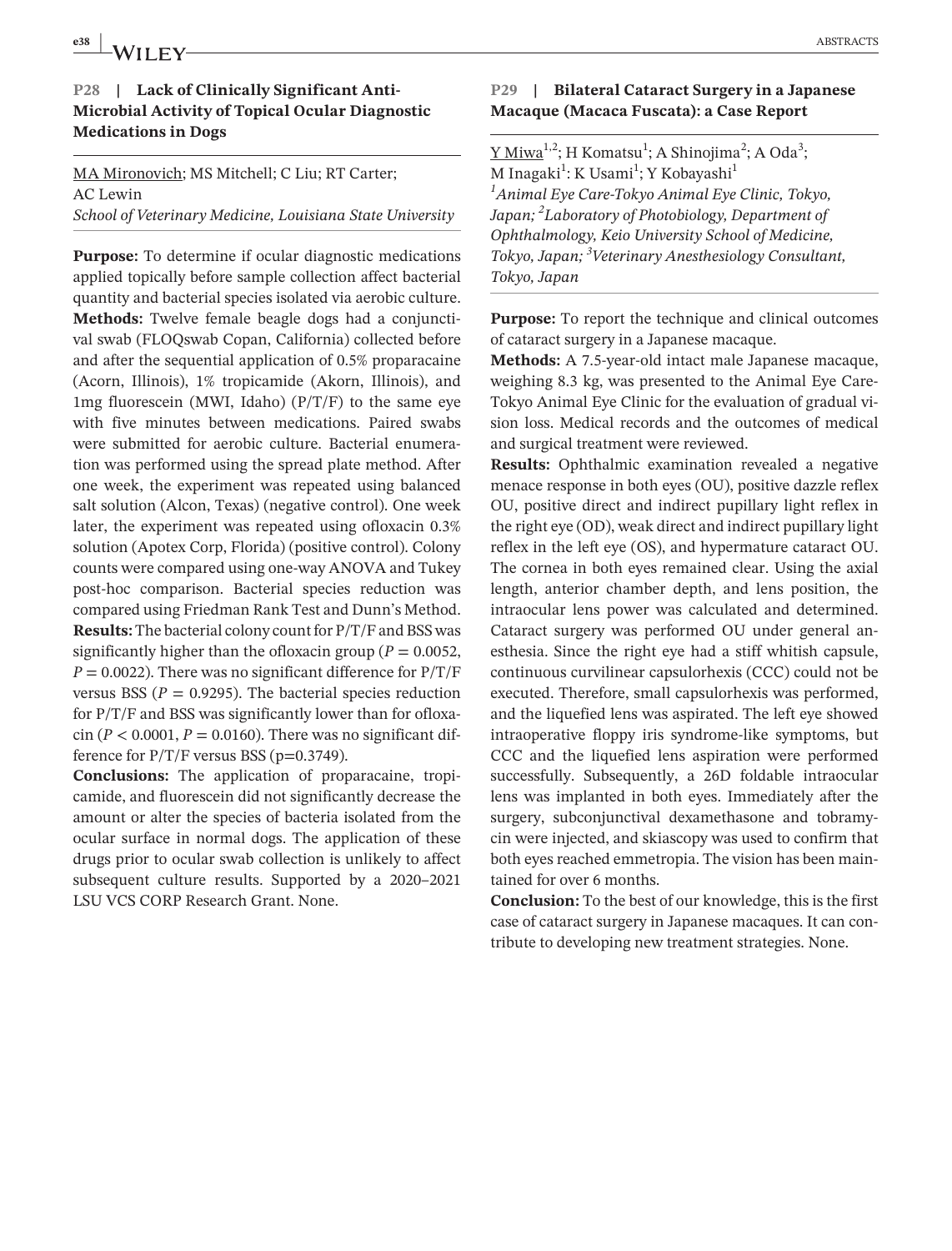## P28 | Lack of Clinically Significant Anti-Microbial Activity of Topical Ocular Diagnostic Medications in Dogs

MA Mironovich; MS Mitchell; C Liu; RT Carter; AC Lewin

*School of Veterinary Medicine, Louisiana State University*

**Purpose:** To determine if ocular diagnostic medications applied topically before sample collection affect bacterial quantity and bacterial species isolated via aerobic culture.
**Methods:** Twelve female beagle dogs had a conjunctival swab (FLOQswab Copan, California) collected before and after the sequential application of 0.5% proparacaine (Acorn, Illinois), 1% tropicamide (Akorn, Illinois), and 1mg fluorescein (MWI, Idaho) (P/T/F) to the same eye with five minutes between medications. Paired swabs were submitted for aerobic culture. Bacterial enumeration was performed using the spread plate method. After one week, the experiment was repeated using balanced salt solution (Alcon, Texas) (negative control). One week later, the experiment was repeated using ofloxacin 0.3% solution (Apotex Corp, Florida) (positive control). Colony counts were compared using one-way ANOVA and Tukey post-hoc comparison. Bacterial species reduction was compared using Friedman Rank Test and Dunn's Method.
**Results:** The bacterial colony count for P/T/F and BSS was significantly higher than the ofloxacin group ($P = 0.0052$, $P = 0.0022$). There was no significant difference for P/T/F versus BSS ($P = 0.9295$). The bacterial species reduction for P/T/F and BSS was significantly lower than for ofloxacin ($P < 0.0001$, $P = 0.0160$). There was no significant difference for P/T/F versus BSS ($p=0.3749$).
**Conclusions:** The application of proparacaine, tropicamide, and fluorescein did not significantly decrease the amount or alter the species of bacteria isolated from the ocular surface in normal dogs. The application of these drugs prior to ocular swab collection is unlikely to affect subsequent culture results. Supported by a 2020–2021 LSU VCS CORP Research Grant. None.

## P29 | Bilateral Cataract Surgery in a Japanese Macaque (Macaca Fuscata): a Case Report

Y Miwa[1,2]; H Komatsu[1]; A Shinojima[2]; A Oda[3]; M Inagaki[1]: K Usami[1]; Y Kobayashi[1]

*[1]Animal Eye Care-Tokyo Animal Eye Clinic, Tokyo, Japan; [2]Laboratory of Photobiology, Department of Ophthalmology, Keio University School of Medicine, Tokyo, Japan; [3]Veterinary Anesthesiology Consultant, Tokyo, Japan*

**Purpose:** To report the technique and clinical outcomes of cataract surgery in a Japanese macaque.
**Methods:** A 7.5-year-old intact male Japanese macaque, weighing 8.3 kg, was presented to the Animal Eye Care-Tokyo Animal Eye Clinic for the evaluation of gradual vision loss. Medical records and the outcomes of medical and surgical treatment were reviewed.
**Results:** Ophthalmic examination revealed a negative menace response in both eyes (OU), positive dazzle reflex OU, positive direct and indirect pupillary light reflex in the right eye (OD), weak direct and indirect pupillary light reflex in the left eye (OS), and hypermature cataract OU. The cornea in both eyes remained clear. Using the axial length, anterior chamber depth, and lens position, the intraocular lens power was calculated and determined. Cataract surgery was performed OU under general anesthesia. Since the right eye had a stiff whitish capsule, continuous curvilinear capsulorhexis (CCC) could not be executed. Therefore, small capsulorhexis was performed, and the liquefied lens was aspirated. The left eye showed intraoperative floppy iris syndrome-like symptoms, but CCC and the liquefied lens aspiration were performed successfully. Subsequently, a 26D foldable intraocular lens was implanted in both eyes. Immediately after the surgery, subconjunctival dexamethasone and tobramycin were injected, and skiascopy was used to confirm that both eyes reached emmetropia. The vision has been maintained for over 6 months.
**Conclusion:** To the best of our knowledge, this is the first case of cataract surgery in Japanese macaques. It can contribute to developing new treatment strategies. None.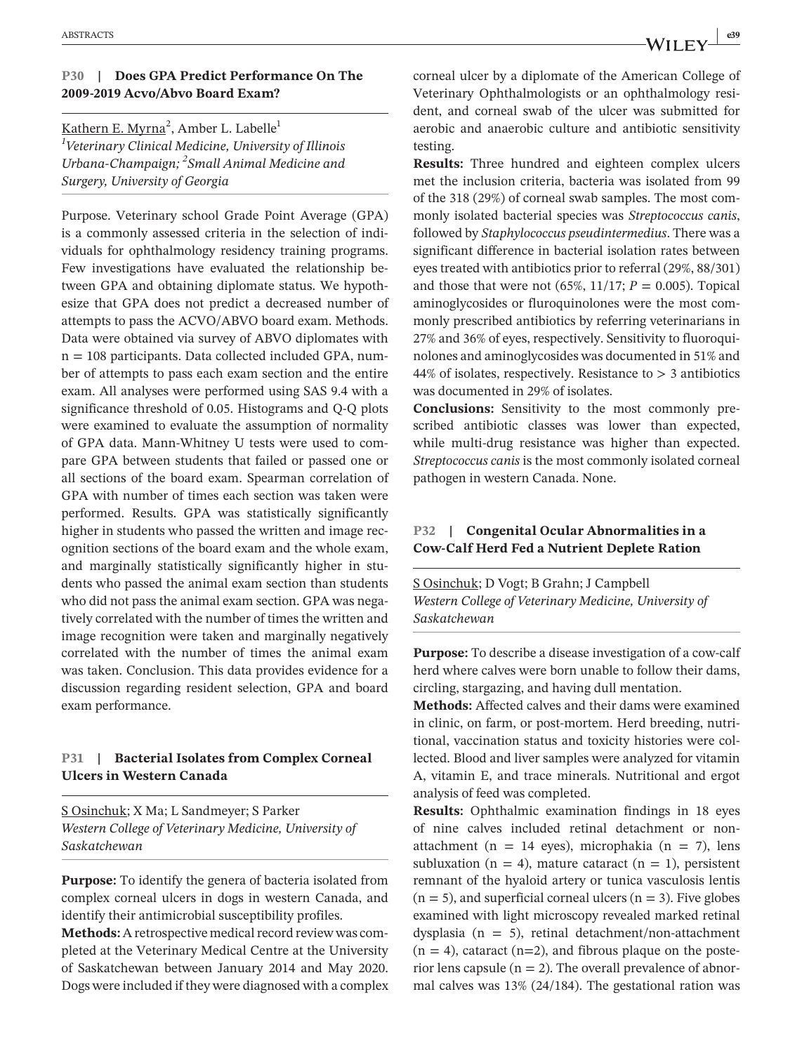## P30 | Does GPA Predict Performance On The 2009-2019 Acvo/Abvo Board Exam?

Kathern E. Myrna[2], Amber L. Labelle[1]

[1]Veterinary Clinical Medicine, University of Illinois Urbana-Champaign; [2]Small Animal Medicine and Surgery, University of Georgia

Purpose. Veterinary school Grade Point Average (GPA) is a commonly assessed criteria in the selection of individuals for ophthalmology residency training programs. Few investigations have evaluated the relationship between GPA and obtaining diplomate status. We hypothesize that GPA does not predict a decreased number of attempts to pass the ACVO/ABVO board exam. Methods. Data were obtained via survey of ABVO diplomates with n = 108 participants. Data collected included GPA, number of attempts to pass each exam section and the entire exam. All analyses were performed using SAS 9.4 with a significance threshold of 0.05. Histograms and Q-Q plots were examined to evaluate the assumption of normality of GPA data. Mann-Whitney U tests were used to compare GPA between students that failed or passed one or all sections of the board exam. Spearman correlation of GPA with number of times each section was taken were performed. Results. GPA was statistically significantly higher in students who passed the written and image recognition sections of the board exam and the whole exam, and marginally statistically significantly higher in students who passed the animal exam section than students who did not pass the animal exam section. GPA was negatively correlated with the number of times the written and image recognition were taken and marginally negatively correlated with the number of times the animal exam was taken. Conclusion. This data provides evidence for a discussion regarding resident selection, GPA and board exam performance.

## P31 | Bacterial Isolates from Complex Corneal Ulcers in Western Canada

S Osinchuk; X Ma; L Sandmeyer; S Parker

*Western College of Veterinary Medicine, University of Saskatchewan*

**Purpose:** To identify the genera of bacteria isolated from complex corneal ulcers in dogs in western Canada, and identify their antimicrobial susceptibility profiles.

**Methods:** A retrospective medical record review was completed at the Veterinary Medical Centre at the University of Saskatchewan between January 2014 and May 2020. Dogs were included if they were diagnosed with a complex corneal ulcer by a diplomate of the American College of Veterinary Ophthalmologists or an ophthalmology resident, and corneal swab of the ulcer was submitted for aerobic and anaerobic culture and antibiotic sensitivity testing.

**Results:** Three hundred and eighteen complex ulcers met the inclusion criteria, bacteria was isolated from 99 of the 318 (29%) of corneal swab samples. The most commonly isolated bacterial species was *Streptococcus canis*, followed by *Staphylococcus pseudintermedius*. There was a significant difference in bacterial isolation rates between eyes treated with antibiotics prior to referral (29%, 88/301) and those that were not (65%, 11/17; $P = 0.005$). Topical aminoglycosides or fluroquinolones were the most commonly prescribed antibiotics by referring veterinarians in 27% and 36% of eyes, respectively. Sensitivity to fluoroquinolones and aminoglycosides was documented in 51% and 44% of isolates, respectively. Resistance to > 3 antibiotics was documented in 29% of isolates.

**Conclusions:** Sensitivity to the most commonly prescribed antibiotic classes was lower than expected, while multi-drug resistance was higher than expected. *Streptococcus canis* is the most commonly isolated corneal pathogen in western Canada. None.

## P32 | Congenital Ocular Abnormalities in a Cow-Calf Herd Fed a Nutrient Deplete Ration

S Osinchuk; D Vogt; B Grahn; J Campbell

*Western College of Veterinary Medicine, University of Saskatchewan*

**Purpose:** To describe a disease investigation of a cow-calf herd where calves were born unable to follow their dams, circling, stargazing, and having dull mentation.

**Methods:** Affected calves and their dams were examined in clinic, on farm, or post-mortem. Herd breeding, nutritional, vaccination status and toxicity histories were collected. Blood and liver samples were analyzed for vitamin A, vitamin E, and trace minerals. Nutritional and ergot analysis of feed was completed.

**Results:** Ophthalmic examination findings in 18 eyes of nine calves included retinal detachment or non-attachment (n = 14 eyes), microphakia (n = 7), lens subluxation (n = 4), mature cataract (n = 1), persistent remnant of the hyaloid artery or tunica vasculosis lentis (n = 5), and superficial corneal ulcers (n = 3). Five globes examined with light microscopy revealed marked retinal dysplasia (n = 5), retinal detachment/non-attachment (n = 4), cataract (n=2), and fibrous plaque on the posterior lens capsule (n = 2). The overall prevalence of abnormal calves was 13% (24/184). The gestational ration was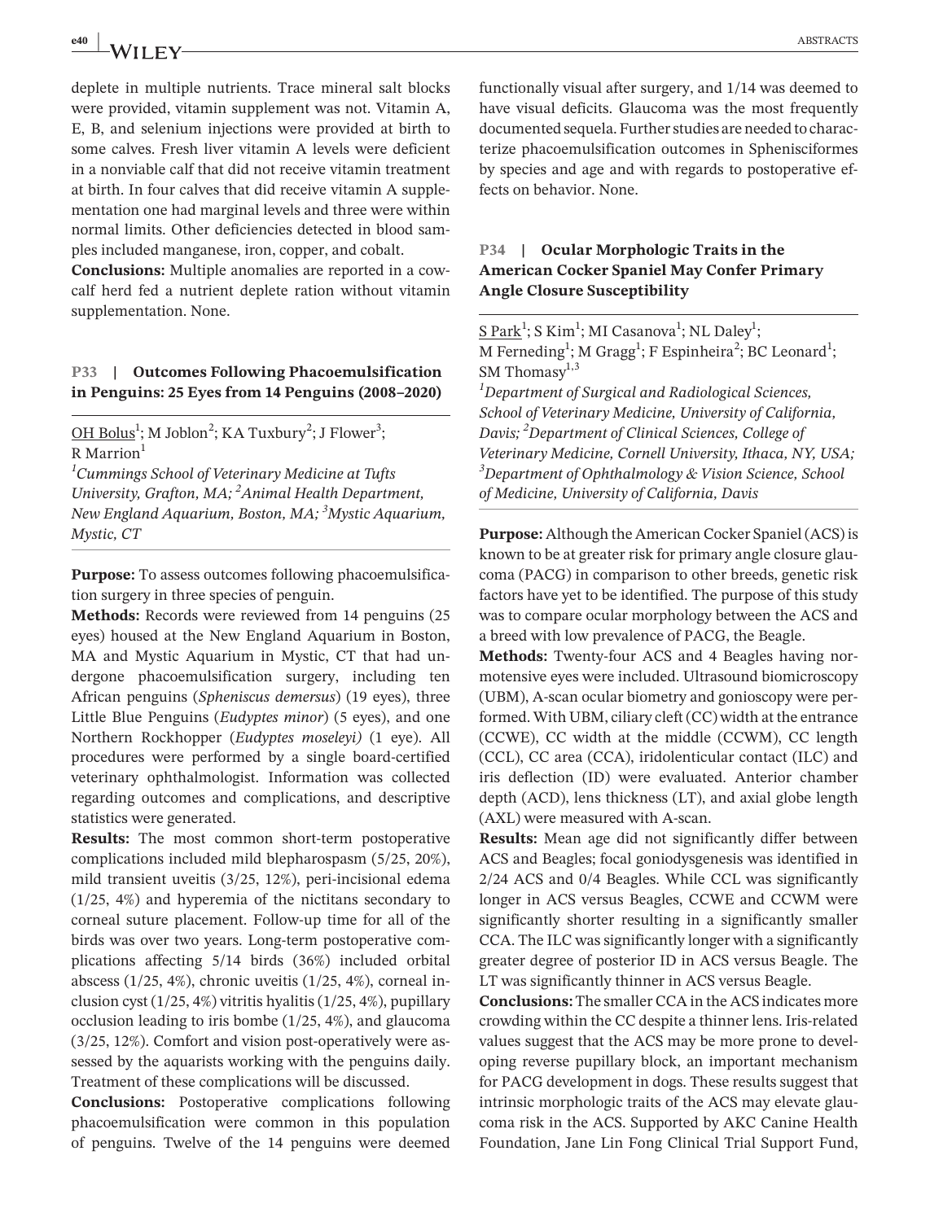deplete in multiple nutrients. Trace mineral salt blocks were provided, vitamin supplement was not. Vitamin A, E, B, and selenium injections were provided at birth to some calves. Fresh liver vitamin A levels were deficient in a nonviable calf that did not receive vitamin treatment at birth. In four calves that did receive vitamin A supplementation one had marginal levels and three were within normal limits. Other deficiencies detected in blood samples included manganese, iron, copper, and cobalt.

**Conclusions:** Multiple anomalies are reported in a cow-calf herd fed a nutrient deplete ration without vitamin supplementation. None.

## P33 | Outcomes Following Phacoemulsification in Penguins: 25 Eyes from 14 Penguins (2008–2020)

OH Bolus[1]; M Joblon[2]; KA Tuxbury[2]; J Flower[3]; R Marrion[1]

*[1]Cummings School of Veterinary Medicine at Tufts University, Grafton, MA; [2]Animal Health Department, New England Aquarium, Boston, MA; [3]Mystic Aquarium, Mystic, CT*

**Purpose:** To assess outcomes following phacoemulsification surgery in three species of penguin.

**Methods:** Records were reviewed from 14 penguins (25 eyes) housed at the New England Aquarium in Boston, MA and Mystic Aquarium in Mystic, CT that had undergone phacoemulsification surgery, including ten African penguins (*Spheniscus demersus*) (19 eyes), three Little Blue Penguins (*Eudyptes minor*) (5 eyes), and one Northern Rockhopper (*Eudyptes moseleyi)* (1 eye). All procedures were performed by a single board-certified veterinary ophthalmologist. Information was collected regarding outcomes and complications, and descriptive statistics were generated.

**Results:** The most common short-term postoperative complications included mild blepharospasm (5/25, 20%), mild transient uveitis (3/25, 12%), peri-incisional edema (1/25, 4%) and hyperemia of the nictitans secondary to corneal suture placement. Follow-up time for all of the birds was over two years. Long-term postoperative complications affecting 5/14 birds (36%) included orbital abscess (1/25, 4%), chronic uveitis (1/25, 4%), corneal inclusion cyst (1/25, 4%) vitritis hyalitis (1/25, 4%), pupillary occlusion leading to iris bombe (1/25, 4%), and glaucoma (3/25, 12%). Comfort and vision post-operatively were assessed by the aquarists working with the penguins daily. Treatment of these complications will be discussed.

**Conclusions:** Postoperative complications following phacoemulsification were common in this population of penguins. Twelve of the 14 penguins were deemed functionally visual after surgery, and 1/14 was deemed to have visual deficits. Glaucoma was the most frequently documented sequela. Further studies are needed to characterize phacoemulsification outcomes in Sphenisciformes by species and age and with regards to postoperative effects on behavior. None.

## P34 | Ocular Morphologic Traits in the American Cocker Spaniel May Confer Primary Angle Closure Susceptibility

S Park[1]; S Kim[1]; MI Casanova[1]; NL Daley[1]; M Ferneding[1]; M Gragg[1]; F Espinheira[2]; BC Leonard[1]; SM Thomasy[1,3]

*[1]Department of Surgical and Radiological Sciences, School of Veterinary Medicine, University of California, Davis; [2]Department of Clinical Sciences, College of Veterinary Medicine, Cornell University, Ithaca, NY, USA; [3]Department of Ophthalmology & Vision Science, School of Medicine, University of California, Davis*

**Purpose:** Although the American Cocker Spaniel (ACS) is known to be at greater risk for primary angle closure glaucoma (PACG) in comparison to other breeds, genetic risk factors have yet to be identified. The purpose of this study was to compare ocular morphology between the ACS and a breed with low prevalence of PACG, the Beagle.

**Methods:** Twenty-four ACS and 4 Beagles having normotensive eyes were included. Ultrasound biomicroscopy (UBM), A-scan ocular biometry and gonioscopy were performed. With UBM, ciliary cleft (CC) width at the entrance (CCWE), CC width at the middle (CCWM), CC length (CCL), CC area (CCA), iridolenticular contact (ILC) and iris deflection (ID) were evaluated. Anterior chamber depth (ACD), lens thickness (LT), and axial globe length (AXL) were measured with A-scan.

**Results:** Mean age did not significantly differ between ACS and Beagles; focal goniodysgenesis was identified in 2/24 ACS and 0/4 Beagles. While CCL was significantly longer in ACS versus Beagles, CCWE and CCWM were significantly shorter resulting in a significantly smaller CCA. The ILC was significantly longer with a significantly greater degree of posterior ID in ACS versus Beagle. The LT was significantly thinner in ACS versus Beagle.

**Conclusions:** The smaller CCA in the ACS indicates more crowding within the CC despite a thinner lens. Iris-related values suggest that the ACS may be more prone to developing reverse pupillary block, an important mechanism for PACG development in dogs. These results suggest that intrinsic morphologic traits of the ACS may elevate glaucoma risk in the ACS. Supported by AKC Canine Health Foundation, Jane Lin Fong Clinical Trial Support Fund,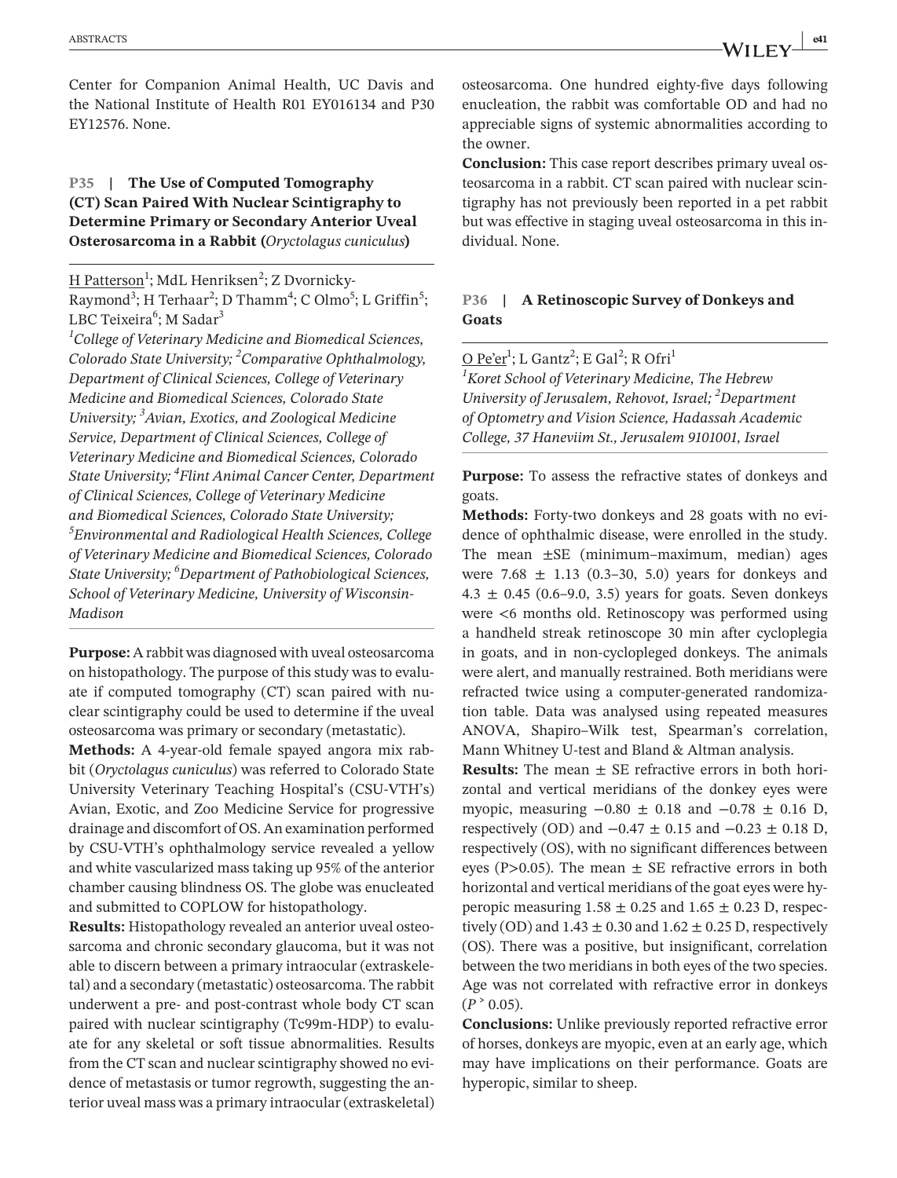Center for Companion Animal Health, UC Davis and the National Institute of Health R01 EY016134 and P30 EY12576. None.

## P35 | The Use of Computed Tomography (CT) Scan Paired With Nuclear Scintigraphy to Determine Primary or Secondary Anterior Uveal Osterosarcoma in a Rabbit (*Oryctolagus cuniculus*)

H Patterson[1]; MdL Henriksen[2]; Z Dvornicky-Raymond[3]; H Terhaar[2]; D Thamm[4]; C Olmo[5]; L Griffin[5]; LBC Teixeira[6]; M Sadar[3]

*[1]College of Veterinary Medicine and Biomedical Sciences, Colorado State University; [2]Comparative Ophthalmology, Department of Clinical Sciences, College of Veterinary Medicine and Biomedical Sciences, Colorado State University; [3]Avian, Exotics, and Zoological Medicine Service, Department of Clinical Sciences, College of Veterinary Medicine and Biomedical Sciences, Colorado State University; [4]Flint Animal Cancer Center, Department of Clinical Sciences, College of Veterinary Medicine and Biomedical Sciences, Colorado State University; [5]Environmental and Radiological Health Sciences, College of Veterinary Medicine and Biomedical Sciences, Colorado State University; [6]Department of Pathobiological Sciences, School of Veterinary Medicine, University of Wisconsin-Madison*

**Purpose:** A rabbit was diagnosed with uveal osteosarcoma on histopathology. The purpose of this study was to evaluate if computed tomography (CT) scan paired with nuclear scintigraphy could be used to determine if the uveal osteosarcoma was primary or secondary (metastatic).

**Methods:** A 4-year-old female spayed angora mix rabbit (*Oryctolagus cuniculus*) was referred to Colorado State University Veterinary Teaching Hospital's (CSU-VTH's) Avian, Exotic, and Zoo Medicine Service for progressive drainage and discomfort of OS. An examination performed by CSU-VTH's ophthalmology service revealed a yellow and white vascularized mass taking up 95% of the anterior chamber causing blindness OS. The globe was enucleated and submitted to COPLOW for histopathology.

**Results:** Histopathology revealed an anterior uveal osteosarcoma and chronic secondary glaucoma, but it was not able to discern between a primary intraocular (extraskeletal) and a secondary (metastatic) osteosarcoma. The rabbit underwent a pre- and post-contrast whole body CT scan paired with nuclear scintigraphy (Tc99m-HDP) to evaluate for any skeletal or soft tissue abnormalities. Results from the CT scan and nuclear scintigraphy showed no evidence of metastasis or tumor regrowth, suggesting the anterior uveal mass was a primary intraocular (extraskeletal) osteosarcoma. One hundred eighty-five days following enucleation, the rabbit was comfortable OD and had no appreciable signs of systemic abnormalities according to the owner.

**Conclusion:** This case report describes primary uveal osteosarcoma in a rabbit. CT scan paired with nuclear scintigraphy has not previously been reported in a pet rabbit but was effective in staging uveal osteosarcoma in this individual. None.

## P36 | A Retinoscopic Survey of Donkeys and Goats

O Pe'er[1]; L Gantz[2]; E Gal[2]; R Ofri[1]

*[1]Koret School of Veterinary Medicine, The Hebrew University of Jerusalem, Rehovot, Israel; [2]Department of Optometry and Vision Science, Hadassah Academic College, 37 Haneviim St., Jerusalem 9101001, Israel*

**Purpose:** To assess the refractive states of donkeys and goats.

**Methods:** Forty-two donkeys and 28 goats with no evidence of ophthalmic disease, were enrolled in the study. The mean ±SE (minimum–maximum, median) ages were 7.68 ± 1.13 (0.3–30, 5.0) years for donkeys and 4.3 ± 0.45 (0.6–9.0, 3.5) years for goats. Seven donkeys were <6 months old. Retinoscopy was performed using a handheld streak retinoscope 30 min after cycloplegia in goats, and in non-cyclopleged donkeys. The animals were alert, and manually restrained. Both meridians were refracted twice using a computer-generated randomization table. Data was analysed using repeated measures ANOVA, Shapiro–Wilk test, Spearman's correlation, Mann Whitney U-test and Bland & Altman analysis.

**Results:** The mean ± SE refractive errors in both horizontal and vertical meridians of the donkey eyes were myopic, measuring −0.80 ± 0.18 and −0.78 ± 0.16 D, respectively (OD) and −0.47 ± 0.15 and −0.23 ± 0.18 D, respectively (OS), with no significant differences between eyes (P>0.05). The mean ± SE refractive errors in both horizontal and vertical meridians of the goat eyes were hyperopic measuring 1.58 ± 0.25 and 1.65 ± 0.23 D, respectively (OD) and 1.43 ± 0.30 and 1.62 ± 0.25 D, respectively (OS). There was a positive, but insignificant, correlation between the two meridians in both eyes of the two species. Age was not correlated with refractive error in donkeys ($P > 0.05$).

**Conclusions:** Unlike previously reported refractive error of horses, donkeys are myopic, even at an early age, which may have implications on their performance. Goats are hyperopic, similar to sheep.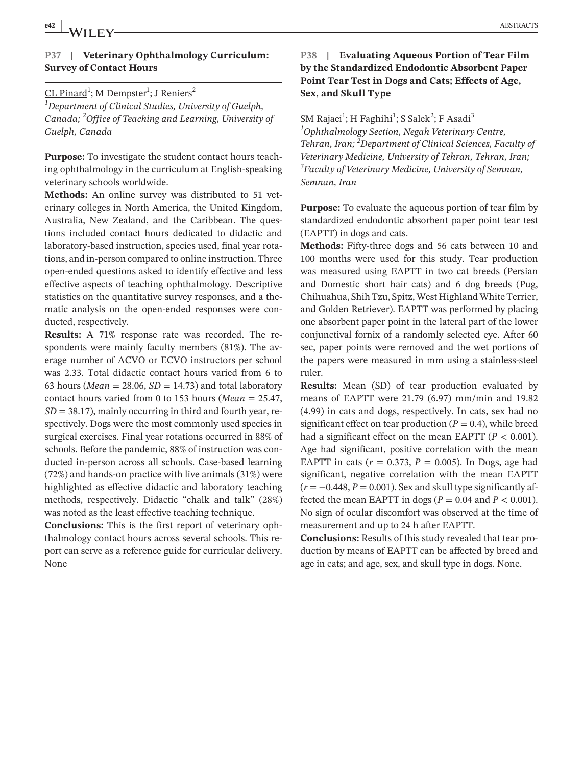## P37 | Veterinary Ophthalmology Curriculum: Survey of Contact Hours

CL Pinard[1]; M Dempster[1]; J Reniers[2]

[1]*Department of Clinical Studies, University of Guelph, Canada;* [2]*Office of Teaching and Learning, University of Guelph, Canada*

**Purpose:** To investigate the student contact hours teaching ophthalmology in the curriculum at English-speaking veterinary schools worldwide.

**Methods:** An online survey was distributed to 51 veterinary colleges in North America, the United Kingdom, Australia, New Zealand, and the Caribbean. The questions included contact hours dedicated to didactic and laboratory-based instruction, species used, final year rotations, and in-person compared to online instruction. Three open-ended questions asked to identify effective and less effective aspects of teaching ophthalmology. Descriptive statistics on the quantitative survey responses, and a thematic analysis on the open-ended responses were conducted, respectively.

**Results:** A 71% response rate was recorded. The respondents were mainly faculty members (81%). The average number of ACVO or ECVO instructors per school was 2.33. Total didactic contact hours varied from 6 to 63 hours ($Mean = 28.06$, $SD = 14.73$) and total laboratory contact hours varied from 0 to 153 hours ($Mean = 25.47$, $SD = 38.17$), mainly occurring in third and fourth year, respectively. Dogs were the most commonly used species in surgical exercises. Final year rotations occurred in 88% of schools. Before the pandemic, 88% of instruction was conducted in-person across all schools. Case-based learning (72%) and hands-on practice with live animals (31%) were highlighted as effective didactic and laboratory teaching methods, respectively. Didactic "chalk and talk" (28%) was noted as the least effective teaching technique.

**Conclusions:** This is the first report of veterinary ophthalmology contact hours across several schools. This report can serve as a reference guide for curricular delivery. None

## P38 | Evaluating Aqueous Portion of Tear Film by the Standardized Endodontic Absorbent Paper Point Tear Test in Dogs and Cats; Effects of Age, Sex, and Skull Type

SM Rajaei[1]; H Faghihi[1]; S Salek[2]; F Asadi[3]

[1]*Ophthalmology Section, Negah Veterinary Centre, Tehran, Iran;* [2]*Department of Clinical Sciences, Faculty of Veterinary Medicine, University of Tehran, Tehran, Iran;* [3]*Faculty of Veterinary Medicine, University of Semnan, Semnan, Iran*

**Purpose:** To evaluate the aqueous portion of tear film by standardized endodontic absorbent paper point tear test (EAPTT) in dogs and cats.

**Methods:** Fifty-three dogs and 56 cats between 10 and 100 months were used for this study. Tear production was measured using EAPTT in two cat breeds (Persian and Domestic short hair cats) and 6 dog breeds (Pug, Chihuahua, Shih Tzu, Spitz, West Highland White Terrier, and Golden Retriever). EAPTT was performed by placing one absorbent paper point in the lateral part of the lower conjunctival fornix of a randomly selected eye. After 60 sec, paper points were removed and the wet portions of the papers were measured in mm using a stainless-steel ruler.

**Results:** Mean (SD) of tear production evaluated by means of EAPTT were 21.79 (6.97) mm/min and 19.82 (4.99) in cats and dogs, respectively. In cats, sex had no significant effect on tear production ($P = 0.4$), while breed had a significant effect on the mean EAPTT ($P < 0.001$). Age had significant, positive correlation with the mean EAPTT in cats ($r = 0.373$, $P = 0.005$). In Dogs, age had significant, negative correlation with the mean EAPTT ($r = -0.448$, $P = 0.001$). Sex and skull type significantly affected the mean EAPTT in dogs ($P = 0.04$ and $P < 0.001$). No sign of ocular discomfort was observed at the time of measurement and up to 24 h after EAPTT.

**Conclusions:** Results of this study revealed that tear production by means of EAPTT can be affected by breed and age in cats; and age, sex, and skull type in dogs. None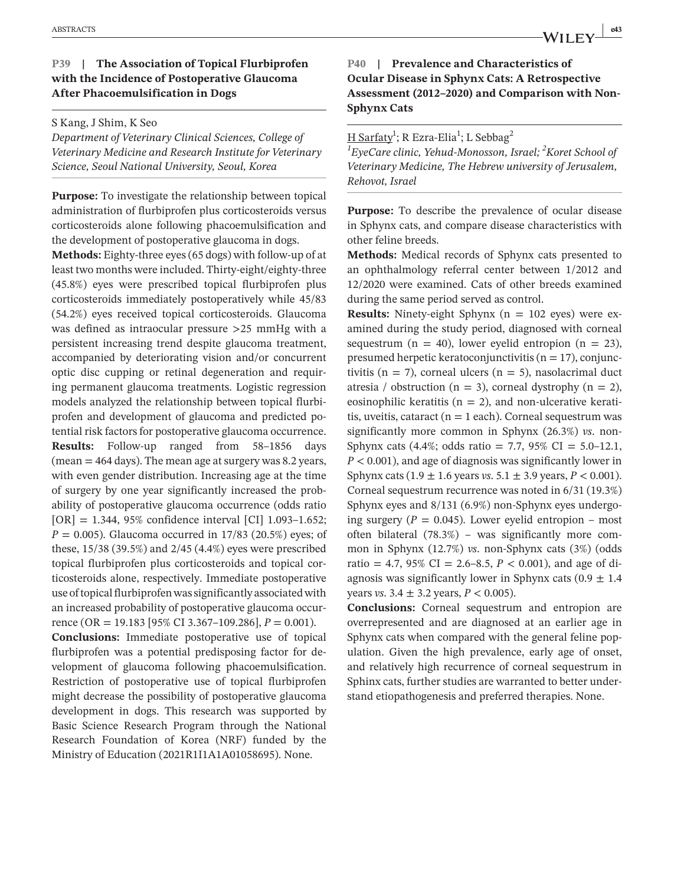## P39 | The Association of Topical Flurbiprofen with the Incidence of Postoperative Glaucoma After Phacoemulsification in Dogs

S Kang, J Shim, K Seo

*Department of Veterinary Clinical Sciences, College of Veterinary Medicine and Research Institute for Veterinary Science, Seoul National University, Seoul, Korea*

**Purpose:** To investigate the relationship between topical administration of flurbiprofen plus corticosteroids versus corticosteroids alone following phacoemulsification and the development of postoperative glaucoma in dogs.

**Methods:** Eighty-three eyes (65 dogs) with follow-up of at least two months were included. Thirty-eight/eighty-three (45.8%) eyes were prescribed topical flurbiprofen plus corticosteroids immediately postoperatively while 45/83 (54.2%) eyes received topical corticosteroids. Glaucoma was defined as intraocular pressure >25 mmHg with a persistent increasing trend despite glaucoma treatment, accompanied by deteriorating vision and/or concurrent optic disc cupping or retinal degeneration and requiring permanent glaucoma treatments. Logistic regression models analyzed the relationship between topical flurbiprofen and development of glaucoma and predicted potential risk factors for postoperative glaucoma occurrence.

**Results:** Follow-up ranged from 58–1856 days (mean = 464 days). The mean age at surgery was 8.2 years, with even gender distribution. Increasing age at the time of surgery by one year significantly increased the probability of postoperative glaucoma occurrence (odds ratio [OR] = 1.344, 95% confidence interval [CI] 1.093–1.652; $P = 0.005$). Glaucoma occurred in 17/83 (20.5%) eyes; of these, 15/38 (39.5%) and 2/45 (4.4%) eyes were prescribed topical flurbiprofen plus corticosteroids and topical corticosteroids alone, respectively. Immediate postoperative use of topical flurbiprofen was significantly associated with an increased probability of postoperative glaucoma occurrence (OR = 19.183 [95% CI 3.367–109.286], $P = 0.001$).

**Conclusions:** Immediate postoperative use of topical flurbiprofen was a potential predisposing factor for development of glaucoma following phacoemulsification. Restriction of postoperative use of topical flurbiprofen might decrease the possibility of postoperative glaucoma development in dogs. This research was supported by Basic Science Research Program through the National Research Foundation of Korea (NRF) funded by the Ministry of Education (2021R1I1A1A01058695). None.

## P40 | Prevalence and Characteristics of Ocular Disease in Sphynx Cats: A Retrospective Assessment (2012–2020) and Comparison with Non-Sphynx Cats

H Sarfaty[1]; R Ezra-Elia[1]; L Sebbag[2]

[1]*EyeCare clinic, Yehud-Monosson, Israel;* [2]*Koret School of Veterinary Medicine, The Hebrew university of Jerusalem, Rehovot, Israel*

**Purpose:** To describe the prevalence of ocular disease in Sphynx cats, and compare disease characteristics with other feline breeds.

**Methods:** Medical records of Sphynx cats presented to an ophthalmology referral center between 1/2012 and 12/2020 were examined. Cats of other breeds examined during the same period served as control.

**Results:** Ninety-eight Sphynx (n = 102 eyes) were examined during the study period, diagnosed with corneal sequestrum (n = 40), lower eyelid entropion (n = 23), presumed herpetic keratoconjunctivitis (n = 17), conjunctivitis (n = 7), corneal ulcers (n = 5), nasolacrimal duct atresia / obstruction (n = 3), corneal dystrophy (n = 2), eosinophilic keratitis (n = 2), and non-ulcerative keratitis, uveitis, cataract (n = 1 each). Corneal sequestrum was significantly more common in Sphynx (26.3%) *vs*. non-Sphynx cats (4.4%; odds ratio = 7.7, 95% CI = 5.0–12.1, $P < 0.001$), and age of diagnosis was significantly lower in Sphynx cats (1.9 ± 1.6 years *vs*. 5.1 ± 3.9 years, $P < 0.001$). Corneal sequestrum recurrence was noted in 6/31 (19.3%) Sphynx eyes and 8/131 (6.9%) non-Sphynx eyes undergoing surgery ($P = 0.045$). Lower eyelid entropion – most often bilateral (78.3%) – was significantly more common in Sphynx (12.7%) *vs*. non-Sphynx cats (3%) (odds ratio = 4.7, 95% CI = 2.6–8.5, $P < 0.001$), and age of diagnosis was significantly lower in Sphynx cats (0.9 ± 1.4 years *vs*. 3.4 ± 3.2 years, $P < 0.005$).

**Conclusions:** Corneal sequestrum and entropion are overrepresented and are diagnosed at an earlier age in Sphynx cats when compared with the general feline population. Given the high prevalence, early age of onset, and relatively high recurrence of corneal sequestrum in Sphinx cats, further studies are warranted to better understand etiopathogenesis and preferred therapies. None.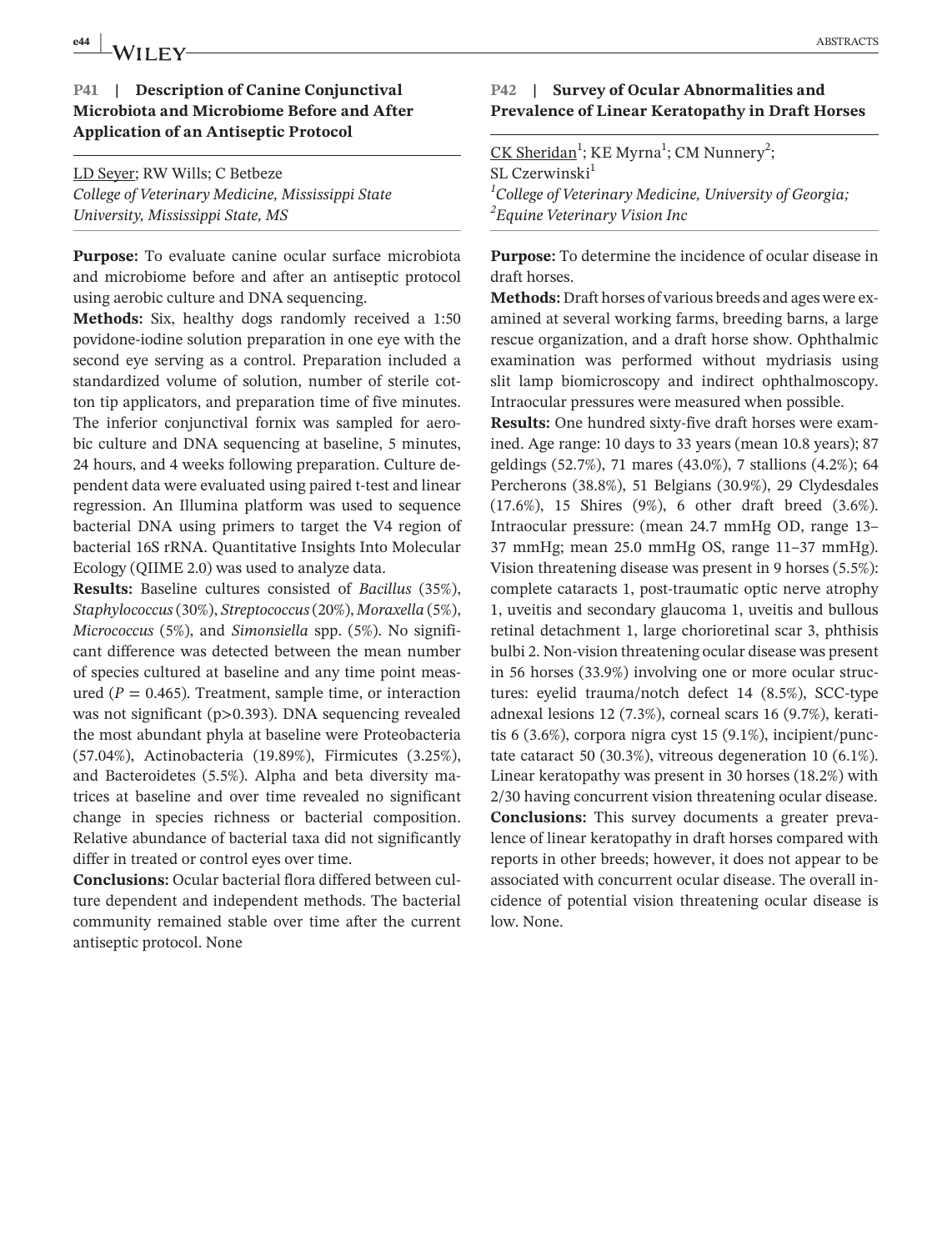### P41 | Description of Canine Conjunctival Microbiota and Microbiome Before and After Application of an Antiseptic Protocol

LD Seyer; RW Wills; C Betbeze

*College of Veterinary Medicine, Mississippi State University, Mississippi State, MS*

**Purpose:** To evaluate canine ocular surface microbiota and microbiome before and after an antiseptic protocol using aerobic culture and DNA sequencing.

**Methods:** Six, healthy dogs randomly received a 1:50 povidone-iodine solution preparation in one eye with the second eye serving as a control. Preparation included a standardized volume of solution, number of sterile cotton tip applicators, and preparation time of five minutes. The inferior conjunctival fornix was sampled for aerobic culture and DNA sequencing at baseline, 5 minutes, 24 hours, and 4 weeks following preparation. Culture dependent data were evaluated using paired t-test and linear regression. An Illumina platform was used to sequence bacterial DNA using primers to target the V4 region of bacterial 16S rRNA. Quantitative Insights Into Molecular Ecology (QIIME 2.0) was used to analyze data.

**Results:** Baseline cultures consisted of *Bacillus* (35%), *Staphylococcus* (30%), *Streptococcus* (20%), *Moraxella* (5%), *Micrococcus* (5%), and *Simonsiella* spp. (5%). No significant difference was detected between the mean number of species cultured at baseline and any time point measured ($P = 0.465$). Treatment, sample time, or interaction was not significant ($p>0.393$). DNA sequencing revealed the most abundant phyla at baseline were Proteobacteria (57.04%), Actinobacteria (19.89%), Firmicutes (3.25%), and Bacteroidetes (5.5%). Alpha and beta diversity matrices at baseline and over time revealed no significant change in species richness or bacterial composition. Relative abundance of bacterial taxa did not significantly differ in treated or control eyes over time.

**Conclusions:** Ocular bacterial flora differed between culture dependent and independent methods. The bacterial community remained stable over time after the current antiseptic protocol. None

### P42 | Survey of Ocular Abnormalities and Prevalence of Linear Keratopathy in Draft Horses

CK Sheridan[1]; KE Myrna[1]; CM Nunnery[2]; SL Czerwinski[1]

[1]*College of Veterinary Medicine, University of Georgia;*
[2]*Equine Veterinary Vision Inc*

**Purpose:** To determine the incidence of ocular disease in draft horses.

**Methods:** Draft horses of various breeds and ages were examined at several working farms, breeding barns, a large rescue organization, and a draft horse show. Ophthalmic examination was performed without mydriasis using slit lamp biomicroscopy and indirect ophthalmoscopy. Intraocular pressures were measured when possible.

**Results:** One hundred sixty-five draft horses were examined. Age range: 10 days to 33 years (mean 10.8 years); 87 geldings (52.7%), 71 mares (43.0%), 7 stallions (4.2%); 64 Percherons (38.8%), 51 Belgians (30.9%), 29 Clydesdales (17.6%), 15 Shires (9%), 6 other draft breed (3.6%). Intraocular pressure: (mean 24.7 mmHg OD, range 13–37 mmHg; mean 25.0 mmHg OS, range 11–37 mmHg). Vision threatening disease was present in 9 horses (5.5%): complete cataracts 1, post-traumatic optic nerve atrophy 1, uveitis and secondary glaucoma 1, uveitis and bullous retinal detachment 1, large chorioretinal scar 3, phthisis bulbi 2. Non-vision threatening ocular disease was present in 56 horses (33.9%) involving one or more ocular structures: eyelid trauma/notch defect 14 (8.5%), SCC-type adnexal lesions 12 (7.3%), corneal scars 16 (9.7%), keratitis 6 (3.6%), corpora nigra cyst 15 (9.1%), incipient/punctate cataract 50 (30.3%), vitreous degeneration 10 (6.1%). Linear keratopathy was present in 30 horses (18.2%) with 2/30 having concurrent vision threatening ocular disease.

**Conclusions:** This survey documents a greater prevalence of linear keratopathy in draft horses compared with reports in other breeds; however, it does not appear to be associated with concurrent ocular disease. The overall incidence of potential vision threatening ocular disease is low. None.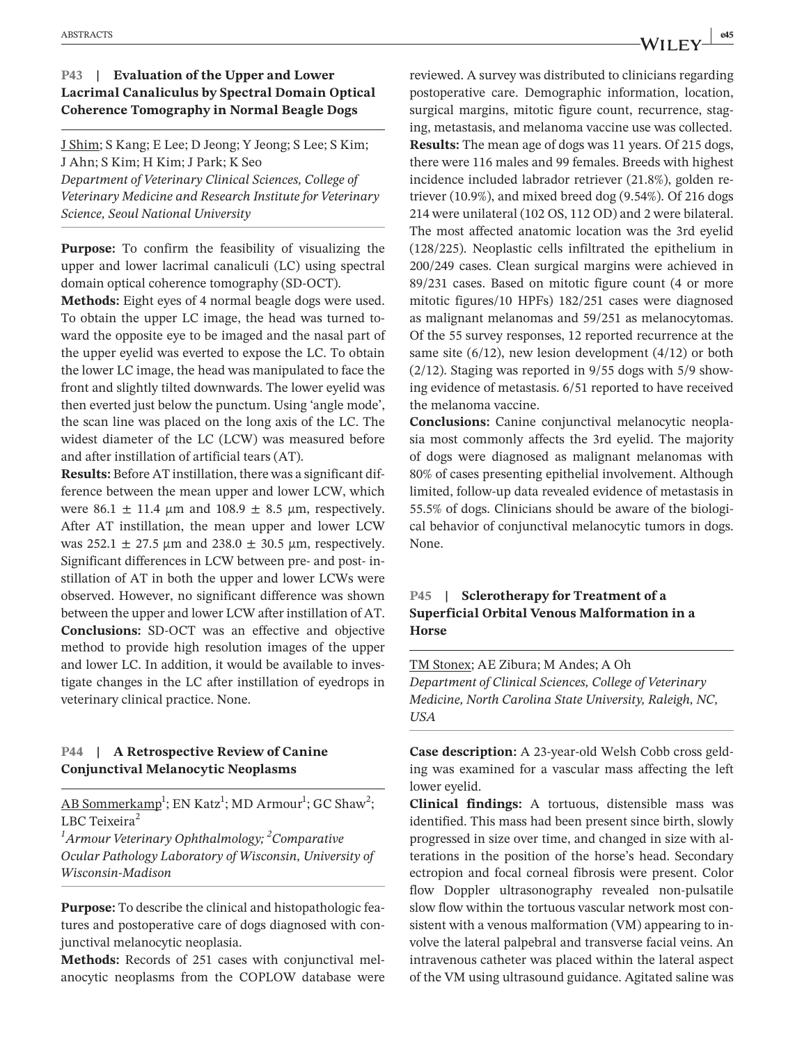## P43 | Evaluation of the Upper and Lower Lacrimal Canaliculus by Spectral Domain Optical Coherence Tomography in Normal Beagle Dogs

J Shim; S Kang; E Lee; D Jeong; Y Jeong; S Lee; S Kim; J Ahn; S Kim; H Kim; J Park; K Seo

*Department of Veterinary Clinical Sciences, College of Veterinary Medicine and Research Institute for Veterinary Science, Seoul National University*

**Purpose:** To confirm the feasibility of visualizing the upper and lower lacrimal canaliculi (LC) using spectral domain optical coherence tomography (SD-OCT).

**Methods:** Eight eyes of 4 normal beagle dogs were used. To obtain the upper LC image, the head was turned toward the opposite eye to be imaged and the nasal part of the upper eyelid was everted to expose the LC. To obtain the lower LC image, the head was manipulated to face the front and slightly tilted downwards. The lower eyelid was then everted just below the punctum. Using 'angle mode', the scan line was placed on the long axis of the LC. The widest diameter of the LC (LCW) was measured before and after instillation of artificial tears (AT).

**Results:** Before AT instillation, there was a significant difference between the mean upper and lower LCW, which were 86.1 ± 11.4 μm and 108.9 ± 8.5 μm, respectively. After AT instillation, the mean upper and lower LCW was 252.1 ± 27.5 μm and 238.0 ± 30.5 μm, respectively. Significant differences in LCW between pre- and post- instillation of AT in both the upper and lower LCWs were observed. However, no significant difference was shown between the upper and lower LCW after instillation of AT.

**Conclusions:** SD-OCT was an effective and objective method to provide high resolution images of the upper and lower LC. In addition, it would be available to investigate changes in the LC after instillation of eyedrops in veterinary clinical practice. None.

## P44 | A Retrospective Review of Canine Conjunctival Melanocytic Neoplasms

AB Sommerkamp[1]; EN Katz[1]; MD Armour[1]; GC Shaw[2]; LBC Teixeira[2]

*[1]Armour Veterinary Ophthalmology; [2]Comparative Ocular Pathology Laboratory of Wisconsin, University of Wisconsin-Madison*

**Purpose:** To describe the clinical and histopathologic features and postoperative care of dogs diagnosed with conjunctival melanocytic neoplasia.

**Methods:** Records of 251 cases with conjunctival melanocytic neoplasms from the COPLOW database were reviewed. A survey was distributed to clinicians regarding postoperative care. Demographic information, location, surgical margins, mitotic figure count, recurrence, staging, metastasis, and melanoma vaccine use was collected.

**Results:** The mean age of dogs was 11 years. Of 215 dogs, there were 116 males and 99 females. Breeds with highest incidence included labrador retriever (21.8%), golden retriever (10.9%), and mixed breed dog (9.54%). Of 216 dogs 214 were unilateral (102 OS, 112 OD) and 2 were bilateral. The most affected anatomic location was the 3rd eyelid (128/225). Neoplastic cells infiltrated the epithelium in 200/249 cases. Clean surgical margins were achieved in 89/231 cases. Based on mitotic figure count (4 or more mitotic figures/10 HPFs) 182/251 cases were diagnosed as malignant melanomas and 59/251 as melanocytomas. Of the 55 survey responses, 12 reported recurrence at the same site (6/12), new lesion development (4/12) or both (2/12). Staging was reported in 9/55 dogs with 5/9 showing evidence of metastasis. 6/51 reported to have received the melanoma vaccine.

**Conclusions:** Canine conjunctival melanocytic neoplasia most commonly affects the 3rd eyelid. The majority of dogs were diagnosed as malignant melanomas with 80% of cases presenting epithelial involvement. Although limited, follow-up data revealed evidence of metastasis in 55.5% of dogs. Clinicians should be aware of the biological behavior of conjunctival melanocytic tumors in dogs. None.

## P45 | Sclerotherapy for Treatment of a Superficial Orbital Venous Malformation in a Horse

TM Stonex; AE Zibura; M Andes; A Oh

*Department of Clinical Sciences, College of Veterinary Medicine, North Carolina State University, Raleigh, NC, USA*

**Case description:** A 23-year-old Welsh Cobb cross gelding was examined for a vascular mass affecting the left lower eyelid.

**Clinical findings:** A tortuous, distensible mass was identified. This mass had been present since birth, slowly progressed in size over time, and changed in size with alterations in the position of the horse's head. Secondary ectropion and focal corneal fibrosis were present. Color flow Doppler ultrasonography revealed non-pulsatile slow flow within the tortuous vascular network most consistent with a venous malformation (VM) appearing to involve the lateral palpebral and transverse facial veins. An intravenous catheter was placed within the lateral aspect of the VM using ultrasound guidance. Agitated saline was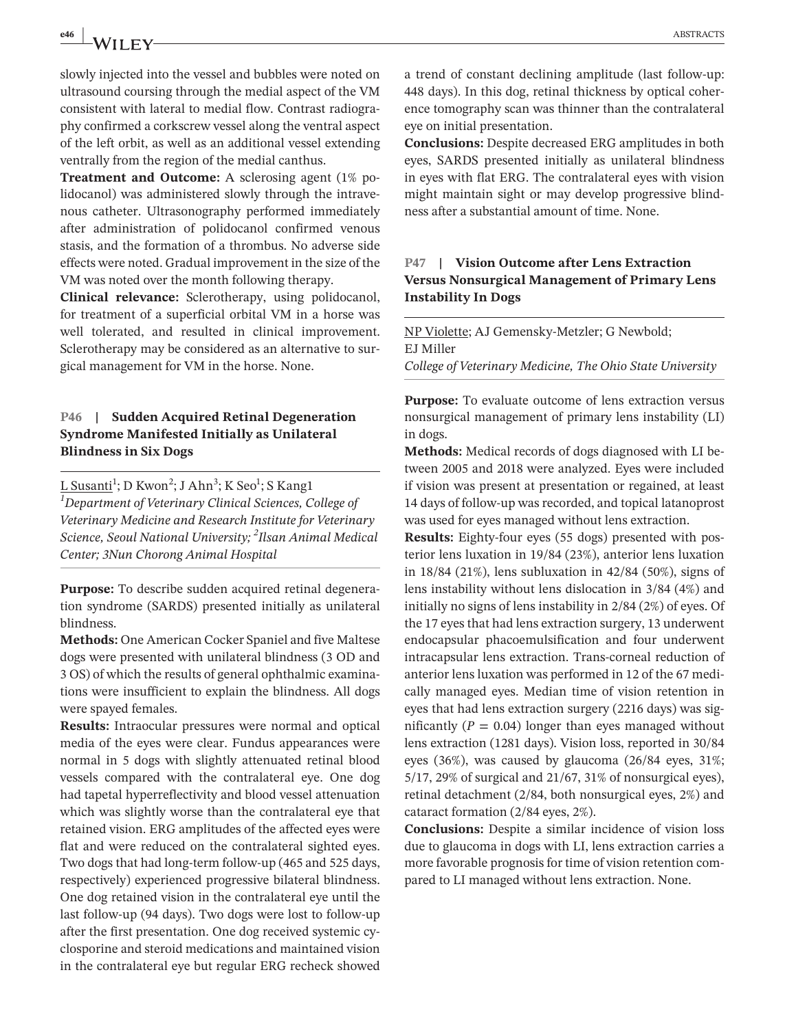slowly injected into the vessel and bubbles were noted on ultrasound coursing through the medial aspect of the VM consistent with lateral to medial flow. Contrast radiography confirmed a corkscrew vessel along the ventral aspect of the left orbit, as well as an additional vessel extending ventrally from the region of the medial canthus.

**Treatment and Outcome:** A sclerosing agent (1% polidocanol) was administered slowly through the intravenous catheter. Ultrasonography performed immediately after administration of polidocanol confirmed venous stasis, and the formation of a thrombus. No adverse side effects were noted. Gradual improvement in the size of the VM was noted over the month following therapy.

**Clinical relevance:** Sclerotherapy, using polidocanol, for treatment of a superficial orbital VM in a horse was well tolerated, and resulted in clinical improvement. Sclerotherapy may be considered as an alternative to surgical management for VM in the horse. None.

### P46 | Sudden Acquired Retinal Degeneration Syndrome Manifested Initially as Unilateral Blindness in Six Dogs

L Susanti[1]; D Kwon[2]; J Ahn[3]; K Seo[1]; S Kang1

*[1]Department of Veterinary Clinical Sciences, College of Veterinary Medicine and Research Institute for Veterinary Science, Seoul National University; [2]Ilsan Animal Medical Center; 3Nun Chorong Animal Hospital*

**Purpose:** To describe sudden acquired retinal degeneration syndrome (SARDS) presented initially as unilateral blindness.

**Methods:** One American Cocker Spaniel and five Maltese dogs were presented with unilateral blindness (3 OD and 3 OS) of which the results of general ophthalmic examinations were insufficient to explain the blindness. All dogs were spayed females.

**Results:** Intraocular pressures were normal and optical media of the eyes were clear. Fundus appearances were normal in 5 dogs with slightly attenuated retinal blood vessels compared with the contralateral eye. One dog had tapetal hyperreflectivity and blood vessel attenuation which was slightly worse than the contralateral eye that retained vision. ERG amplitudes of the affected eyes were flat and were reduced on the contralateral sighted eyes. Two dogs that had long-term follow-up (465 and 525 days, respectively) experienced progressive bilateral blindness. One dog retained vision in the contralateral eye until the last follow-up (94 days). Two dogs were lost to follow-up after the first presentation. One dog received systemic cyclosporine and steroid medications and maintained vision in the contralateral eye but regular ERG recheck showed a trend of constant declining amplitude (last follow-up: 448 days). In this dog, retinal thickness by optical coherence tomography scan was thinner than the contralateral eye on initial presentation.

**Conclusions:** Despite decreased ERG amplitudes in both eyes, SARDS presented initially as unilateral blindness in eyes with flat ERG. The contralateral eyes with vision might maintain sight or may develop progressive blindness after a substantial amount of time. None.

### P47 | Vision Outcome after Lens Extraction Versus Nonsurgical Management of Primary Lens Instability In Dogs

NP Violette; AJ Gemensky-Metzler; G Newbold; EJ Miller

*College of Veterinary Medicine, The Ohio State University*

**Purpose:** To evaluate outcome of lens extraction versus nonsurgical management of primary lens instability (LI) in dogs.

**Methods:** Medical records of dogs diagnosed with LI between 2005 and 2018 were analyzed. Eyes were included if vision was present at presentation or regained, at least 14 days of follow-up was recorded, and topical latanoprost was used for eyes managed without lens extraction.

**Results:** Eighty-four eyes (55 dogs) presented with posterior lens luxation in 19/84 (23%), anterior lens luxation in 18/84 (21%), lens subluxation in 42/84 (50%), signs of lens instability without lens dislocation in 3/84 (4%) and initially no signs of lens instability in 2/84 (2%) of eyes. Of the 17 eyes that had lens extraction surgery, 13 underwent endocapsular phacoemulsification and four underwent intracapsular lens extraction. Trans-corneal reduction of anterior lens luxation was performed in 12 of the 67 medically managed eyes. Median time of vision retention in eyes that had lens extraction surgery (2216 days) was significantly ($P = 0.04$) longer than eyes managed without lens extraction (1281 days). Vision loss, reported in 30/84 eyes (36%), was caused by glaucoma (26/84 eyes, 31%; 5/17, 29% of surgical and 21/67, 31% of nonsurgical eyes), retinal detachment (2/84, both nonsurgical eyes, 2%) and cataract formation (2/84 eyes, 2%).

**Conclusions:** Despite a similar incidence of vision loss due to glaucoma in dogs with LI, lens extraction carries a more favorable prognosis for time of vision retention compared to LI managed without lens extraction. None.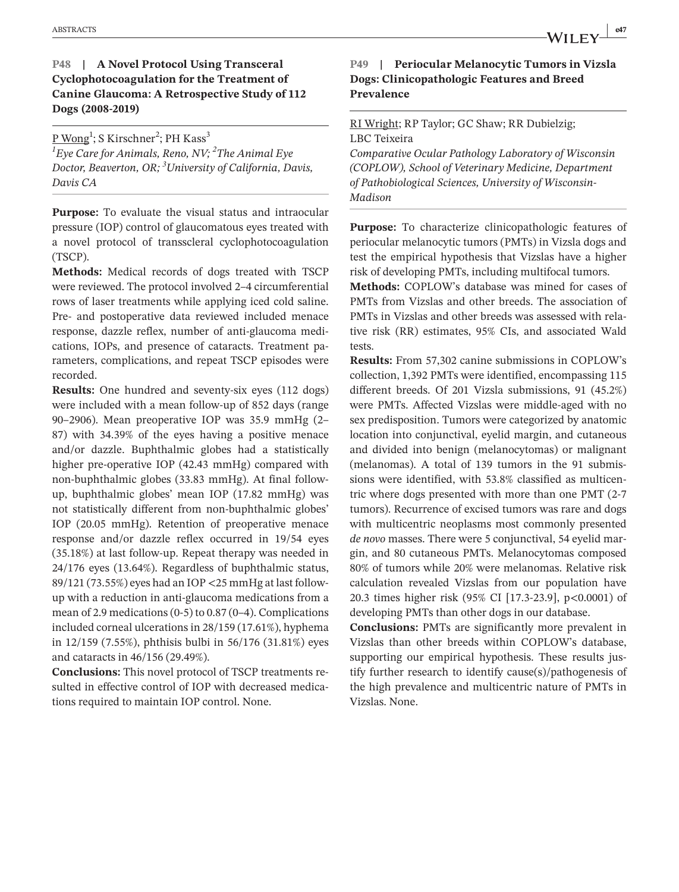## P48 | A Novel Protocol Using Transceral Cyclophotocoagulation for the Treatment of Canine Glaucoma: A Retrospective Study of 112 Dogs (2008-2019)

P Wong[1]; S Kirschner[2]; PH Kass[3]

*[1]Eye Care for Animals, Reno, NV; [2]The Animal Eye Doctor, Beaverton, OR; [3]University of California, Davis, Davis CA*

**Purpose:** To evaluate the visual status and intraocular pressure (IOP) control of glaucomatous eyes treated with a novel protocol of transscleral cyclophotocoagulation (TSCP).

**Methods:** Medical records of dogs treated with TSCP were reviewed. The protocol involved 2–4 circumferential rows of laser treatments while applying iced cold saline. Pre- and postoperative data reviewed included menace response, dazzle reflex, number of anti-glaucoma medications, IOPs, and presence of cataracts. Treatment parameters, complications, and repeat TSCP episodes were recorded.

**Results:** One hundred and seventy-six eyes (112 dogs) were included with a mean follow-up of 852 days (range 90–2906). Mean preoperative IOP was 35.9 mmHg (2–87) with 34.39% of the eyes having a positive menace and/or dazzle. Buphthalmic globes had a statistically higher pre-operative IOP (42.43 mmHg) compared with non-buphthalmic globes (33.83 mmHg). At final follow-up, buphthalmic globes' mean IOP (17.82 mmHg) was not statistically different from non-buphthalmic globes' IOP (20.05 mmHg). Retention of preoperative menace response and/or dazzle reflex occurred in 19/54 eyes (35.18%) at last follow-up. Repeat therapy was needed in 24/176 eyes (13.64%). Regardless of buphthalmic status, 89/121 (73.55%) eyes had an IOP <25 mmHg at last follow-up with a reduction in anti-glaucoma medications from a mean of 2.9 medications (0-5) to 0.87 (0–4). Complications included corneal ulcerations in 28/159 (17.61%), hyphema in 12/159 (7.55%), phthisis bulbi in 56/176 (31.81%) eyes and cataracts in 46/156 (29.49%).

**Conclusions:** This novel protocol of TSCP treatments resulted in effective control of IOP with decreased medications required to maintain IOP control. None.

## P49 | Periocular Melanocytic Tumors in Vizsla Dogs: Clinicopathologic Features and Breed Prevalence

RI Wright; RP Taylor; GC Shaw; RR Dubielzig; LBC Teixeira

*Comparative Ocular Pathology Laboratory of Wisconsin (COPLOW), School of Veterinary Medicine, Department of Pathobiological Sciences, University of Wisconsin-Madison*

**Purpose:** To characterize clinicopathologic features of periocular melanocytic tumors (PMTs) in Vizsla dogs and test the empirical hypothesis that Vizslas have a higher risk of developing PMTs, including multifocal tumors.

**Methods:** COPLOW's database was mined for cases of PMTs from Vizslas and other breeds. The association of PMTs in Vizslas and other breeds was assessed with relative risk (RR) estimates, 95% CIs, and associated Wald tests.

**Results:** From 57,302 canine submissions in COPLOW's collection, 1,392 PMTs were identified, encompassing 115 different breeds. Of 201 Vizsla submissions, 91 (45.2%) were PMTs. Affected Vizslas were middle-aged with no sex predisposition. Tumors were categorized by anatomic location into conjunctival, eyelid margin, and cutaneous and divided into benign (melanocytomas) or malignant (melanomas). A total of 139 tumors in the 91 submissions were identified, with 53.8% classified as multicentric where dogs presented with more than one PMT (2-7 tumors). Recurrence of excised tumors was rare and dogs with multicentric neoplasms most commonly presented *de novo* masses. There were 5 conjunctival, 54 eyelid margin, and 80 cutaneous PMTs. Melanocytomas composed 80% of tumors while 20% were melanomas. Relative risk calculation revealed Vizslas from our population have 20.3 times higher risk (95% CI [17.3-23.9], $p<0.0001$) of developing PMTs than other dogs in our database.

**Conclusions:** PMTs are significantly more prevalent in Vizslas than other breeds within COPLOW's database, supporting our empirical hypothesis. These results justify further research to identify cause(s)/pathogenesis of the high prevalence and multicentric nature of PMTs in Vizslas. None.